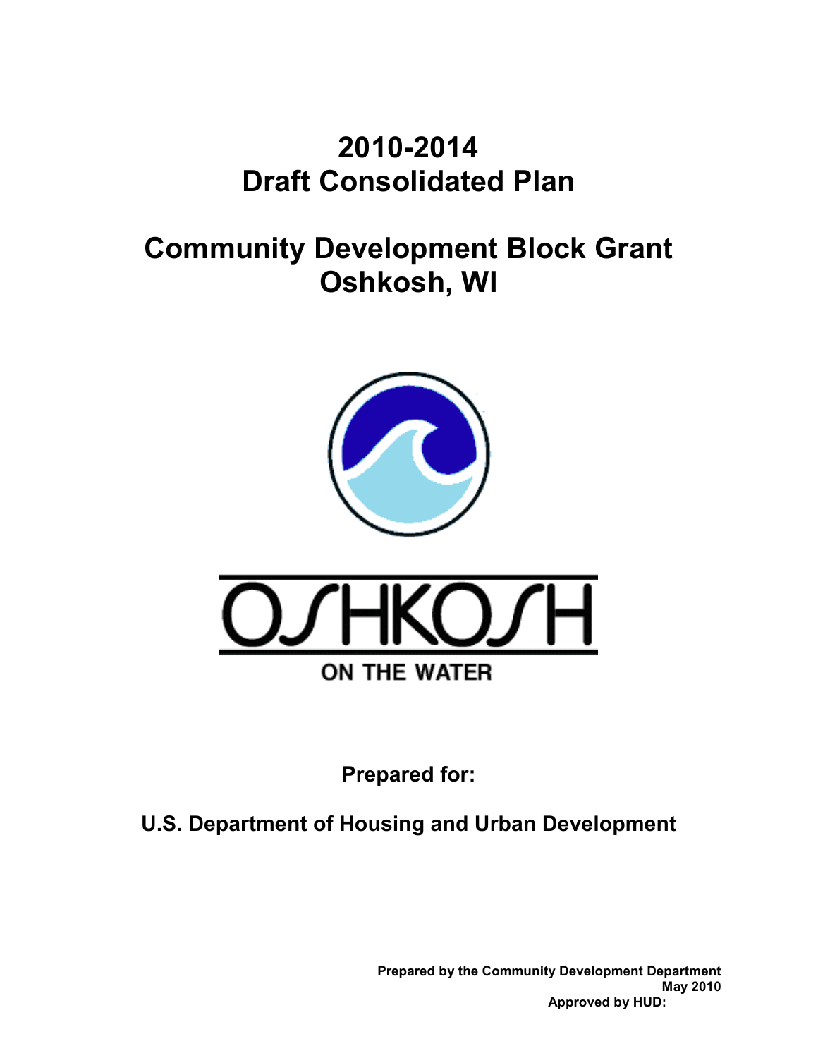# 2010-2014
# Draft Consolidated Plan

# Community Development Block Grant
# Oshkosh, WI

OSHKOSH

ON THE WATER

**Prepared for:**

**U.S. Department of Housing and Urban Development**

**Prepared by the Community Development Department**
**May 2010**
**Approved by HUD:**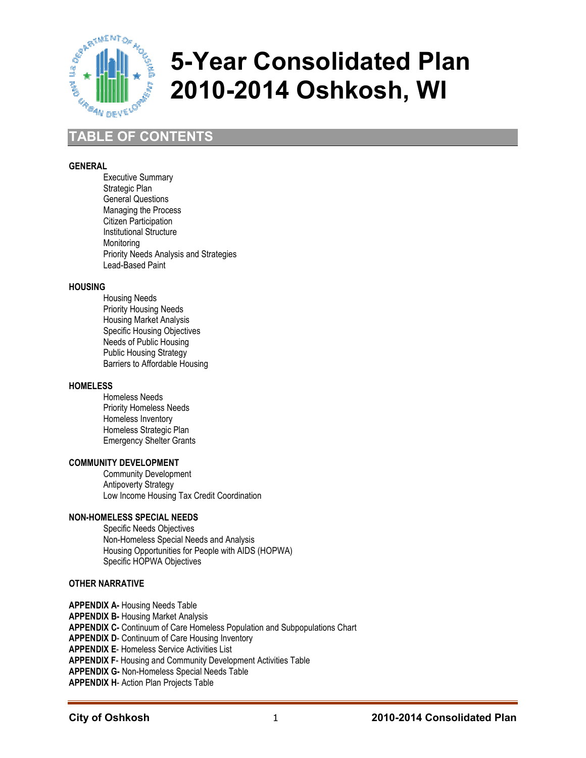# 5-Year Consolidated Plan 2010-2014 Oshkosh, WI

## TABLE OF CONTENTS

**GENERAL**

- Executive Summary
- Strategic Plan
- General Questions
- Managing the Process
- Citizen Participation
- Institutional Structure
- Monitoring
- Priority Needs Analysis and Strategies
- Lead-Based Paint

**HOUSING**

- Housing Needs
- Priority Housing Needs
- Housing Market Analysis
- Specific Housing Objectives
- Needs of Public Housing
- Public Housing Strategy
- Barriers to Affordable Housing

**HOMELESS**

- Homeless Needs
- Priority Homeless Needs
- Homeless Inventory
- Homeless Strategic Plan
- Emergency Shelter Grants

**COMMUNITY DEVELOPMENT**

- Community Development
- Antipoverty Strategy
- Low Income Housing Tax Credit Coordination

**NON-HOMELESS SPECIAL NEEDS**

- Specific Needs Objectives
- Non-Homeless Special Needs and Analysis
- Housing Opportunities for People with AIDS (HOPWA)
- Specific HOPWA Objectives

**OTHER NARRATIVE**

**APPENDIX A-** Housing Needs Table
**APPENDIX B-** Housing Market Analysis
**APPENDIX C-** Continuum of Care Homeless Population and Subpopulations Chart
**APPENDIX D**- Continuum of Care Housing Inventory
**APPENDIX E**- Homeless Service Activities List
**APPENDIX F**- Housing and Community Development Activities Table
**APPENDIX G-** Non-Homeless Special Needs Table
**APPENDIX H**- Action Plan Projects Table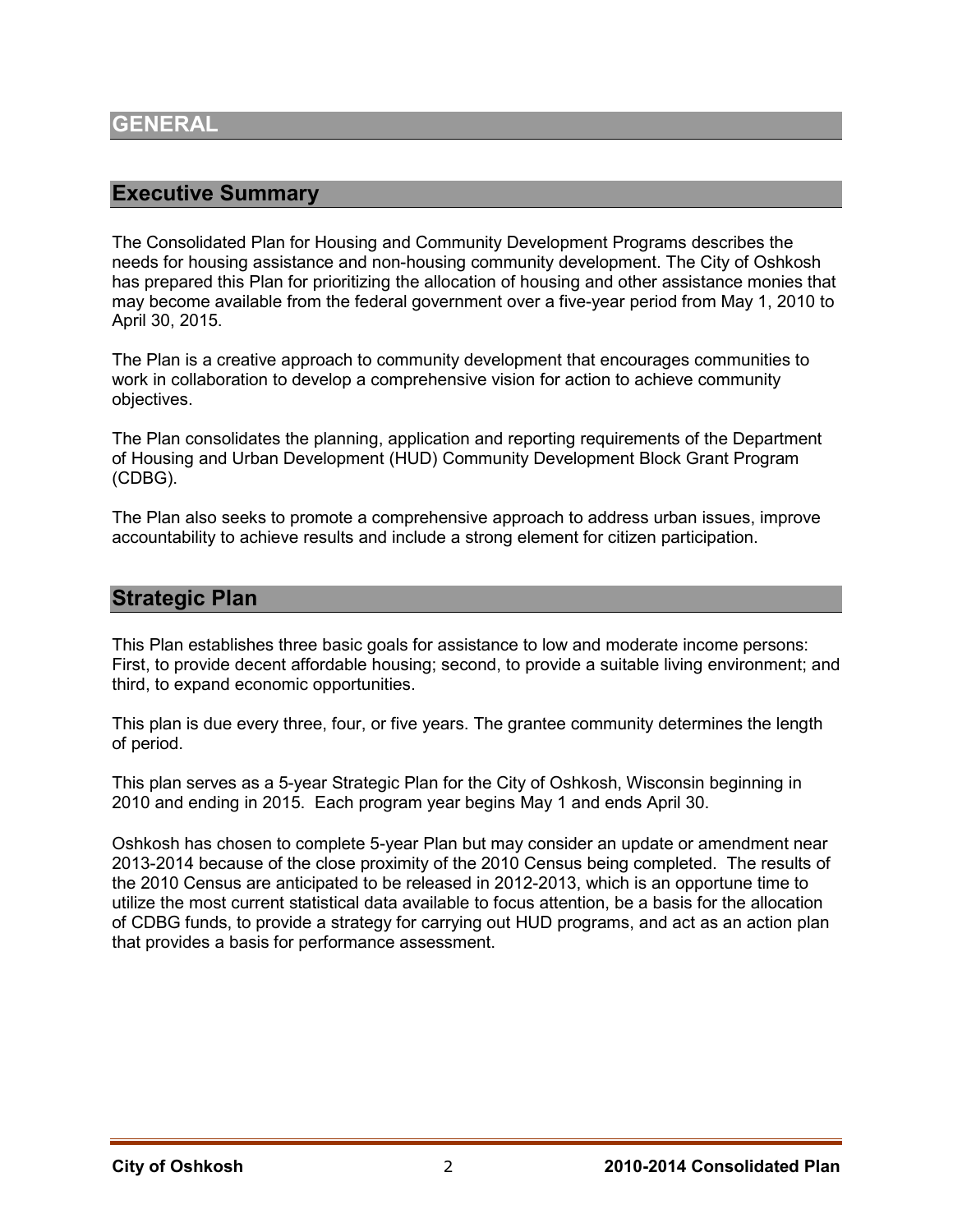# GENERAL

## Executive Summary

The Consolidated Plan for Housing and Community Development Programs describes the needs for housing assistance and non-housing community development. The City of Oshkosh has prepared this Plan for prioritizing the allocation of housing and other assistance monies that may become available from the federal government over a five-year period from May 1, 2010 to April 30, 2015.

The Plan is a creative approach to community development that encourages communities to work in collaboration to develop a comprehensive vision for action to achieve community objectives.

The Plan consolidates the planning, application and reporting requirements of the Department of Housing and Urban Development (HUD) Community Development Block Grant Program (CDBG).

The Plan also seeks to promote a comprehensive approach to address urban issues, improve accountability to achieve results and include a strong element for citizen participation.

## Strategic Plan

This Plan establishes three basic goals for assistance to low and moderate income persons: First, to provide decent affordable housing; second, to provide a suitable living environment; and third, to expand economic opportunities.

This plan is due every three, four, or five years. The grantee community determines the length of period.

This plan serves as a 5-year Strategic Plan for the City of Oshkosh, Wisconsin beginning in 2010 and ending in 2015. Each program year begins May 1 and ends April 30.

Oshkosh has chosen to complete 5-year Plan but may consider an update or amendment near 2013-2014 because of the close proximity of the 2010 Census being completed. The results of the 2010 Census are anticipated to be released in 2012-2013, which is an opportune time to utilize the most current statistical data available to focus attention, be a basis for the allocation of CDBG funds, to provide a strategy for carrying out HUD programs, and act as an action plan that provides a basis for performance assessment.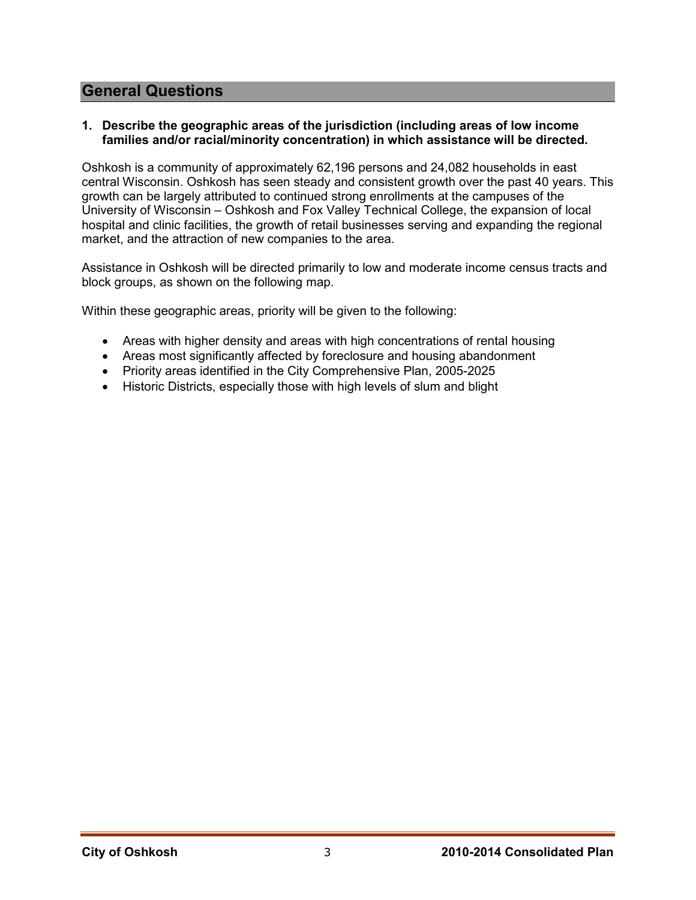## General Questions

**1. Describe the geographic areas of the jurisdiction (including areas of low income families and/or racial/minority concentration) in which assistance will be directed.**

Oshkosh is a community of approximately 62,196 persons and 24,082 households in east central Wisconsin. Oshkosh has seen steady and consistent growth over the past 40 years. This growth can be largely attributed to continued strong enrollments at the campuses of the University of Wisconsin – Oshkosh and Fox Valley Technical College, the expansion of local hospital and clinic facilities, the growth of retail businesses serving and expanding the regional market, and the attraction of new companies to the area.

Assistance in Oshkosh will be directed primarily to low and moderate income census tracts and block groups, as shown on the following map.

Within these geographic areas, priority will be given to the following:

- Areas with higher density and areas with high concentrations of rental housing
- Areas most significantly affected by foreclosure and housing abandonment
- Priority areas identified in the City Comprehensive Plan, 2005-2025
- Historic Districts, especially those with high levels of slum and blight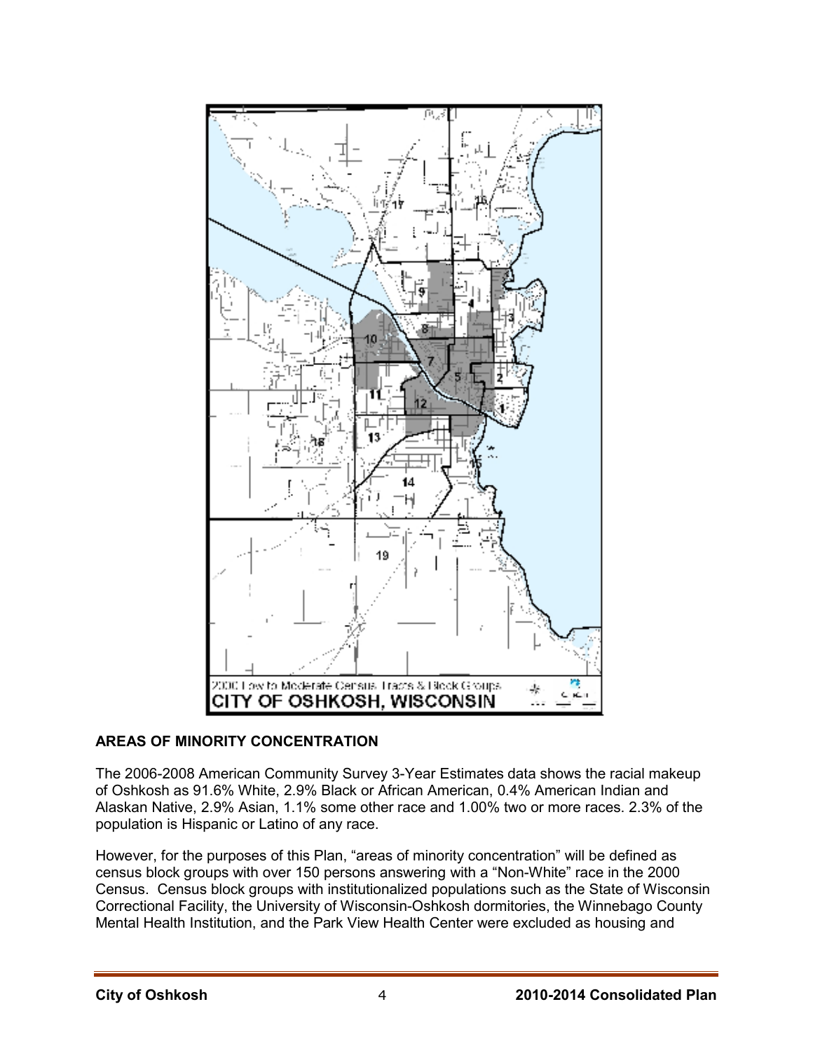## AREAS OF MINORITY CONCENTRATION

The 2006-2008 American Community Survey 3-Year Estimates data shows the racial makeup of Oshkosh as 91.6% White, 2.9% Black or African American, 0.4% American Indian and Alaskan Native, 2.9% Asian, 1.1% some other race and 1.00% two or more races. 2.3% of the population is Hispanic or Latino of any race.

However, for the purposes of this Plan, "areas of minority concentration" will be defined as census block groups with over 150 persons answering with a "Non-White" race in the 2000 Census. Census block groups with institutionalized populations such as the State of Wisconsin Correctional Facility, the University of Wisconsin-Oshkosh dormitories, the Winnebago County Mental Health Institution, and the Park View Health Center were excluded as housing and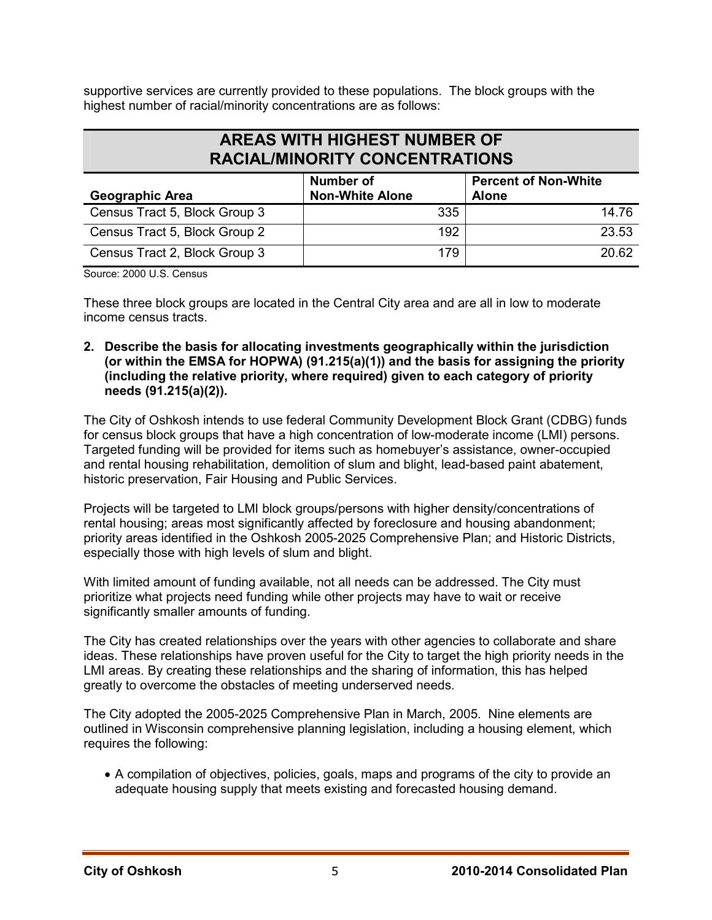supportive services are currently provided to these populations. The block groups with the highest number of racial/minority concentrations are as follows:

| AREAS WITH HIGHEST NUMBER OF RACIAL/MINORITY CONCENTRATIONS | | |
|---|---|---|
| **Geographic Area** | **Number of Non-White Alone** | **Percent of Non-White Alone** |
| Census Tract 5, Block Group 3 | 335 | 14.76 |
| Census Tract 5, Block Group 2 | 192 | 23.53 |
| Census Tract 2, Block Group 3 | 179 | 20.62 |

Source: 2000 U.S. Census

These three block groups are located in the Central City area and are all in low to moderate income census tracts.

**2. Describe the basis for allocating investments geographically within the jurisdiction (or within the EMSA for HOPWA) (91.215(a)(1)) and the basis for assigning the priority (including the relative priority, where required) given to each category of priority needs (91.215(a)(2)).**

The City of Oshkosh intends to use federal Community Development Block Grant (CDBG) funds for census block groups that have a high concentration of low-moderate income (LMI) persons. Targeted funding will be provided for items such as homebuyer's assistance, owner-occupied and rental housing rehabilitation, demolition of slum and blight, lead-based paint abatement, historic preservation, Fair Housing and Public Services.

Projects will be targeted to LMI block groups/persons with higher density/concentrations of rental housing; areas most significantly affected by foreclosure and housing abandonment; priority areas identified in the Oshkosh 2005-2025 Comprehensive Plan; and Historic Districts, especially those with high levels of slum and blight.

With limited amount of funding available, not all needs can be addressed. The City must prioritize what projects need funding while other projects may have to wait or receive significantly smaller amounts of funding.

The City has created relationships over the years with other agencies to collaborate and share ideas. These relationships have proven useful for the City to target the high priority needs in the LMI areas. By creating these relationships and the sharing of information, this has helped greatly to overcome the obstacles of meeting underserved needs.

The City adopted the 2005-2025 Comprehensive Plan in March, 2005. Nine elements are outlined in Wisconsin comprehensive planning legislation, including a housing element, which requires the following:

- A compilation of objectives, policies, goals, maps and programs of the city to provide an adequate housing supply that meets existing and forecasted housing demand.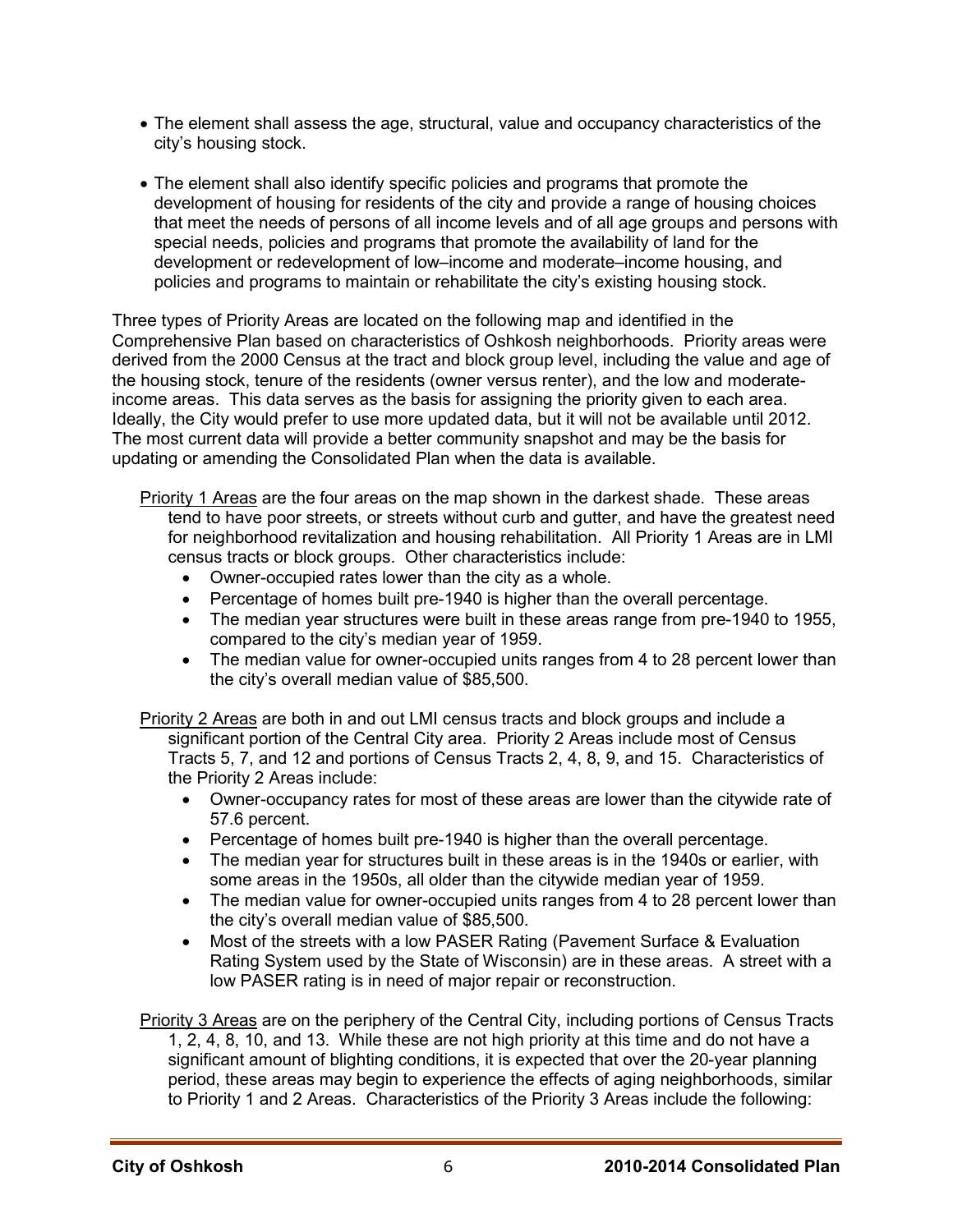- The element shall assess the age, structural, value and occupancy characteristics of the city's housing stock.
- The element shall also identify specific policies and programs that promote the development of housing for residents of the city and provide a range of housing choices that meet the needs of persons of all income levels and of all age groups and persons with special needs, policies and programs that promote the availability of land for the development or redevelopment of low–income and moderate–income housing, and policies and programs to maintain or rehabilitate the city's existing housing stock.

Three types of Priority Areas are located on the following map and identified in the Comprehensive Plan based on characteristics of Oshkosh neighborhoods. Priority areas were derived from the 2000 Census at the tract and block group level, including the value and age of the housing stock, tenure of the residents (owner versus renter), and the low and moderate-income areas. This data serves as the basis for assigning the priority given to each area. Ideally, the City would prefer to use more updated data, but it will not be available until 2012. The most current data will provide a better community snapshot and may be the basis for updating or amending the Consolidated Plan when the data is available.

<u>Priority 1 Areas</u> are the four areas on the map shown in the darkest shade. These areas tend to have poor streets, or streets without curb and gutter, and have the greatest need for neighborhood revitalization and housing rehabilitation. All Priority 1 Areas are in LMI census tracts or block groups. Other characteristics include:

- Owner-occupied rates lower than the city as a whole.
- Percentage of homes built pre-1940 is higher than the overall percentage.
- The median year structures were built in these areas range from pre-1940 to 1955, compared to the city's median year of 1959.
- The median value for owner-occupied units ranges from 4 to 28 percent lower than the city's overall median value of $85,500.

<u>Priority 2 Areas</u> are both in and out LMI census tracts and block groups and include a significant portion of the Central City area. Priority 2 Areas include most of Census Tracts 5, 7, and 12 and portions of Census Tracts 2, 4, 8, 9, and 15. Characteristics of the Priority 2 Areas include:

- Owner-occupancy rates for most of these areas are lower than the citywide rate of 57.6 percent.
- Percentage of homes built pre-1940 is higher than the overall percentage.
- The median year for structures built in these areas is in the 1940s or earlier, with some areas in the 1950s, all older than the citywide median year of 1959.
- The median value for owner-occupied units ranges from 4 to 28 percent lower than the city's overall median value of $85,500.
- Most of the streets with a low PASER Rating (Pavement Surface & Evaluation Rating System used by the State of Wisconsin) are in these areas. A street with a low PASER rating is in need of major repair or reconstruction.

<u>Priority 3 Areas</u> are on the periphery of the Central City, including portions of Census Tracts 1, 2, 4, 8, 10, and 13. While these are not high priority at this time and do not have a significant amount of blighting conditions, it is expected that over the 20-year planning period, these areas may begin to experience the effects of aging neighborhoods, similar to Priority 1 and 2 Areas. Characteristics of the Priority 3 Areas include the following: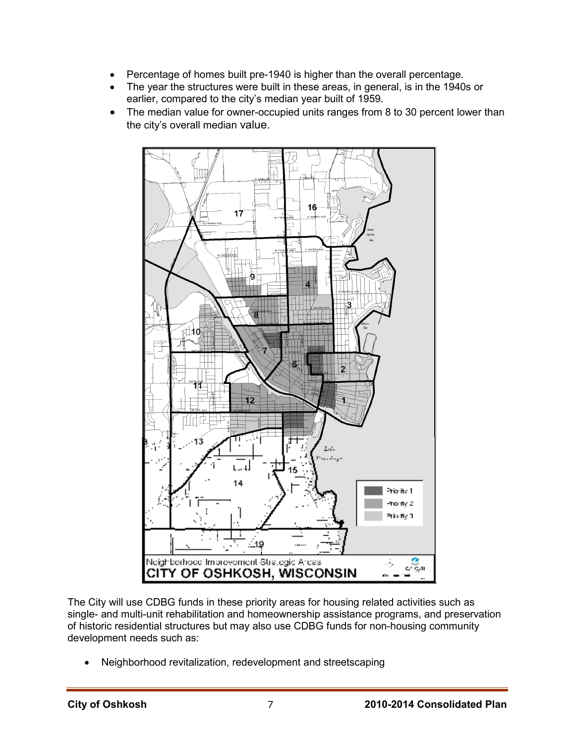- Percentage of homes built pre-1940 is higher than the overall percentage.
- The year the structures were built in these areas, in general, is in the 1940s or earlier, compared to the city's median year built of 1959.
- The median value for owner-occupied units ranges from 8 to 30 percent lower than the city's overall median value.

The City will use CDBG funds in these priority areas for housing related activities such as single- and multi-unit rehabilitation and homeownership assistance programs, and preservation of historic residential structures but may also use CDBG funds for non-housing community development needs such as:

- Neighborhood revitalization, redevelopment and streetscaping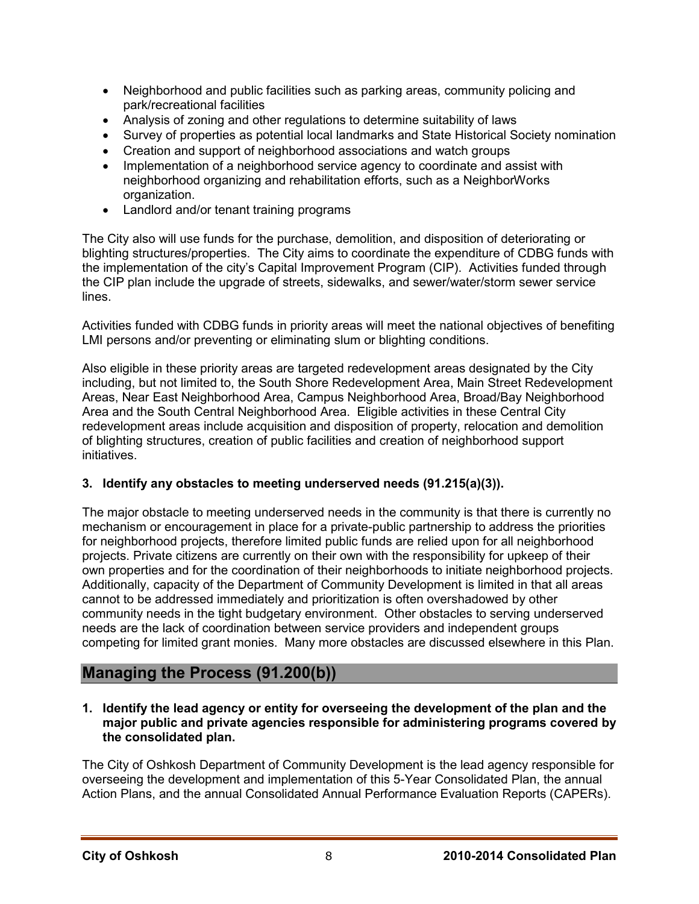- Neighborhood and public facilities such as parking areas, community policing and park/recreational facilities
- Analysis of zoning and other regulations to determine suitability of laws
- Survey of properties as potential local landmarks and State Historical Society nomination
- Creation and support of neighborhood associations and watch groups
- Implementation of a neighborhood service agency to coordinate and assist with neighborhood organizing and rehabilitation efforts, such as a NeighborWorks organization.
- Landlord and/or tenant training programs

The City also will use funds for the purchase, demolition, and disposition of deteriorating or blighting structures/properties. The City aims to coordinate the expenditure of CDBG funds with the implementation of the city's Capital Improvement Program (CIP). Activities funded through the CIP plan include the upgrade of streets, sidewalks, and sewer/water/storm sewer service lines.

Activities funded with CDBG funds in priority areas will meet the national objectives of benefiting LMI persons and/or preventing or eliminating slum or blighting conditions.

Also eligible in these priority areas are targeted redevelopment areas designated by the City including, but not limited to, the South Shore Redevelopment Area, Main Street Redevelopment Areas, Near East Neighborhood Area, Campus Neighborhood Area, Broad/Bay Neighborhood Area and the South Central Neighborhood Area. Eligible activities in these Central City redevelopment areas include acquisition and disposition of property, relocation and demolition of blighting structures, creation of public facilities and creation of neighborhood support initiatives.

**3. Identify any obstacles to meeting underserved needs (91.215(a)(3)).**

The major obstacle to meeting underserved needs in the community is that there is currently no mechanism or encouragement in place for a private-public partnership to address the priorities for neighborhood projects, therefore limited public funds are relied upon for all neighborhood projects. Private citizens are currently on their own with the responsibility for upkeep of their own properties and for the coordination of their neighborhoods to initiate neighborhood projects. Additionally, capacity of the Department of Community Development is limited in that all areas cannot to be addressed immediately and prioritization is often overshadowed by other community needs in the tight budgetary environment. Other obstacles to serving underserved needs are the lack of coordination between service providers and independent groups competing for limited grant monies. Many more obstacles are discussed elsewhere in this Plan.

## Managing the Process (91.200(b))

**1. Identify the lead agency or entity for overseeing the development of the plan and the major public and private agencies responsible for administering programs covered by the consolidated plan.**

The City of Oshkosh Department of Community Development is the lead agency responsible for overseeing the development and implementation of this 5-Year Consolidated Plan, the annual Action Plans, and the annual Consolidated Annual Performance Evaluation Reports (CAPERs).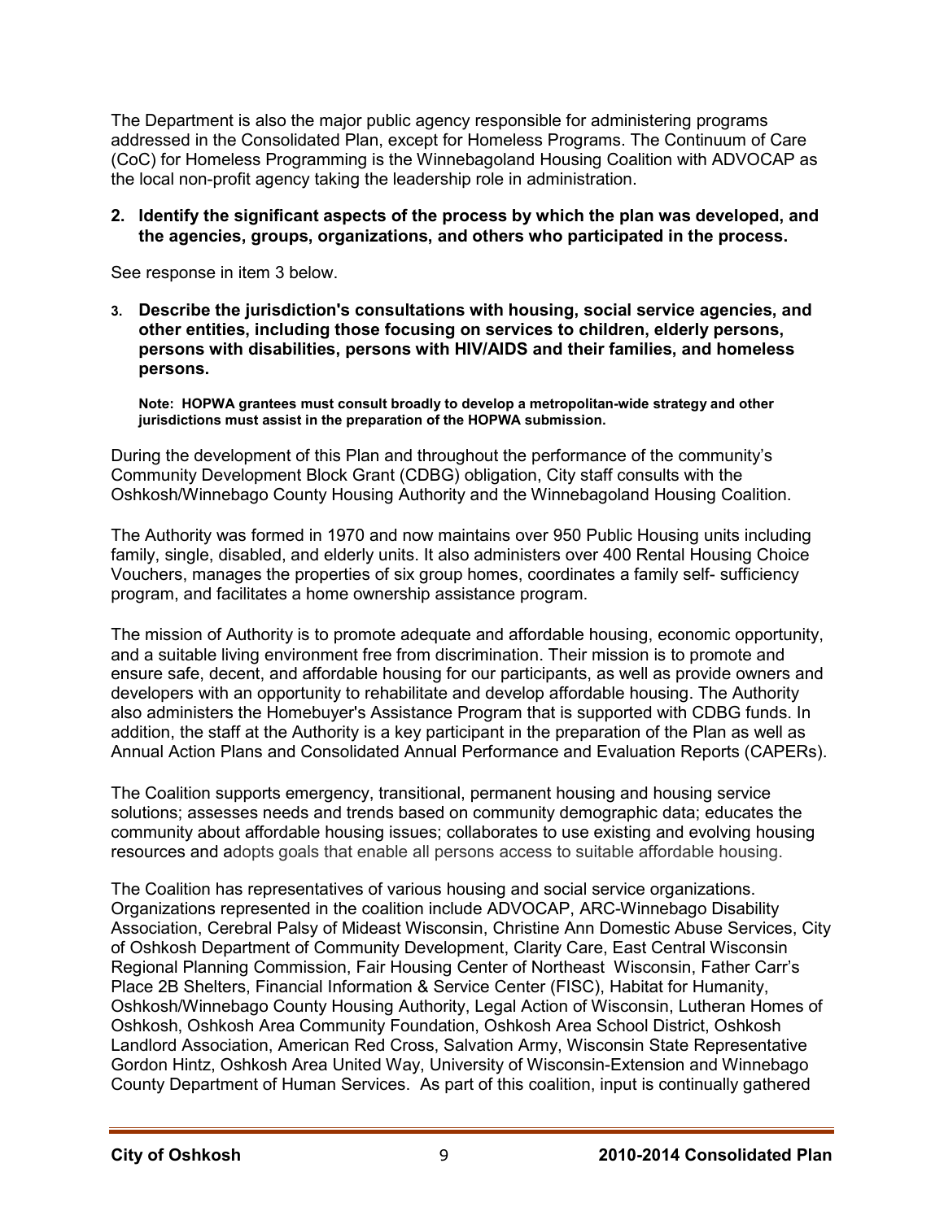The Department is also the major public agency responsible for administering programs addressed in the Consolidated Plan, except for Homeless Programs. The Continuum of Care (CoC) for Homeless Programming is the Winnebagoland Housing Coalition with ADVOCAP as the local non-profit agency taking the leadership role in administration.

**2. Identify the significant aspects of the process by which the plan was developed, and the agencies, groups, organizations, and others who participated in the process.**

See response in item 3 below.

**3. Describe the jurisdiction's consultations with housing, social service agencies, and other entities, including those focusing on services to children, elderly persons, persons with disabilities, persons with HIV/AIDS and their families, and homeless persons.**

**Note: HOPWA grantees must consult broadly to develop a metropolitan-wide strategy and other jurisdictions must assist in the preparation of the HOPWA submission.**

During the development of this Plan and throughout the performance of the community's Community Development Block Grant (CDBG) obligation, City staff consults with the Oshkosh/Winnebago County Housing Authority and the Winnebagoland Housing Coalition.

The Authority was formed in 1970 and now maintains over 950 Public Housing units including family, single, disabled, and elderly units. It also administers over 400 Rental Housing Choice Vouchers, manages the properties of six group homes, coordinates a family self- sufficiency program, and facilitates a home ownership assistance program.

The mission of Authority is to promote adequate and affordable housing, economic opportunity, and a suitable living environment free from discrimination. Their mission is to promote and ensure safe, decent, and affordable housing for our participants, as well as provide owners and developers with an opportunity to rehabilitate and develop affordable housing. The Authority also administers the Homebuyer's Assistance Program that is supported with CDBG funds. In addition, the staff at the Authority is a key participant in the preparation of the Plan as well as Annual Action Plans and Consolidated Annual Performance and Evaluation Reports (CAPERs).

The Coalition supports emergency, transitional, permanent housing and housing service solutions; assesses needs and trends based on community demographic data; educates the community about affordable housing issues; collaborates to use existing and evolving housing resources and adopts goals that enable all persons access to suitable affordable housing.

The Coalition has representatives of various housing and social service organizations. Organizations represented in the coalition include ADVOCAP, ARC-Winnebago Disability Association, Cerebral Palsy of Mideast Wisconsin, Christine Ann Domestic Abuse Services, City of Oshkosh Department of Community Development, Clarity Care, East Central Wisconsin Regional Planning Commission, Fair Housing Center of Northeast Wisconsin, Father Carr's Place 2B Shelters, Financial Information & Service Center (FISC), Habitat for Humanity, Oshkosh/Winnebago County Housing Authority, Legal Action of Wisconsin, Lutheran Homes of Oshkosh, Oshkosh Area Community Foundation, Oshkosh Area School District, Oshkosh Landlord Association, American Red Cross, Salvation Army, Wisconsin State Representative Gordon Hintz, Oshkosh Area United Way, University of Wisconsin-Extension and Winnebago County Department of Human Services. As part of this coalition, input is continually gathered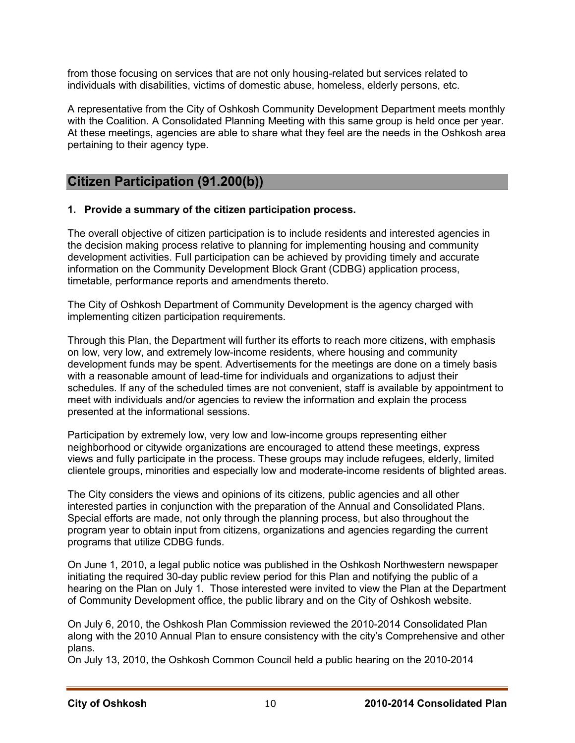from those focusing on services that are not only housing-related but services related to individuals with disabilities, victims of domestic abuse, homeless, elderly persons, etc.

A representative from the City of Oshkosh Community Development Department meets monthly with the Coalition. A Consolidated Planning Meeting with this same group is held once per year. At these meetings, agencies are able to share what they feel are the needs in the Oshkosh area pertaining to their agency type.

## Citizen Participation (91.200(b))

**1. Provide a summary of the citizen participation process.**

The overall objective of citizen participation is to include residents and interested agencies in the decision making process relative to planning for implementing housing and community development activities. Full participation can be achieved by providing timely and accurate information on the Community Development Block Grant (CDBG) application process, timetable, performance reports and amendments thereto.

The City of Oshkosh Department of Community Development is the agency charged with implementing citizen participation requirements.

Through this Plan, the Department will further its efforts to reach more citizens, with emphasis on low, very low, and extremely low-income residents, where housing and community development funds may be spent. Advertisements for the meetings are done on a timely basis with a reasonable amount of lead-time for individuals and organizations to adjust their schedules. If any of the scheduled times are not convenient, staff is available by appointment to meet with individuals and/or agencies to review the information and explain the process presented at the informational sessions.

Participation by extremely low, very low and low-income groups representing either neighborhood or citywide organizations are encouraged to attend these meetings, express views and fully participate in the process. These groups may include refugees, elderly, limited clientele groups, minorities and especially low and moderate-income residents of blighted areas.

The City considers the views and opinions of its citizens, public agencies and all other interested parties in conjunction with the preparation of the Annual and Consolidated Plans. Special efforts are made, not only through the planning process, but also throughout the program year to obtain input from citizens, organizations and agencies regarding the current programs that utilize CDBG funds.

On June 1, 2010, a legal public notice was published in the Oshkosh Northwestern newspaper initiating the required 30-day public review period for this Plan and notifying the public of a hearing on the Plan on July 1. Those interested were invited to view the Plan at the Department of Community Development office, the public library and on the City of Oshkosh website.

On July 6, 2010, the Oshkosh Plan Commission reviewed the 2010-2014 Consolidated Plan along with the 2010 Annual Plan to ensure consistency with the city's Comprehensive and other plans.

On July 13, 2010, the Oshkosh Common Council held a public hearing on the 2010-2014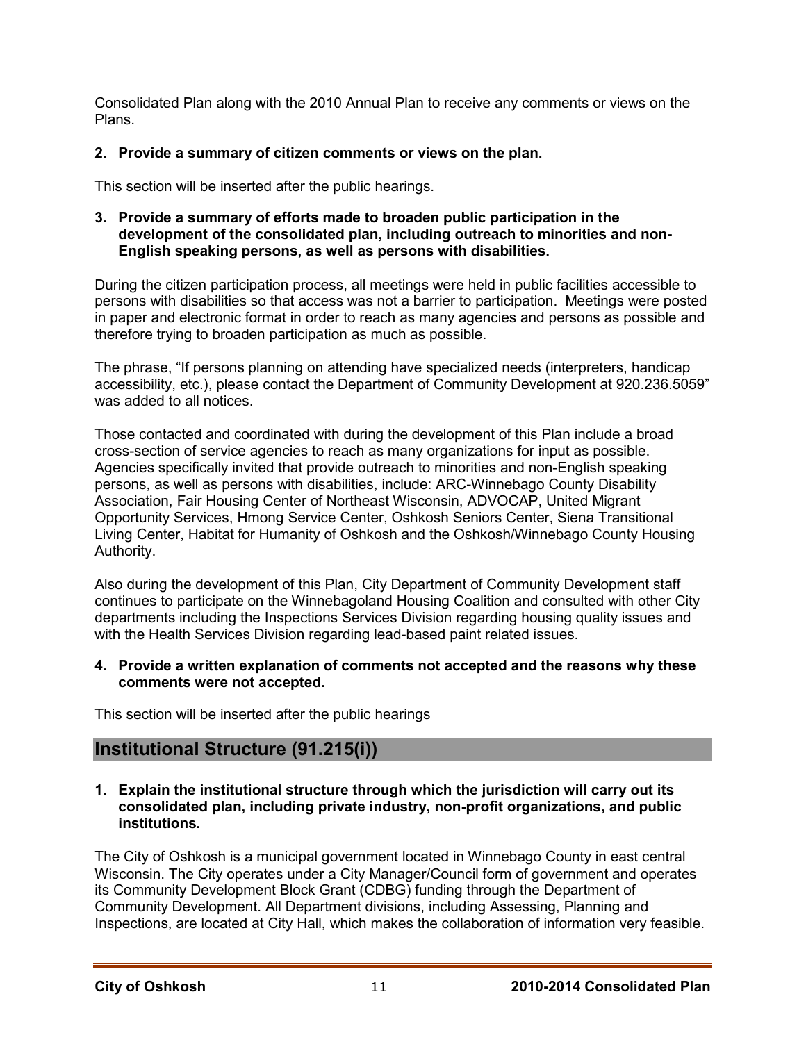Consolidated Plan along with the 2010 Annual Plan to receive any comments or views on the Plans.

**2. Provide a summary of citizen comments or views on the plan.**

This section will be inserted after the public hearings.

**3. Provide a summary of efforts made to broaden public participation in the development of the consolidated plan, including outreach to minorities and non-English speaking persons, as well as persons with disabilities.**

During the citizen participation process, all meetings were held in public facilities accessible to persons with disabilities so that access was not a barrier to participation. Meetings were posted in paper and electronic format in order to reach as many agencies and persons as possible and therefore trying to broaden participation as much as possible.

The phrase, "If persons planning on attending have specialized needs (interpreters, handicap accessibility, etc.), please contact the Department of Community Development at 920.236.5059" was added to all notices.

Those contacted and coordinated with during the development of this Plan include a broad cross-section of service agencies to reach as many organizations for input as possible. Agencies specifically invited that provide outreach to minorities and non-English speaking persons, as well as persons with disabilities, include: ARC-Winnebago County Disability Association, Fair Housing Center of Northeast Wisconsin, ADVOCAP, United Migrant Opportunity Services, Hmong Service Center, Oshkosh Seniors Center, Siena Transitional Living Center, Habitat for Humanity of Oshkosh and the Oshkosh/Winnebago County Housing Authority.

Also during the development of this Plan, City Department of Community Development staff continues to participate on the Winnebagoland Housing Coalition and consulted with other City departments including the Inspections Services Division regarding housing quality issues and with the Health Services Division regarding lead-based paint related issues.

**4. Provide a written explanation of comments not accepted and the reasons why these comments were not accepted.**

This section will be inserted after the public hearings

## Institutional Structure (91.215(i))

**1. Explain the institutional structure through which the jurisdiction will carry out its consolidated plan, including private industry, non-profit organizations, and public institutions.**

The City of Oshkosh is a municipal government located in Winnebago County in east central Wisconsin. The City operates under a City Manager/Council form of government and operates its Community Development Block Grant (CDBG) funding through the Department of Community Development. All Department divisions, including Assessing, Planning and Inspections, are located at City Hall, which makes the collaboration of information very feasible.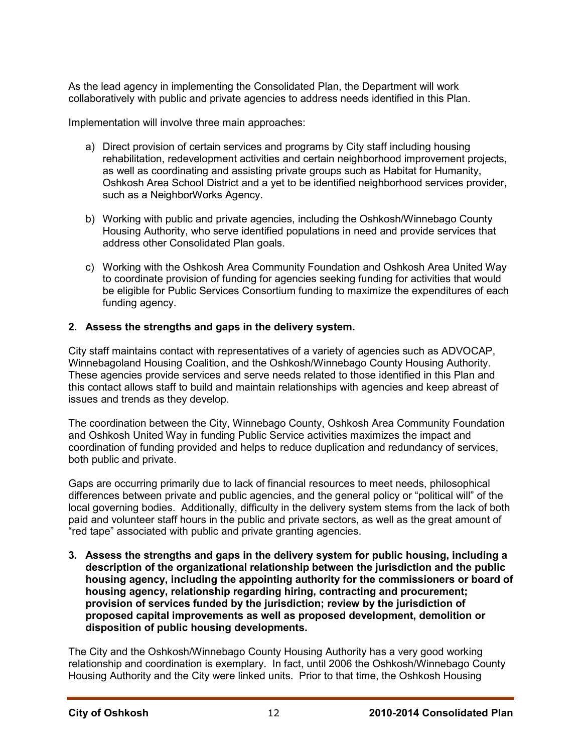As the lead agency in implementing the Consolidated Plan, the Department will work collaboratively with public and private agencies to address needs identified in this Plan.

Implementation will involve three main approaches:

a) Direct provision of certain services and programs by City staff including housing rehabilitation, redevelopment activities and certain neighborhood improvement projects, as well as coordinating and assisting private groups such as Habitat for Humanity, Oshkosh Area School District and a yet to be identified neighborhood services provider, such as a NeighborWorks Agency.

b) Working with public and private agencies, including the Oshkosh/Winnebago County Housing Authority, who serve identified populations in need and provide services that address other Consolidated Plan goals.

c) Working with the Oshkosh Area Community Foundation and Oshkosh Area United Way to coordinate provision of funding for agencies seeking funding for activities that would be eligible for Public Services Consortium funding to maximize the expenditures of each funding agency.

**2. Assess the strengths and gaps in the delivery system.**

City staff maintains contact with representatives of a variety of agencies such as ADVOCAP, Winnebagoland Housing Coalition, and the Oshkosh/Winnebago County Housing Authority. These agencies provide services and serve needs related to those identified in this Plan and this contact allows staff to build and maintain relationships with agencies and keep abreast of issues and trends as they develop.

The coordination between the City, Winnebago County, Oshkosh Area Community Foundation and Oshkosh United Way in funding Public Service activities maximizes the impact and coordination of funding provided and helps to reduce duplication and redundancy of services, both public and private.

Gaps are occurring primarily due to lack of financial resources to meet needs, philosophical differences between private and public agencies, and the general policy or "political will" of the local governing bodies. Additionally, difficulty in the delivery system stems from the lack of both paid and volunteer staff hours in the public and private sectors, as well as the great amount of "red tape" associated with public and private granting agencies.

**3. Assess the strengths and gaps in the delivery system for public housing, including a description of the organizational relationship between the jurisdiction and the public housing agency, including the appointing authority for the commissioners or board of housing agency, relationship regarding hiring, contracting and procurement; provision of services funded by the jurisdiction; review by the jurisdiction of proposed capital improvements as well as proposed development, demolition or disposition of public housing developments.**

The City and the Oshkosh/Winnebago County Housing Authority has a very good working relationship and coordination is exemplary. In fact, until 2006 the Oshkosh/Winnebago County Housing Authority and the City were linked units. Prior to that time, the Oshkosh Housing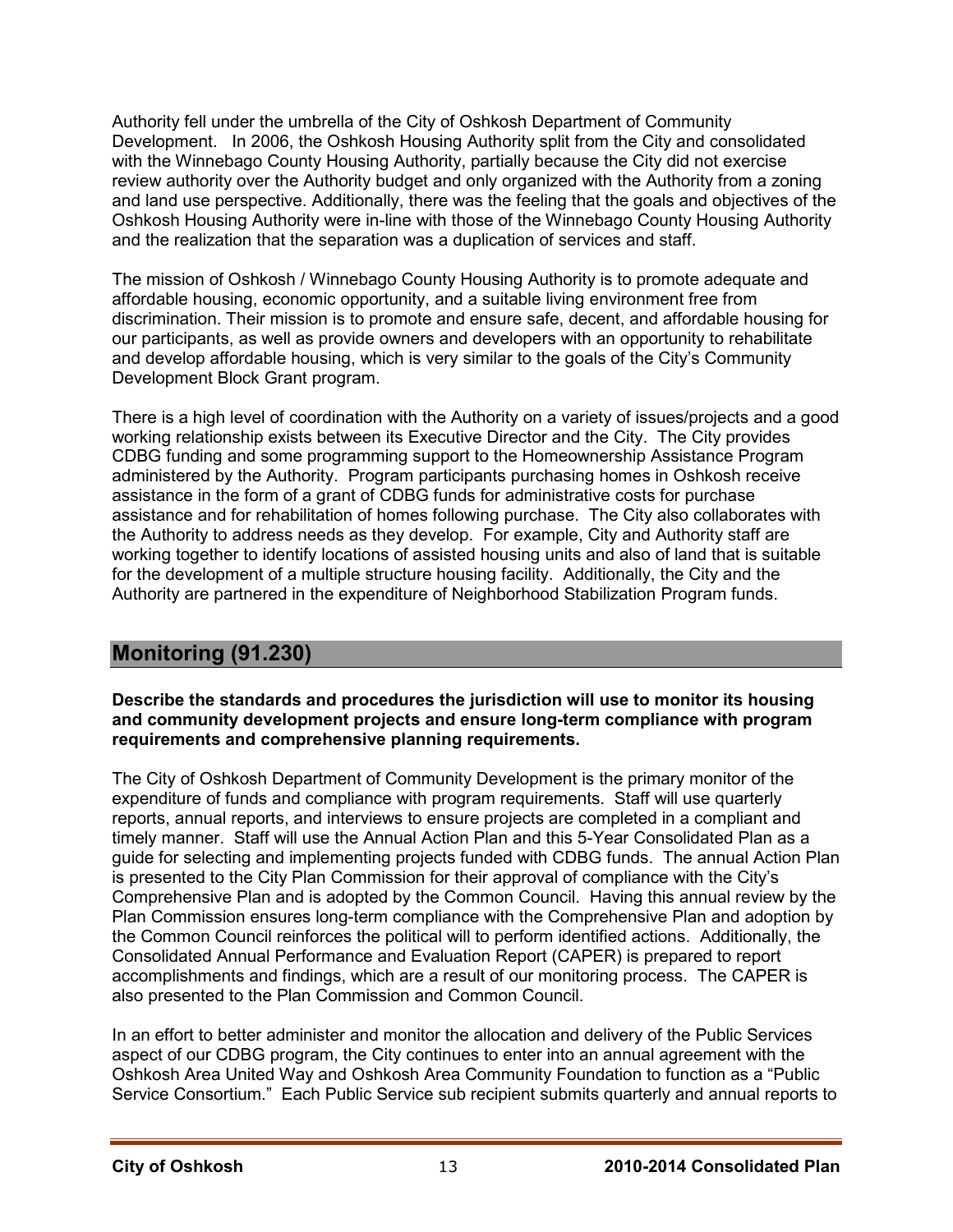Authority fell under the umbrella of the City of Oshkosh Department of Community Development. In 2006, the Oshkosh Housing Authority split from the City and consolidated with the Winnebago County Housing Authority, partially because the City did not exercise review authority over the Authority budget and only organized with the Authority from a zoning and land use perspective. Additionally, there was the feeling that the goals and objectives of the Oshkosh Housing Authority were in-line with those of the Winnebago County Housing Authority and the realization that the separation was a duplication of services and staff.

The mission of Oshkosh / Winnebago County Housing Authority is to promote adequate and affordable housing, economic opportunity, and a suitable living environment free from discrimination. Their mission is to promote and ensure safe, decent, and affordable housing for our participants, as well as provide owners and developers with an opportunity to rehabilitate and develop affordable housing, which is very similar to the goals of the City's Community Development Block Grant program.

There is a high level of coordination with the Authority on a variety of issues/projects and a good working relationship exists between its Executive Director and the City. The City provides CDBG funding and some programming support to the Homeownership Assistance Program administered by the Authority. Program participants purchasing homes in Oshkosh receive assistance in the form of a grant of CDBG funds for administrative costs for purchase assistance and for rehabilitation of homes following purchase. The City also collaborates with the Authority to address needs as they develop. For example, City and Authority staff are working together to identify locations of assisted housing units and also of land that is suitable for the development of a multiple structure housing facility. Additionally, the City and the Authority are partnered in the expenditure of Neighborhood Stabilization Program funds.

## Monitoring (91.230)

**Describe the standards and procedures the jurisdiction will use to monitor its housing and community development projects and ensure long-term compliance with program requirements and comprehensive planning requirements.**

The City of Oshkosh Department of Community Development is the primary monitor of the expenditure of funds and compliance with program requirements. Staff will use quarterly reports, annual reports, and interviews to ensure projects are completed in a compliant and timely manner. Staff will use the Annual Action Plan and this 5-Year Consolidated Plan as a guide for selecting and implementing projects funded with CDBG funds. The annual Action Plan is presented to the City Plan Commission for their approval of compliance with the City's Comprehensive Plan and is adopted by the Common Council. Having this annual review by the Plan Commission ensures long-term compliance with the Comprehensive Plan and adoption by the Common Council reinforces the political will to perform identified actions. Additionally, the Consolidated Annual Performance and Evaluation Report (CAPER) is prepared to report accomplishments and findings, which are a result of our monitoring process. The CAPER is also presented to the Plan Commission and Common Council.

In an effort to better administer and monitor the allocation and delivery of the Public Services aspect of our CDBG program, the City continues to enter into an annual agreement with the Oshkosh Area United Way and Oshkosh Area Community Foundation to function as a "Public Service Consortium." Each Public Service sub recipient submits quarterly and annual reports to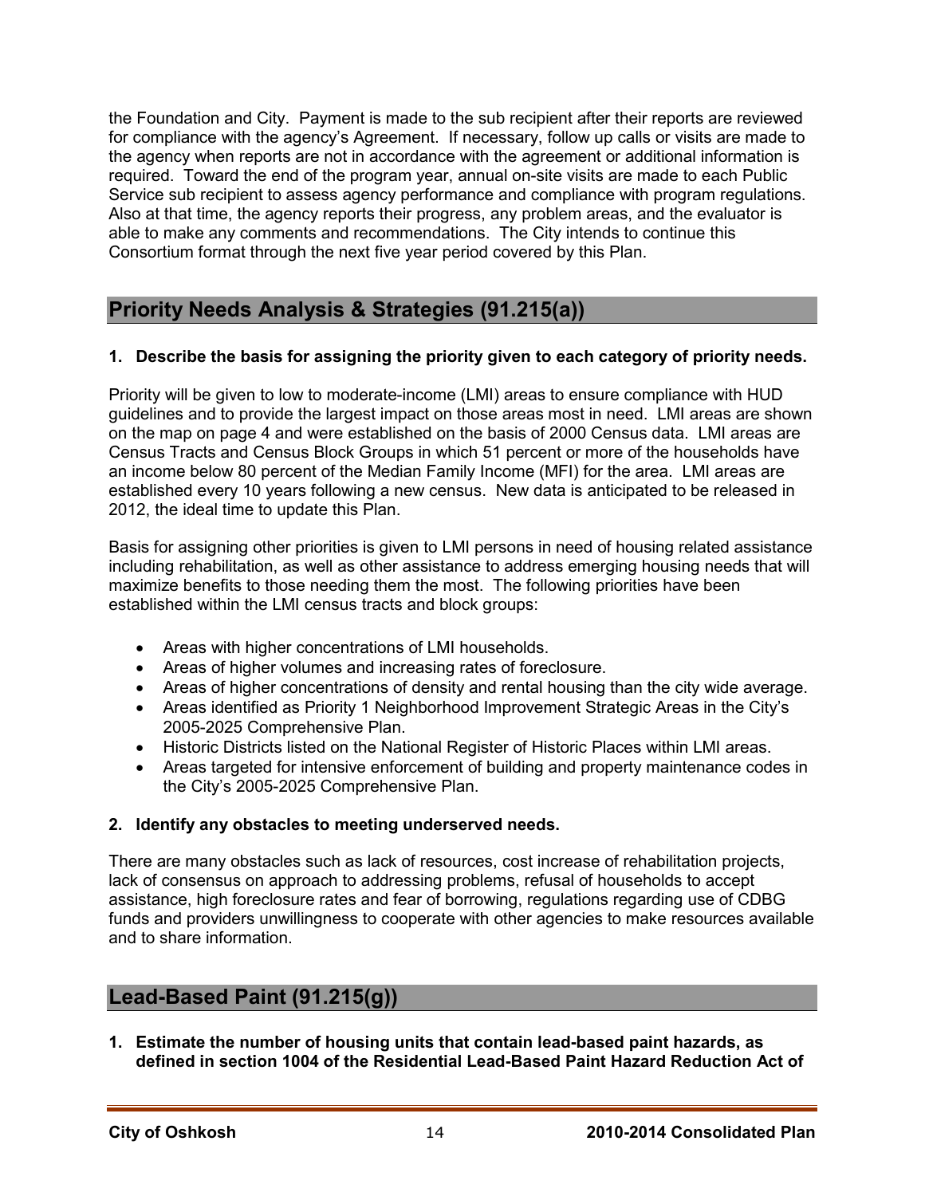the Foundation and City. Payment is made to the sub recipient after their reports are reviewed for compliance with the agency's Agreement. If necessary, follow up calls or visits are made to the agency when reports are not in accordance with the agreement or additional information is required. Toward the end of the program year, annual on-site visits are made to each Public Service sub recipient to assess agency performance and compliance with program regulations. Also at that time, the agency reports their progress, any problem areas, and the evaluator is able to make any comments and recommendations. The City intends to continue this Consortium format through the next five year period covered by this Plan.

## Priority Needs Analysis & Strategies (91.215(a))

**1. Describe the basis for assigning the priority given to each category of priority needs.**

Priority will be given to low to moderate-income (LMI) areas to ensure compliance with HUD guidelines and to provide the largest impact on those areas most in need. LMI areas are shown on the map on page 4 and were established on the basis of 2000 Census data. LMI areas are Census Tracts and Census Block Groups in which 51 percent or more of the households have an income below 80 percent of the Median Family Income (MFI) for the area. LMI areas are established every 10 years following a new census. New data is anticipated to be released in 2012, the ideal time to update this Plan.

Basis for assigning other priorities is given to LMI persons in need of housing related assistance including rehabilitation, as well as other assistance to address emerging housing needs that will maximize benefits to those needing them the most. The following priorities have been established within the LMI census tracts and block groups:

- Areas with higher concentrations of LMI households.
- Areas of higher volumes and increasing rates of foreclosure.
- Areas of higher concentrations of density and rental housing than the city wide average.
- Areas identified as Priority 1 Neighborhood Improvement Strategic Areas in the City's 2005-2025 Comprehensive Plan.
- Historic Districts listed on the National Register of Historic Places within LMI areas.
- Areas targeted for intensive enforcement of building and property maintenance codes in the City's 2005-2025 Comprehensive Plan.

**2. Identify any obstacles to meeting underserved needs.**

There are many obstacles such as lack of resources, cost increase of rehabilitation projects, lack of consensus on approach to addressing problems, refusal of households to accept assistance, high foreclosure rates and fear of borrowing, regulations regarding use of CDBG funds and providers unwillingness to cooperate with other agencies to make resources available and to share information.

## Lead-Based Paint (91.215(g))

**1. Estimate the number of housing units that contain lead-based paint hazards, as defined in section 1004 of the Residential Lead-Based Paint Hazard Reduction Act of**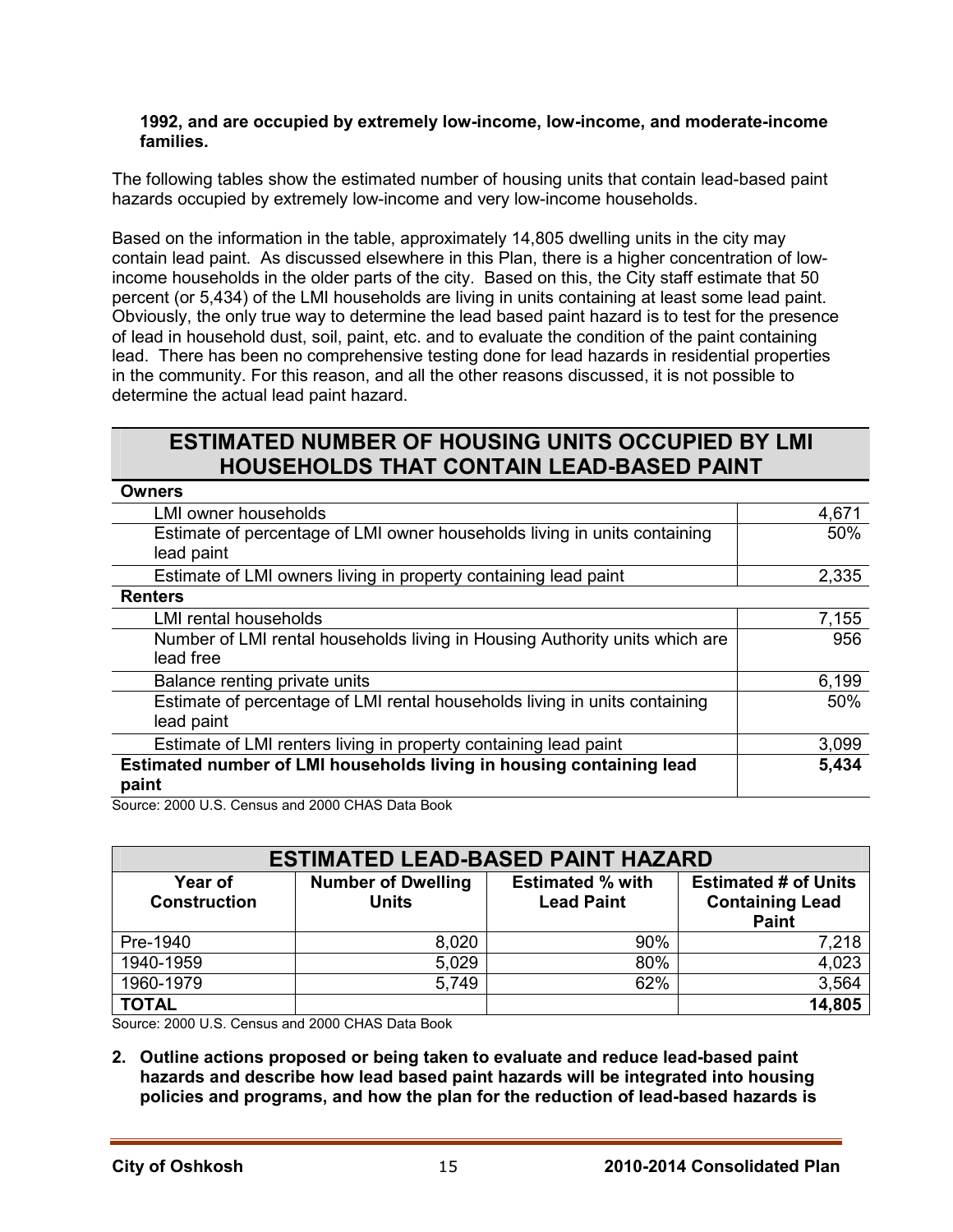**1992, and are occupied by extremely low-income, low-income, and moderate-income families.**

The following tables show the estimated number of housing units that contain lead-based paint hazards occupied by extremely low-income and very low-income households.

Based on the information in the table, approximately 14,805 dwelling units in the city may contain lead paint. As discussed elsewhere in this Plan, there is a higher concentration of low-income households in the older parts of the city. Based on this, the City staff estimate that 50 percent (or 5,434) of the LMI households are living in units containing at least some lead paint. Obviously, the only true way to determine the lead based paint hazard is to test for the presence of lead in household dust, soil, paint, etc. and to evaluate the condition of the paint containing lead. There has been no comprehensive testing done for lead hazards in residential properties in the community. For this reason, and all the other reasons discussed, it is not possible to determine the actual lead paint hazard.

| ESTIMATED NUMBER OF HOUSING UNITS OCCUPIED BY LMI HOUSEHOLDS THAT CONTAIN LEAD-BASED PAINT | |
|---|---|
| **Owners** | |
| LMI owner households | 4,671 |
| Estimate of percentage of LMI owner households living in units containing lead paint | 50% |
| Estimate of LMI owners living in property containing lead paint | 2,335 |
| **Renters** | |
| LMI rental households | 7,155 |
| Number of LMI rental households living in Housing Authority units which are lead free | 956 |
| Balance renting private units | 6,199 |
| Estimate of percentage of LMI rental households living in units containing lead paint | 50% |
| Estimate of LMI renters living in property containing lead paint | 3,099 |
| **Estimated number of LMI households living in housing containing lead paint** | **5,434** |

Source: 2000 U.S. Census and 2000 CHAS Data Book

| ESTIMATED LEAD-BASED PAINT HAZARD | | | |
|---|---|---|---|
| **Year of Construction** | **Number of Dwelling Units** | **Estimated % with Lead Paint** | **Estimated # of Units Containing Lead Paint** |
| Pre-1940 | 8,020 | 90% | 7,218 |
| 1940-1959 | 5,029 | 80% | 4,023 |
| 1960-1979 | 5,749 | 62% | 3,564 |
| **TOTAL** | | | **14,805** |

Source: 2000 U.S. Census and 2000 CHAS Data Book

**2. Outline actions proposed or being taken to evaluate and reduce lead-based paint hazards and describe how lead based paint hazards will be integrated into housing policies and programs, and how the plan for the reduction of lead-based hazards is**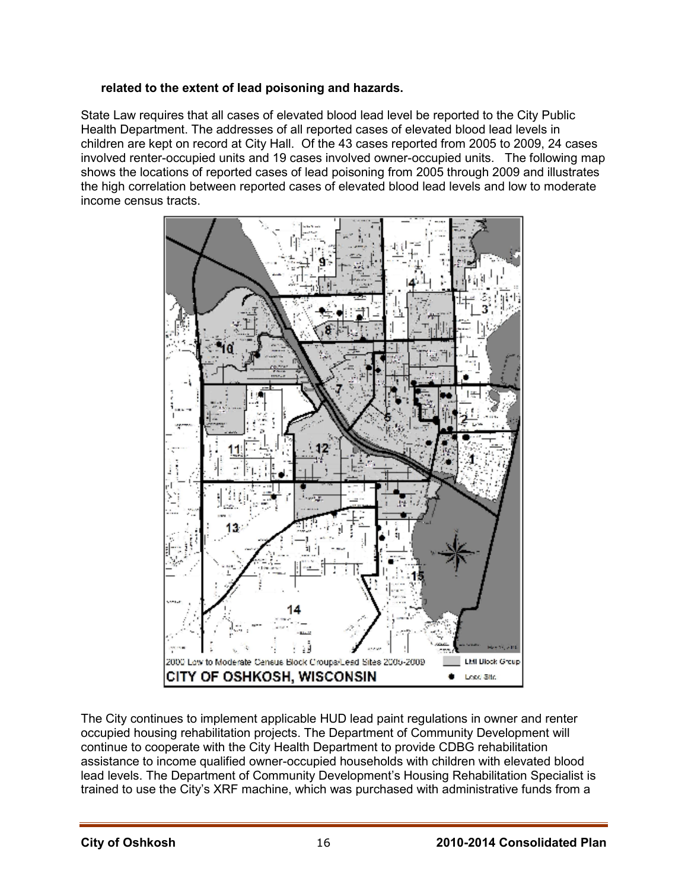**related to the extent of lead poisoning and hazards.**

State Law requires that all cases of elevated blood lead level be reported to the City Public Health Department. The addresses of all reported cases of elevated blood lead levels in children are kept on record at City Hall. Of the 43 cases reported from 2005 to 2009, 24 cases involved renter-occupied units and 19 cases involved owner-occupied units. The following map shows the locations of reported cases of lead poisoning from 2005 through 2009 and illustrates the high correlation between reported cases of elevated blood lead levels and low to moderate income census tracts.

2000 Low to Moderate Census Block Groups/Lead Sites 2005-2009

CITY OF OSHKOSH, WISCONSIN

LMI Block Group

Lead Site

The City continues to implement applicable HUD lead paint regulations in owner and renter occupied housing rehabilitation projects. The Department of Community Development will continue to cooperate with the City Health Department to provide CDBG rehabilitation assistance to income qualified owner-occupied households with children with elevated blood lead levels. The Department of Community Development's Housing Rehabilitation Specialist is trained to use the City's XRF machine, which was purchased with administrative funds from a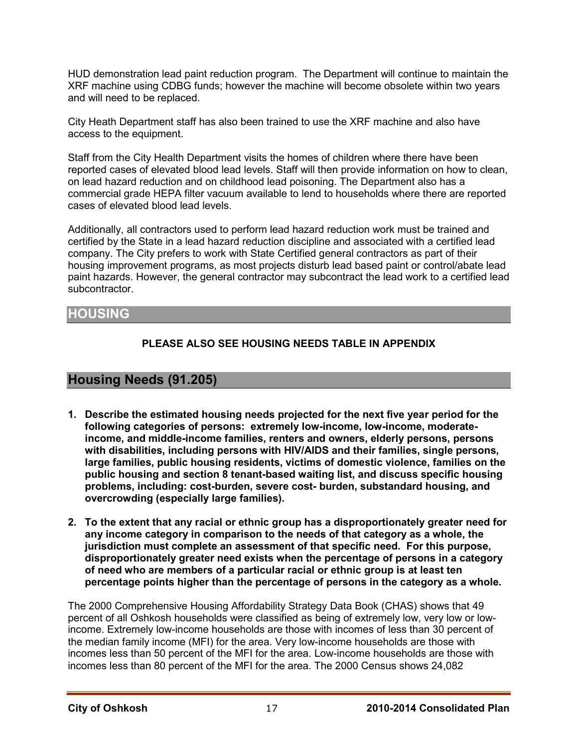HUD demonstration lead paint reduction program. The Department will continue to maintain the XRF machine using CDBG funds; however the machine will become obsolete within two years and will need to be replaced.

City Heath Department staff has also been trained to use the XRF machine and also have access to the equipment.

Staff from the City Health Department visits the homes of children where there have been reported cases of elevated blood lead levels. Staff will then provide information on how to clean, on lead hazard reduction and on childhood lead poisoning. The Department also has a commercial grade HEPA filter vacuum available to lend to households where there are reported cases of elevated blood lead levels.

Additionally, all contractors used to perform lead hazard reduction work must be trained and certified by the State in a lead hazard reduction discipline and associated with a certified lead company. The City prefers to work with State Certified general contractors as part of their housing improvement programs, as most projects disturb lead based paint or control/abate lead paint hazards. However, the general contractor may subcontract the lead work to a certified lead subcontractor.

# HOUSING

**PLEASE ALSO SEE HOUSING NEEDS TABLE IN APPENDIX**

## Housing Needs (91.205)

1. **Describe the estimated housing needs projected for the next five year period for the following categories of persons: extremely low-income, low-income, moderate-income, and middle-income families, renters and owners, elderly persons, persons with disabilities, including persons with HIV/AIDS and their families, single persons, large families, public housing residents, victims of domestic violence, families on the public housing and section 8 tenant-based waiting list, and discuss specific housing problems, including: cost-burden, severe cost- burden, substandard housing, and overcrowding (especially large families).**

2. **To the extent that any racial or ethnic group has a disproportionately greater need for any income category in comparison to the needs of that category as a whole, the jurisdiction must complete an assessment of that specific need. For this purpose, disproportionately greater need exists when the percentage of persons in a category of need who are members of a particular racial or ethnic group is at least ten percentage points higher than the percentage of persons in the category as a whole.**

The 2000 Comprehensive Housing Affordability Strategy Data Book (CHAS) shows that 49 percent of all Oshkosh households were classified as being of extremely low, very low or low-income. Extremely low-income households are those with incomes of less than 30 percent of the median family income (MFI) for the area. Very low-income households are those with incomes less than 50 percent of the MFI for the area. Low-income households are those with incomes less than 80 percent of the MFI for the area. The 2000 Census shows 24,082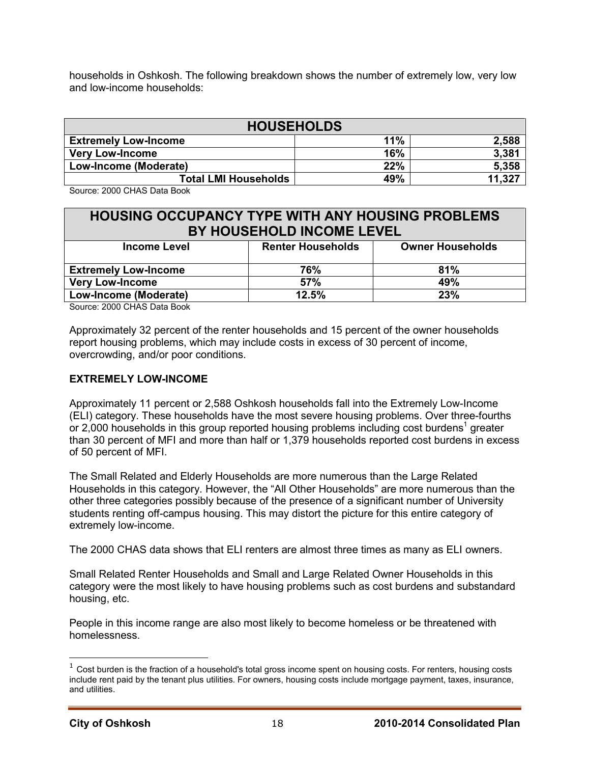households in Oshkosh. The following breakdown shows the number of extremely low, very low and low-income households:

| HOUSEHOLDS | | |
|---|---|---|
| **Extremely Low-Income** | **11%** | **2,588** |
| **Very Low-Income** | **16%** | **3,381** |
| **Low-Income (Moderate)** | **22%** | **5,358** |
| **Total LMI Households** | **49%** | **11,327** |

Source: 2000 CHAS Data Book

| HOUSING OCCUPANCY TYPE WITH ANY HOUSING PROBLEMS BY HOUSEHOLD INCOME LEVEL | | |
|---|---|---|
| **Income Level** | **Renter Households** | **Owner Households** |
| **Extremely Low-Income** | **76%** | **81%** |
| **Very Low-Income** | **57%** | **49%** |
| **Low-Income (Moderate)** | **12.5%** | **23%** |

Source: 2000 CHAS Data Book

Approximately 32 percent of the renter households and 15 percent of the owner households report housing problems, which may include costs in excess of 30 percent of income, overcrowding, and/or poor conditions.

**EXTREMELY LOW-INCOME**

Approximately 11 percent or 2,588 Oshkosh households fall into the Extremely Low-Income (ELI) category. These households have the most severe housing problems. Over three-fourths or 2,000 households in this group reported housing problems including cost burdens[1] greater than 30 percent of MFI and more than half or 1,379 households reported cost burdens in excess of 50 percent of MFI.

The Small Related and Elderly Households are more numerous than the Large Related Households in this category. However, the "All Other Households" are more numerous than the other three categories possibly because of the presence of a significant number of University students renting off-campus housing. This may distort the picture for this entire category of extremely low-income.

The 2000 CHAS data shows that ELI renters are almost three times as many as ELI owners.

Small Related Renter Households and Small and Large Related Owner Households in this category were the most likely to have housing problems such as cost burdens and substandard housing, etc.

People in this income range are also most likely to become homeless or be threatened with homelessness.

[1] Cost burden is the fraction of a household's total gross income spent on housing costs. For renters, housing costs include rent paid by the tenant plus utilities. For owners, housing costs include mortgage payment, taxes, insurance, and utilities.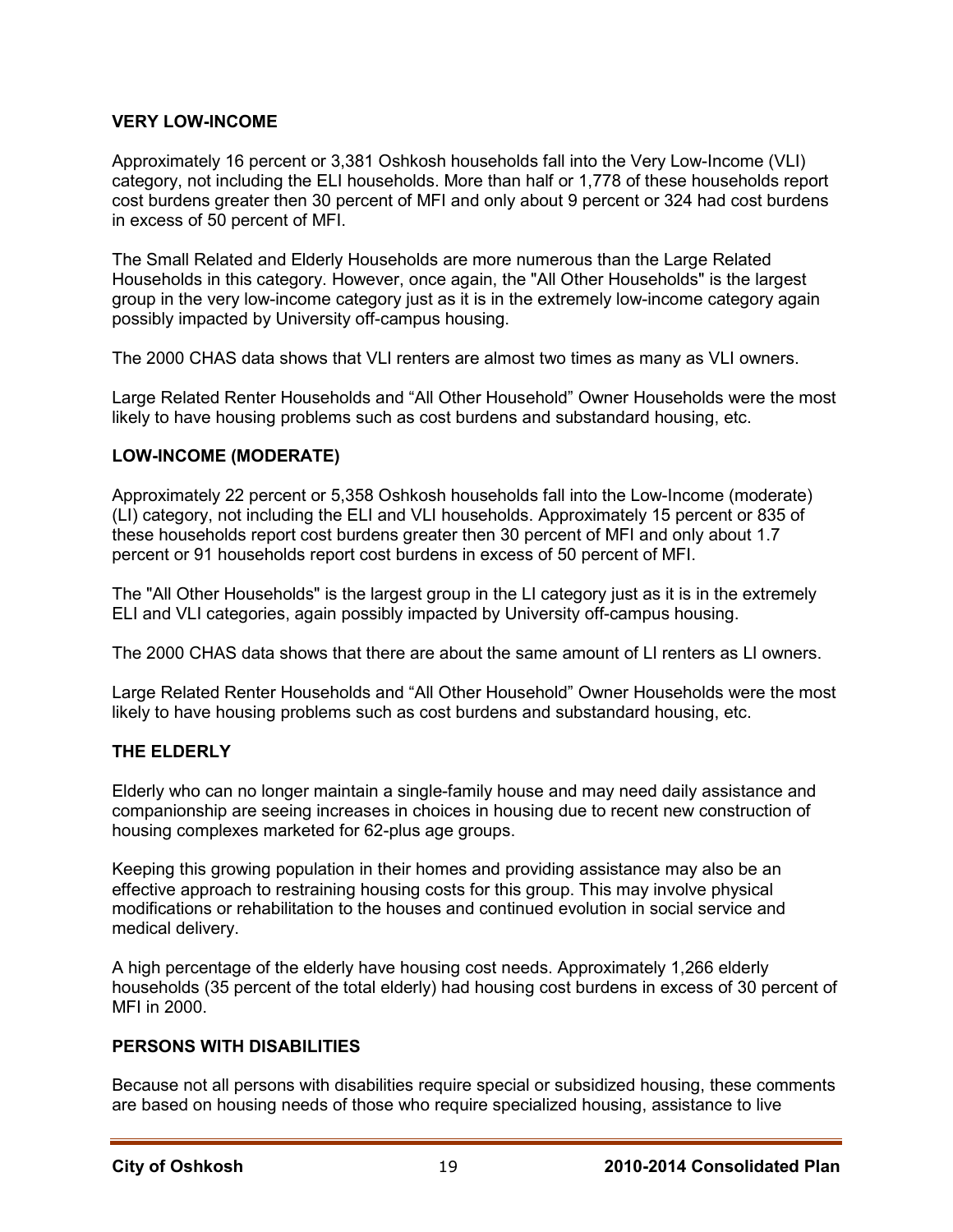### VERY LOW-INCOME

Approximately 16 percent or 3,381 Oshkosh households fall into the Very Low-Income (VLI) category, not including the ELI households. More than half or 1,778 of these households report cost burdens greater then 30 percent of MFI and only about 9 percent or 324 had cost burdens in excess of 50 percent of MFI.

The Small Related and Elderly Households are more numerous than the Large Related Households in this category. However, once again, the "All Other Households" is the largest group in the very low-income category just as it is in the extremely low-income category again possibly impacted by University off-campus housing.

The 2000 CHAS data shows that VLI renters are almost two times as many as VLI owners.

Large Related Renter Households and “All Other Household” Owner Households were the most likely to have housing problems such as cost burdens and substandard housing, etc.

### LOW-INCOME (MODERATE)

Approximately 22 percent or 5,358 Oshkosh households fall into the Low-Income (moderate) (LI) category, not including the ELI and VLI households. Approximately 15 percent or 835 of these households report cost burdens greater then 30 percent of MFI and only about 1.7 percent or 91 households report cost burdens in excess of 50 percent of MFI.

The "All Other Households" is the largest group in the LI category just as it is in the extremely ELI and VLI categories, again possibly impacted by University off-campus housing.

The 2000 CHAS data shows that there are about the same amount of LI renters as LI owners.

Large Related Renter Households and “All Other Household” Owner Households were the most likely to have housing problems such as cost burdens and substandard housing, etc.

### THE ELDERLY

Elderly who can no longer maintain a single-family house and may need daily assistance and companionship are seeing increases in choices in housing due to recent new construction of housing complexes marketed for 62-plus age groups.

Keeping this growing population in their homes and providing assistance may also be an effective approach to restraining housing costs for this group. This may involve physical modifications or rehabilitation to the houses and continued evolution in social service and medical delivery.

A high percentage of the elderly have housing cost needs. Approximately 1,266 elderly households (35 percent of the total elderly) had housing cost burdens in excess of 30 percent of MFI in 2000.

### PERSONS WITH DISABILITIES

Because not all persons with disabilities require special or subsidized housing, these comments are based on housing needs of those who require specialized housing, assistance to live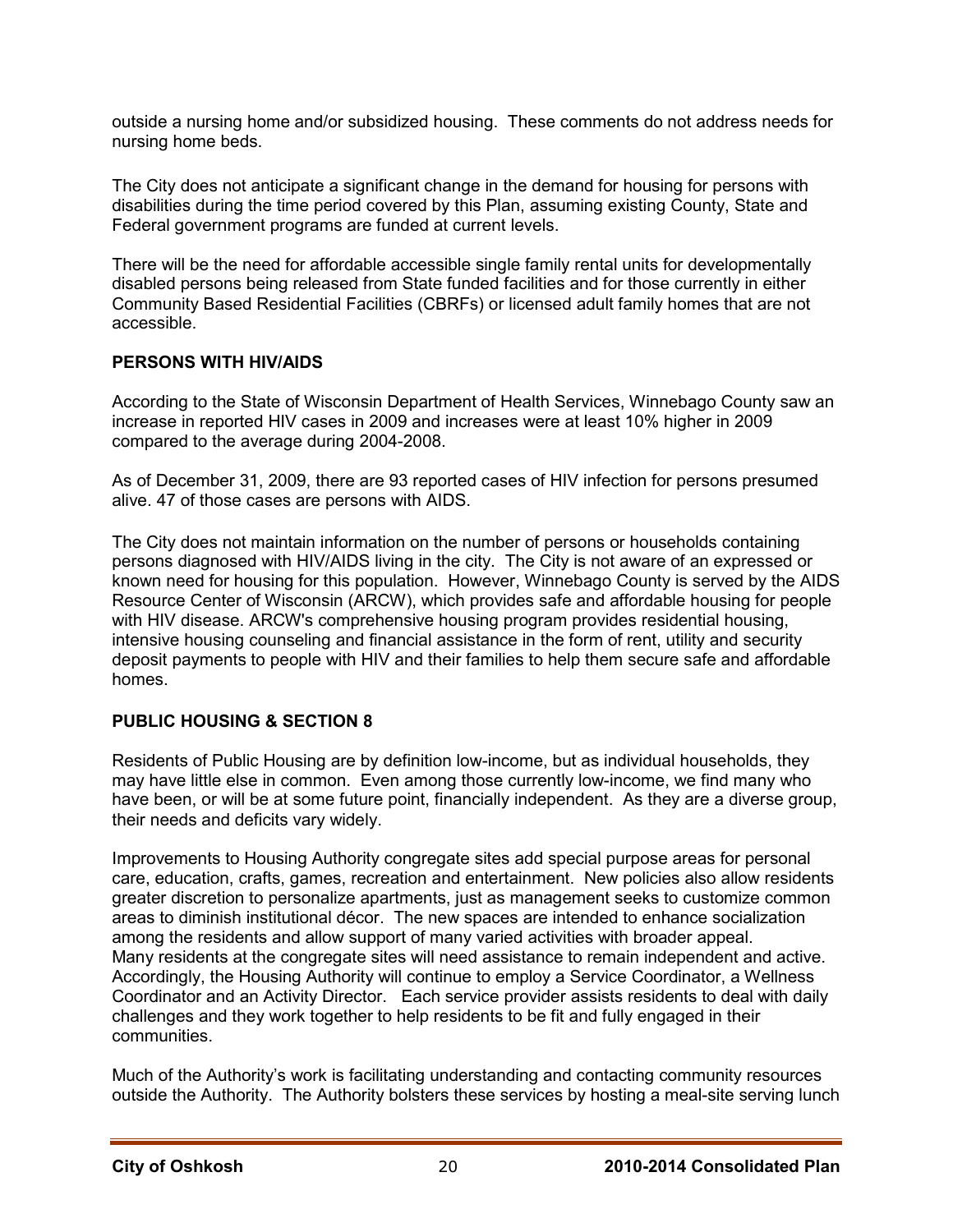outside a nursing home and/or subsidized housing. These comments do not address needs for nursing home beds.

The City does not anticipate a significant change in the demand for housing for persons with disabilities during the time period covered by this Plan, assuming existing County, State and Federal government programs are funded at current levels.

There will be the need for affordable accessible single family rental units for developmentally disabled persons being released from State funded facilities and for those currently in either Community Based Residential Facilities (CBRFs) or licensed adult family homes that are not accessible.

## PERSONS WITH HIV/AIDS

According to the State of Wisconsin Department of Health Services, Winnebago County saw an increase in reported HIV cases in 2009 and increases were at least 10% higher in 2009 compared to the average during 2004-2008.

As of December 31, 2009, there are 93 reported cases of HIV infection for persons presumed alive. 47 of those cases are persons with AIDS.

The City does not maintain information on the number of persons or households containing persons diagnosed with HIV/AIDS living in the city. The City is not aware of an expressed or known need for housing for this population. However, Winnebago County is served by the AIDS Resource Center of Wisconsin (ARCW), which provides safe and affordable housing for people with HIV disease. ARCW's comprehensive housing program provides residential housing, intensive housing counseling and financial assistance in the form of rent, utility and security deposit payments to people with HIV and their families to help them secure safe and affordable homes.

## PUBLIC HOUSING & SECTION 8

Residents of Public Housing are by definition low-income, but as individual households, they may have little else in common. Even among those currently low-income, we find many who have been, or will be at some future point, financially independent. As they are a diverse group, their needs and deficits vary widely.

Improvements to Housing Authority congregate sites add special purpose areas for personal care, education, crafts, games, recreation and entertainment. New policies also allow residents greater discretion to personalize apartments, just as management seeks to customize common areas to diminish institutional décor. The new spaces are intended to enhance socialization among the residents and allow support of many varied activities with broader appeal.
Many residents at the congregate sites will need assistance to remain independent and active. Accordingly, the Housing Authority will continue to employ a Service Coordinator, a Wellness Coordinator and an Activity Director. Each service provider assists residents to deal with daily challenges and they work together to help residents to be fit and fully engaged in their communities.

Much of the Authority's work is facilitating understanding and contacting community resources outside the Authority. The Authority bolsters these services by hosting a meal-site serving lunch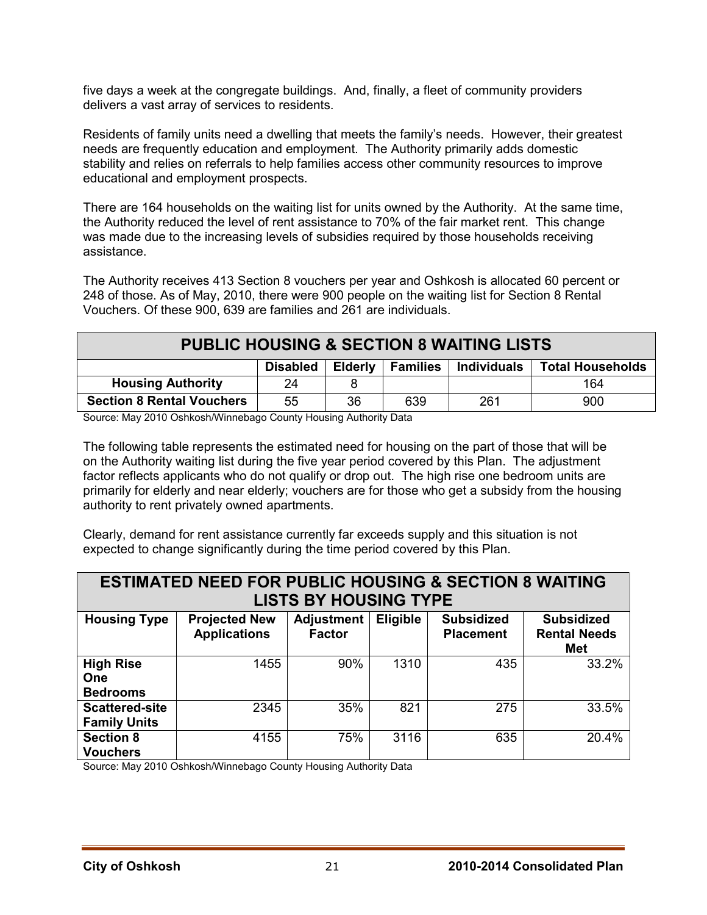five days a week at the congregate buildings. And, finally, a fleet of community providers delivers a vast array of services to residents.

Residents of family units need a dwelling that meets the family's needs. However, their greatest needs are frequently education and employment. The Authority primarily adds domestic stability and relies on referrals to help families access other community resources to improve educational and employment prospects.

There are 164 households on the waiting list for units owned by the Authority. At the same time, the Authority reduced the level of rent assistance to 70% of the fair market rent. This change was made due to the increasing levels of subsidies required by those households receiving assistance.

The Authority receives 413 Section 8 vouchers per year and Oshkosh is allocated 60 percent or 248 of those. As of May, 2010, there were 900 people on the waiting list for Section 8 Rental Vouchers. Of these 900, 639 are families and 261 are individuals.

| PUBLIC HOUSING & SECTION 8 WAITING LISTS | | | | | |
|---|---|---|---|---|---|
| | **Disabled** | **Elderly** | **Families** | **Individuals** | **Total Households** |
| **Housing Authority** | 24 | 8 | | | 164 |
| **Section 8 Rental Vouchers** | 55 | 36 | 639 | 261 | 900 |

Source: May 2010 Oshkosh/Winnebago County Housing Authority Data

The following table represents the estimated need for housing on the part of those that will be on the Authority waiting list during the five year period covered by this Plan. The adjustment factor reflects applicants who do not qualify or drop out. The high rise one bedroom units are primarily for elderly and near elderly; vouchers are for those who get a subsidy from the housing authority to rent privately owned apartments.

Clearly, demand for rent assistance currently far exceeds supply and this situation is not expected to change significantly during the time period covered by this Plan.

| ESTIMATED NEED FOR PUBLIC HOUSING & SECTION 8 WAITING LISTS BY HOUSING TYPE | | | | | |
|---|---|---|---|---|---|
| **Housing Type** | **Projected New Applications** | **Adjustment Factor** | **Eligible** | **Subsidized Placement** | **Subsidized Rental Needs Met** |
| **High Rise One Bedrooms** | 1455 | 90% | 1310 | 435 | 33.2% |
| **Scattered-site Family Units** | 2345 | 35% | 821 | 275 | 33.5% |
| **Section 8 Vouchers** | 4155 | 75% | 3116 | 635 | 20.4% |

Source: May 2010 Oshkosh/Winnebago County Housing Authority Data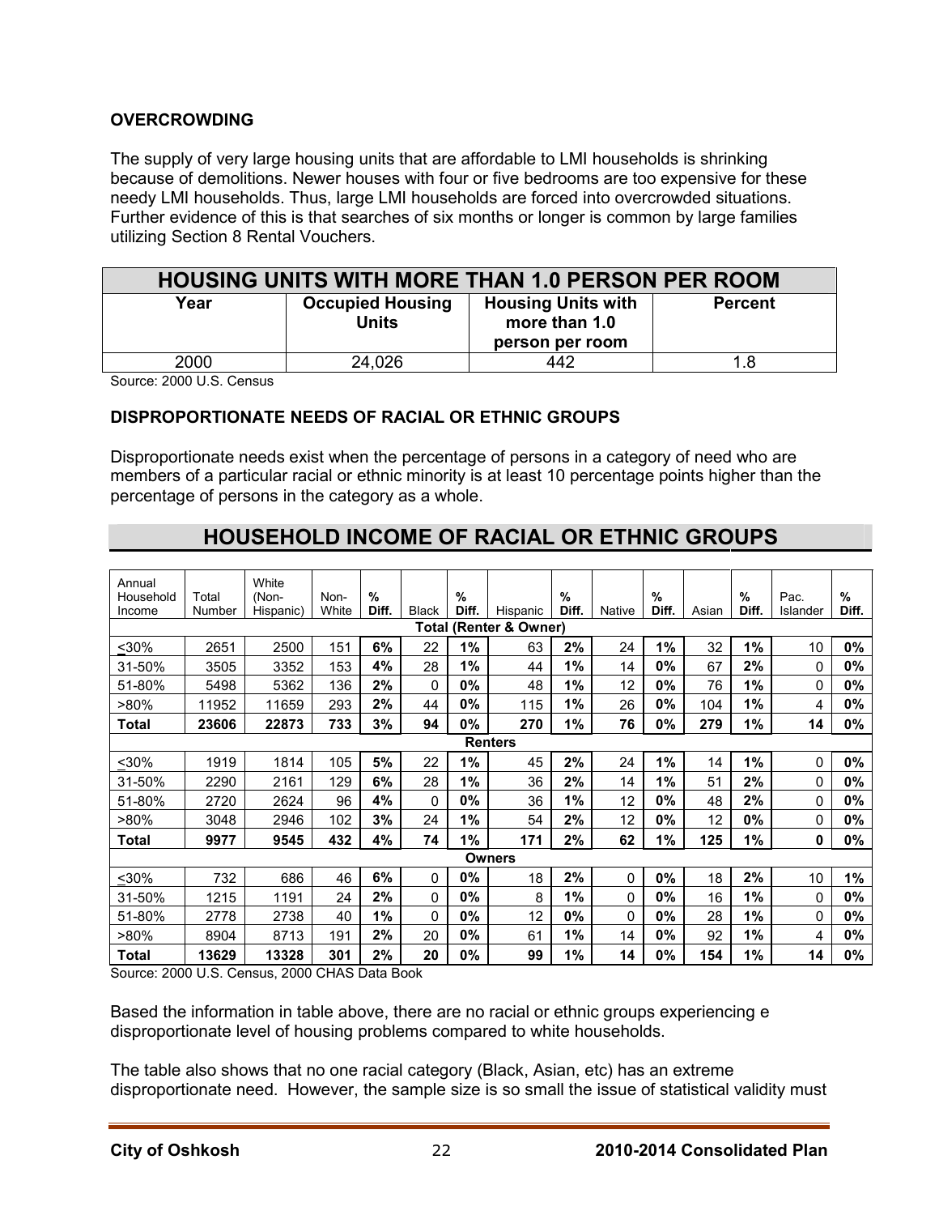**OVERCROWDING**

The supply of very large housing units that are affordable to LMI households is shrinking because of demolitions. Newer houses with four or five bedrooms are too expensive for these needy LMI households. Thus, large LMI households are forced into overcrowded situations. Further evidence of this is that searches of six months or longer is common by large families utilizing Section 8 Rental Vouchers.

| HOUSING UNITS WITH MORE THAN 1.0 PERSON PER ROOM | | | |
|---|---|---|---|
| **Year** | **Occupied Housing Units** | **Housing Units with more than 1.0 person per room** | **Percent** |
| 2000 | 24,026 | 442 | 1.8 |

Source: 2000 U.S. Census

**DISPROPORTIONATE NEEDS OF RACIAL OR ETHNIC GROUPS**

Disproportionate needs exist when the percentage of persons in a category of need who are members of a particular racial or ethnic minority is at least 10 percentage points higher than the percentage of persons in the category as a whole.

## HOUSEHOLD INCOME OF RACIAL OR ETHNIC GROUPS

| Annual Household Income | Total Number | White (Non-Hispanic) | Non-White | % Diff. | Black | % Diff. | Hispanic | % Diff. | Native | % Diff. | Asian | % Diff. | Pac. Islander | % Diff. |
|---|---|---|---|---|---|---|---|---|---|---|---|---|---|---|
| **Total (Renter & Owner)** | | | | | | | | | | | | | | |
| <30% | 2651 | 2500 | 151 | **6%** | 22 | **1%** | 63 | **2%** | 24 | **1%** | 32 | **1%** | 10 | **0%** |
| 31-50% | 3505 | 3352 | 153 | **4%** | 28 | **1%** | 44 | **1%** | 14 | **0%** | 67 | **2%** | 0 | **0%** |
| 51-80% | 5498 | 5362 | 136 | **2%** | 0 | **0%** | 48 | **1%** | 12 | **0%** | 76 | **1%** | 0 | **0%** |
| >80% | 11952 | 11659 | 293 | **2%** | 44 | **0%** | 115 | **1%** | 26 | **0%** | 104 | **1%** | 4 | **0%** |
| **Total** | **23606** | **22873** | **733** | **3%** | **94** | **0%** | **270** | **1%** | **76** | **0%** | **279** | **1%** | **14** | **0%** |
| **Renters** | | | | | | | | | | | | | | |
| <30% | 1919 | 1814 | 105 | **5%** | 22 | **1%** | 45 | **2%** | 24 | **1%** | 14 | **1%** | 0 | **0%** |
| 31-50% | 2290 | 2161 | 129 | **6%** | 28 | **1%** | 36 | **2%** | 14 | **1%** | 51 | **2%** | 0 | **0%** |
| 51-80% | 2720 | 2624 | 96 | **4%** | 0 | **0%** | 36 | **1%** | 12 | **0%** | 48 | **2%** | 0 | **0%** |
| >80% | 3048 | 2946 | 102 | **3%** | 24 | **1%** | 54 | **2%** | 12 | **0%** | 12 | **0%** | 0 | **0%** |
| **Total** | **9977** | **9545** | **432** | **4%** | **74** | **1%** | **171** | **2%** | **62** | **1%** | **125** | **1%** | **0** | **0%** |
| **Owners** | | | | | | | | | | | | | | |
| <30% | 732 | 686 | 46 | **6%** | 0 | **0%** | 18 | **2%** | 0 | **0%** | 18 | **2%** | 10 | **1%** |
| 31-50% | 1215 | 1191 | 24 | **2%** | 0 | **0%** | 8 | **1%** | 0 | **0%** | 16 | **1%** | 0 | **0%** |
| 51-80% | 2778 | 2738 | 40 | **1%** | 0 | **0%** | 12 | **0%** | 0 | **0%** | 28 | **1%** | 0 | **0%** |
| >80% | 8904 | 8713 | 191 | **2%** | 20 | **0%** | 61 | **1%** | 14 | **0%** | 92 | **1%** | 4 | **0%** |
| **Total** | **13629** | **13328** | **301** | **2%** | **20** | **0%** | **99** | **1%** | **14** | **0%** | **154** | **1%** | **14** | **0%** |

Source: 2000 U.S. Census, 2000 CHAS Data Book

Based the information in table above, there are no racial or ethnic groups experiencing e disproportionate level of housing problems compared to white households.

The table also shows that no one racial category (Black, Asian, etc) has an extreme disproportionate need. However, the sample size is so small the issue of statistical validity must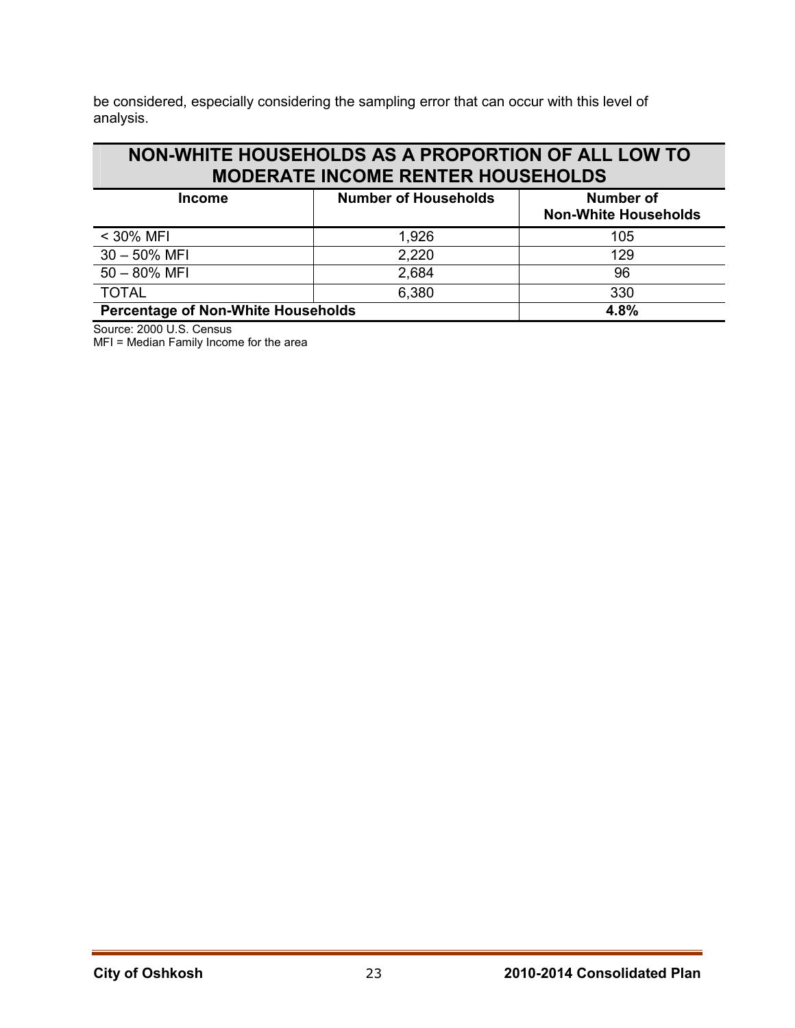be considered, especially considering the sampling error that can occur with this level of analysis.

| NON-WHITE HOUSEHOLDS AS A PROPORTION OF ALL LOW TO MODERATE INCOME RENTER HOUSEHOLDS | | |
|---|---|---|
| **Income** | **Number of Households** | **Number of Non-White Households** |
| < 30% MFI | 1,926 | 105 |
| 30 – 50% MFI | 2,220 | 129 |
| 50 – 80% MFI | 2,684 | 96 |
| TOTAL | 6,380 | 330 |
| **Percentage of Non-White Households** | | **4.8%** |

Source: 2000 U.S. Census
MFI = Median Family Income for the area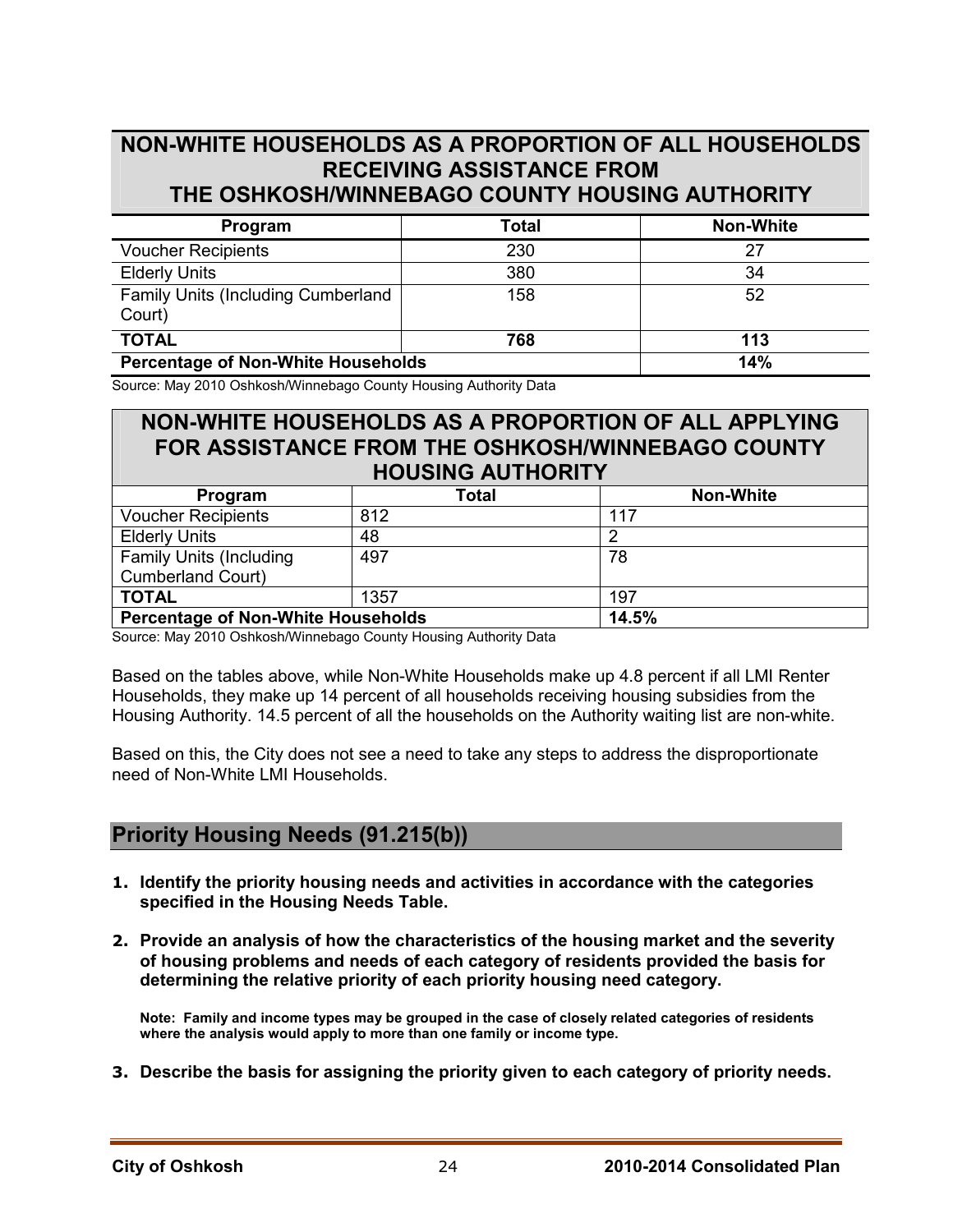## NON-WHITE HOUSEHOLDS AS A PROPORTION OF ALL HOUSEHOLDS RECEIVING ASSISTANCE FROM THE OSHKOSH/WINNEBAGO COUNTY HOUSING AUTHORITY

| Program | Total | Non-White |
|---|---|---|
| Voucher Recipients | 230 | 27 |
| Elderly Units | 380 | 34 |
| Family Units (Including Cumberland Court) | 158 | 52 |
| **TOTAL** | **768** | **113** |
| **Percentage of Non-White Households** | | **14%** |

Source: May 2010 Oshkosh/Winnebago County Housing Authority Data

## NON-WHITE HOUSEHOLDS AS A PROPORTION OF ALL APPLYING FOR ASSISTANCE FROM THE OSHKOSH/WINNEBAGO COUNTY HOUSING AUTHORITY

| Program | Total | Non-White |
|---|---|---|
| Voucher Recipients | 812 | 117 |
| Elderly Units | 48 | 2 |
| Family Units (Including Cumberland Court) | 497 | 78 |
| **TOTAL** | 1357 | 197 |
| **Percentage of Non-White Households** | | **14.5%** |

Source: May 2010 Oshkosh/Winnebago County Housing Authority Data

Based on the tables above, while Non-White Households make up 4.8 percent if all LMI Renter Households, they make up 14 percent of all households receiving housing subsidies from the Housing Authority. 14.5 percent of all the households on the Authority waiting list are non-white.

Based on this, the City does not see a need to take any steps to address the disproportionate need of Non-White LMI Households.

## Priority Housing Needs (91.215(b))

1. **Identify the priority housing needs and activities in accordance with the categories specified in the Housing Needs Table.**

2. **Provide an analysis of how the characteristics of the housing market and the severity of housing problems and needs of each category of residents provided the basis for determining the relative priority of each priority housing need category.**

   **Note: Family and income types may be grouped in the case of closely related categories of residents where the analysis would apply to more than one family or income type.**

3. **Describe the basis for assigning the priority given to each category of priority needs.**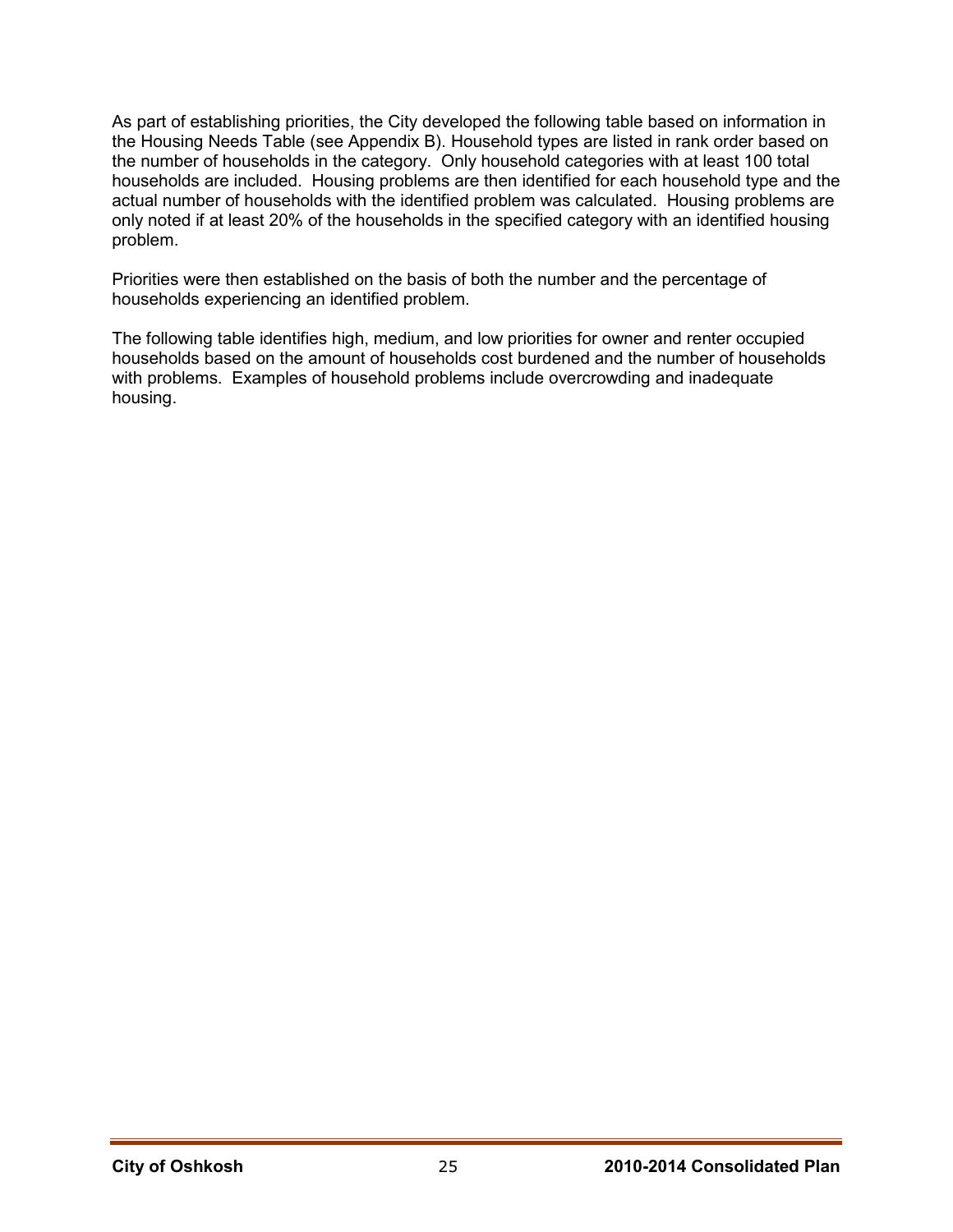As part of establishing priorities, the City developed the following table based on information in the Housing Needs Table (see Appendix B). Household types are listed in rank order based on the number of households in the category. Only household categories with at least 100 total households are included. Housing problems are then identified for each household type and the actual number of households with the identified problem was calculated. Housing problems are only noted if at least 20% of the households in the specified category with an identified housing problem.

Priorities were then established on the basis of both the number and the percentage of households experiencing an identified problem.

The following table identifies high, medium, and low priorities for owner and renter occupied households based on the amount of households cost burdened and the number of households with problems. Examples of household problems include overcrowding and inadequate housing.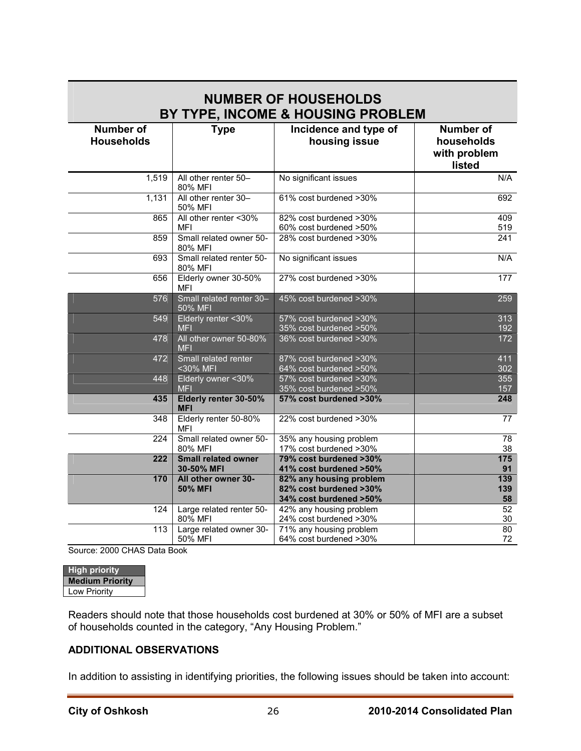## NUMBER OF HOUSEHOLDS BY TYPE, INCOME & HOUSING PROBLEM

| Number of Households | Type | Incidence and type of housing issue | Number of households with problem listed |
|---|---|---|---|
| 1,519 | All other renter 50–80% MFI | No significant issues | N/A |
| 1,131 | All other renter 30–50% MFI | 61% cost burdened >30% | 692 |
| 865 | All other renter <30% MFI | 82% cost burdened >30%<br>60% cost burdened >50% | 409<br>519 |
| 859 | Small related owner 50-80% MFI | 28% cost burdened >30% | 241 |
| 693 | Small related renter 50-80% MFI | No significant issues | N/A |
| 656 | Elderly owner 30-50% MFI | 27% cost burdened >30% | 177 |
| 576 | Small related renter 30–50% MFI | 45% cost burdened >30% | 259 |
| 549 | Elderly renter <30% MFI | 57% cost burdened >30%<br>35% cost burdened >50% | 313<br>192 |
| 478 | All other owner 50-80% MFI | 36% cost burdened >30% | 172 |
| 472 | Small related renter <30% MFI | 87% cost burdened >30%<br>64% cost burdened >50% | 411<br>302 |
| 448 | Elderly owner <30% MFI | 57% cost burdened >30%<br>35% cost burdened >50% | 355<br>157 |
| **435** | **Elderly renter 30-50% MFI** | **57% cost burdened >30%** | **248** |
| 348 | Elderly renter 50-80% MFI | 22% cost burdened >30% | 77 |
| 224 | Small related owner 50-80% MFI | 35% any housing problem<br>17% cost burdened >30% | 78<br>38 |
| **222** | **Small related owner 30-50% MFI** | **79% cost burdened >30%**<br>**41% cost burdened >50%** | **175**<br>**91** |
| **170** | **All other owner 30-50% MFI** | **82% any housing problem**<br>**82% cost burdened >30%**<br>**34% cost burdened >50%** | **139**<br>**139**<br>**58** |
| 124 | Large related renter 50-80% MFI | 42% any housing problem<br>24% cost burdened >30% | 52<br>30 |
| 113 | Large related owner 30-50% MFI | 71% any housing problem<br>64% cost burdened >30% | 80<br>72 |

Source: 2000 CHAS Data Book

| High priority |
|---|
| **Medium Priority** |
| Low Priority |

Readers should note that those households cost burdened at 30% or 50% of MFI are a subset of households counted in the category, "Any Housing Problem."

### ADDITIONAL OBSERVATIONS

In addition to assisting in identifying priorities, the following issues should be taken into account: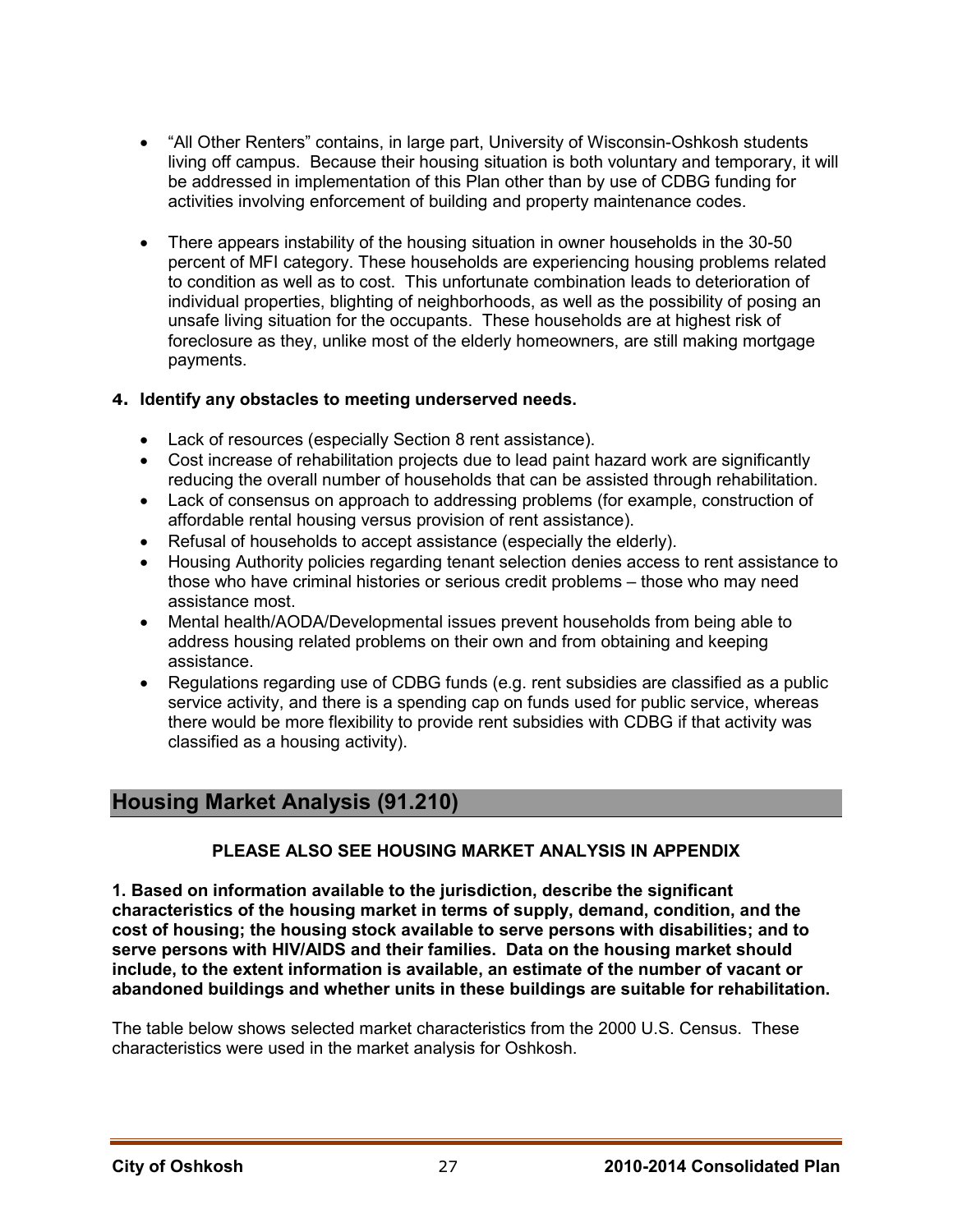- "All Other Renters" contains, in large part, University of Wisconsin-Oshkosh students living off campus. Because their housing situation is both voluntary and temporary, it will be addressed in implementation of this Plan other than by use of CDBG funding for activities involving enforcement of building and property maintenance codes.

- There appears instability of the housing situation in owner households in the 30-50 percent of MFI category. These households are experiencing housing problems related to condition as well as to cost. This unfortunate combination leads to deterioration of individual properties, blighting of neighborhoods, as well as the possibility of posing an unsafe living situation for the occupants. These households are at highest risk of foreclosure as they, unlike most of the elderly homeowners, are still making mortgage payments.

**4. Identify any obstacles to meeting underserved needs.**

- Lack of resources (especially Section 8 rent assistance).
- Cost increase of rehabilitation projects due to lead paint hazard work are significantly reducing the overall number of households that can be assisted through rehabilitation.
- Lack of consensus on approach to addressing problems (for example, construction of affordable rental housing versus provision of rent assistance).
- Refusal of households to accept assistance (especially the elderly).
- Housing Authority policies regarding tenant selection denies access to rent assistance to those who have criminal histories or serious credit problems – those who may need assistance most.
- Mental health/AODA/Developmental issues prevent households from being able to address housing related problems on their own and from obtaining and keeping assistance.
- Regulations regarding use of CDBG funds (e.g. rent subsidies are classified as a public service activity, and there is a spending cap on funds used for public service, whereas there would be more flexibility to provide rent subsidies with CDBG if that activity was classified as a housing activity).

## Housing Market Analysis (91.210)

**PLEASE ALSO SEE HOUSING MARKET ANALYSIS IN APPENDIX**

**1. Based on information available to the jurisdiction, describe the significant characteristics of the housing market in terms of supply, demand, condition, and the cost of housing; the housing stock available to serve persons with disabilities; and to serve persons with HIV/AIDS and their families. Data on the housing market should include, to the extent information is available, an estimate of the number of vacant or abandoned buildings and whether units in these buildings are suitable for rehabilitation.**

The table below shows selected market characteristics from the 2000 U.S. Census. These characteristics were used in the market analysis for Oshkosh.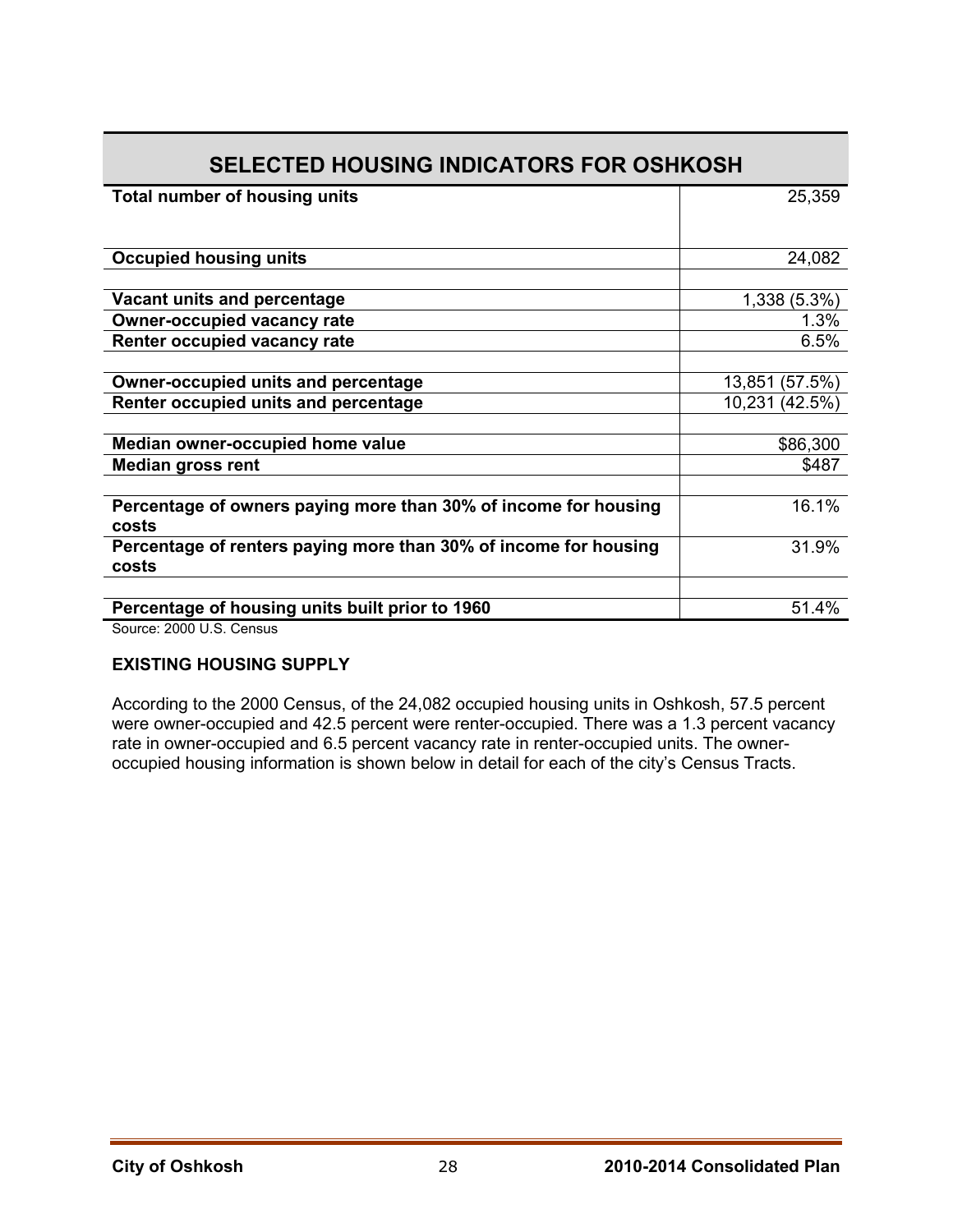| SELECTED HOUSING INDICATORS FOR OSHKOSH | |
|---|---|
| **Total number of housing units** | 25,359 |
| | |
| **Occupied housing units** | 24,082 |
| | |
| **Vacant units and percentage** | 1,338 (5.3%) |
| **Owner-occupied vacancy rate** | 1.3% |
| **Renter occupied vacancy rate** | 6.5% |
| | |
| **Owner-occupied units and percentage** | 13,851 (57.5%) |
| **Renter occupied units and percentage** | 10,231 (42.5%) |
| | |
| **Median owner-occupied home value** | $86,300 |
| **Median gross rent** | $487 |
| | |
| **Percentage of owners paying more than 30% of income for housing costs** | 16.1% |
| **Percentage of renters paying more than 30% of income for housing costs** | 31.9% |
| | |
| **Percentage of housing units built prior to 1960** | 51.4% |

Source: 2000 U.S. Census

## EXISTING HOUSING SUPPLY

According to the 2000 Census, of the 24,082 occupied housing units in Oshkosh, 57.5 percent were owner-occupied and 42.5 percent were renter-occupied. There was a 1.3 percent vacancy rate in owner-occupied and 6.5 percent vacancy rate in renter-occupied units. The owner-occupied housing information is shown below in detail for each of the city's Census Tracts.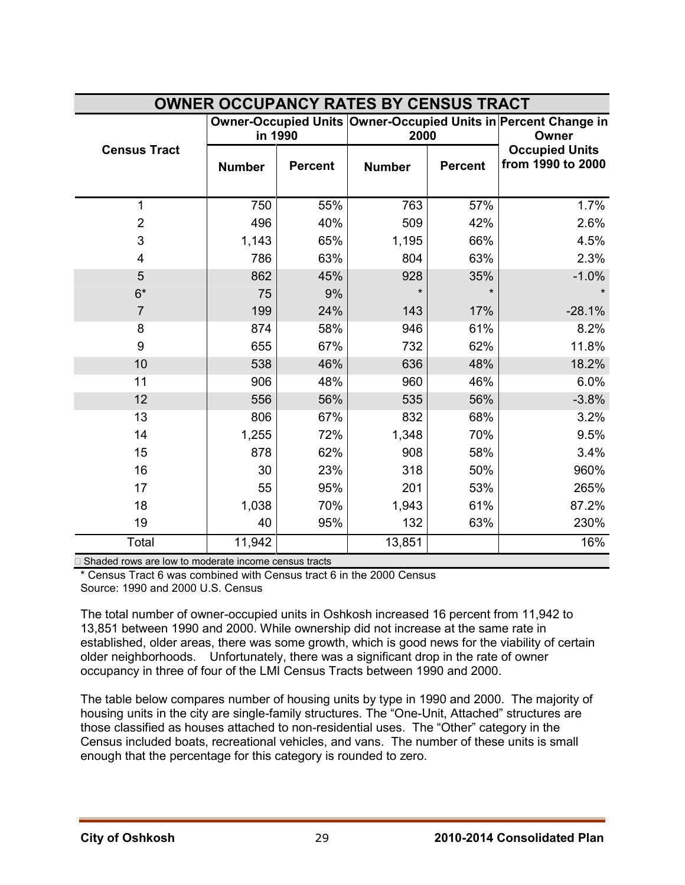## OWNER OCCUPANCY RATES BY CENSUS TRACT

| Census Tract | Owner-Occupied Units in 1990 | | Owner-Occupied Units in 2000 | | Percent Change in Owner Occupied Units from 1990 to 2000 |
|---|---|---|---|---|---|
| | Number | Percent | Number | Percent | |
| 1 | 750 | 55% | 763 | 57% | 1.7% |
| 2 | 496 | 40% | 509 | 42% | 2.6% |
| 3 | 1,143 | 65% | 1,195 | 66% | 4.5% |
| 4 | 786 | 63% | 804 | 63% | 2.3% |
| 5 | 862 | 45% | 928 | 35% | -1.0% |
| 6* | 75 | 9% | * | * | * |
| 7 | 199 | 24% | 143 | 17% | -28.1% |
| 8 | 874 | 58% | 946 | 61% | 8.2% |
| 9 | 655 | 67% | 732 | 62% | 11.8% |
| 10 | 538 | 46% | 636 | 48% | 18.2% |
| 11 | 906 | 48% | 960 | 46% | 6.0% |
| 12 | 556 | 56% | 535 | 56% | -3.8% |
| 13 | 806 | 67% | 832 | 68% | 3.2% |
| 14 | 1,255 | 72% | 1,348 | 70% | 9.5% |
| 15 | 878 | 62% | 908 | 58% | 3.4% |
| 16 | 30 | 23% | 318 | 50% | 960% |
| 17 | 55 | 95% | 201 | 53% | 265% |
| 18 | 1,038 | 70% | 1,943 | 61% | 87.2% |
| 19 | 40 | 95% | 132 | 63% | 230% |
| Total | 11,942 | | 13,851 | | 16% |

Shaded rows are low to moderate income census tracts

* Census Tract 6 was combined with Census tract 6 in the 2000 Census

Source: 1990 and 2000 U.S. Census

The total number of owner-occupied units in Oshkosh increased 16 percent from 11,942 to 13,851 between 1990 and 2000. While ownership did not increase at the same rate in established, older areas, there was some growth, which is good news for the viability of certain older neighborhoods. Unfortunately, there was a significant drop in the rate of owner occupancy in three of four of the LMI Census Tracts between 1990 and 2000.

The table below compares number of housing units by type in 1990 and 2000. The majority of housing units in the city are single-family structures. The "One-Unit, Attached" structures are those classified as houses attached to non-residential uses. The "Other" category in the Census included boats, recreational vehicles, and vans. The number of these units is small enough that the percentage for this category is rounded to zero.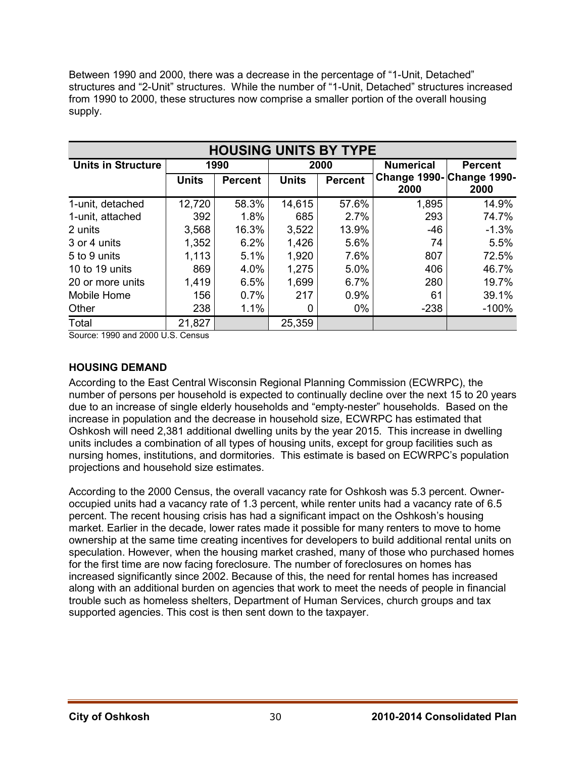Between 1990 and 2000, there was a decrease in the percentage of "1-Unit, Detached" structures and "2-Unit" structures. While the number of "1-Unit, Detached" structures increased from 1990 to 2000, these structures now comprise a smaller portion of the overall housing supply.

| HOUSING UNITS BY TYPE | | | | | | |
|---|---|---|---|---|---|---|
| **Units in Structure** | **1990** | | **2000** | | **Numerical** | **Percent** |
| | **Units** | **Percent** | **Units** | **Percent** | **Change 1990-2000** | **Change 1990-2000** |
| 1-unit, detached | 12,720 | 58.3% | 14,615 | 57.6% | 1,895 | 14.9% |
| 1-unit, attached | 392 | 1.8% | 685 | 2.7% | 293 | 74.7% |
| 2 units | 3,568 | 16.3% | 3,522 | 13.9% | -46 | -1.3% |
| 3 or 4 units | 1,352 | 6.2% | 1,426 | 5.6% | 74 | 5.5% |
| 5 to 9 units | 1,113 | 5.1% | 1,920 | 7.6% | 807 | 72.5% |
| 10 to 19 units | 869 | 4.0% | 1,275 | 5.0% | 406 | 46.7% |
| 20 or more units | 1,419 | 6.5% | 1,699 | 6.7% | 280 | 19.7% |
| Mobile Home | 156 | 0.7% | 217 | 0.9% | 61 | 39.1% |
| Other | 238 | 1.1% | 0 | 0% | -238 | -100% |
| Total | 21,827 | | 25,359 | | | |

Source: 1990 and 2000 U.S. Census

**HOUSING DEMAND**

According to the East Central Wisconsin Regional Planning Commission (ECWRPC), the number of persons per household is expected to continually decline over the next 15 to 20 years due to an increase of single elderly households and "empty-nester" households. Based on the increase in population and the decrease in household size, ECWRPC has estimated that Oshkosh will need 2,381 additional dwelling units by the year 2015. This increase in dwelling units includes a combination of all types of housing units, except for group facilities such as nursing homes, institutions, and dormitories. This estimate is based on ECWRPC's population projections and household size estimates.

According to the 2000 Census, the overall vacancy rate for Oshkosh was 5.3 percent. Owner-occupied units had a vacancy rate of 1.3 percent, while renter units had a vacancy rate of 6.5 percent. The recent housing crisis has had a significant impact on the Oshkosh's housing market. Earlier in the decade, lower rates made it possible for many renters to move to home ownership at the same time creating incentives for developers to build additional rental units on speculation. However, when the housing market crashed, many of those who purchased homes for the first time are now facing foreclosure. The number of foreclosures on homes has increased significantly since 2002. Because of this, the need for rental homes has increased along with an additional burden on agencies that work to meet the needs of people in financial trouble such as homeless shelters, Department of Human Services, church groups and tax supported agencies. This cost is then sent down to the taxpayer.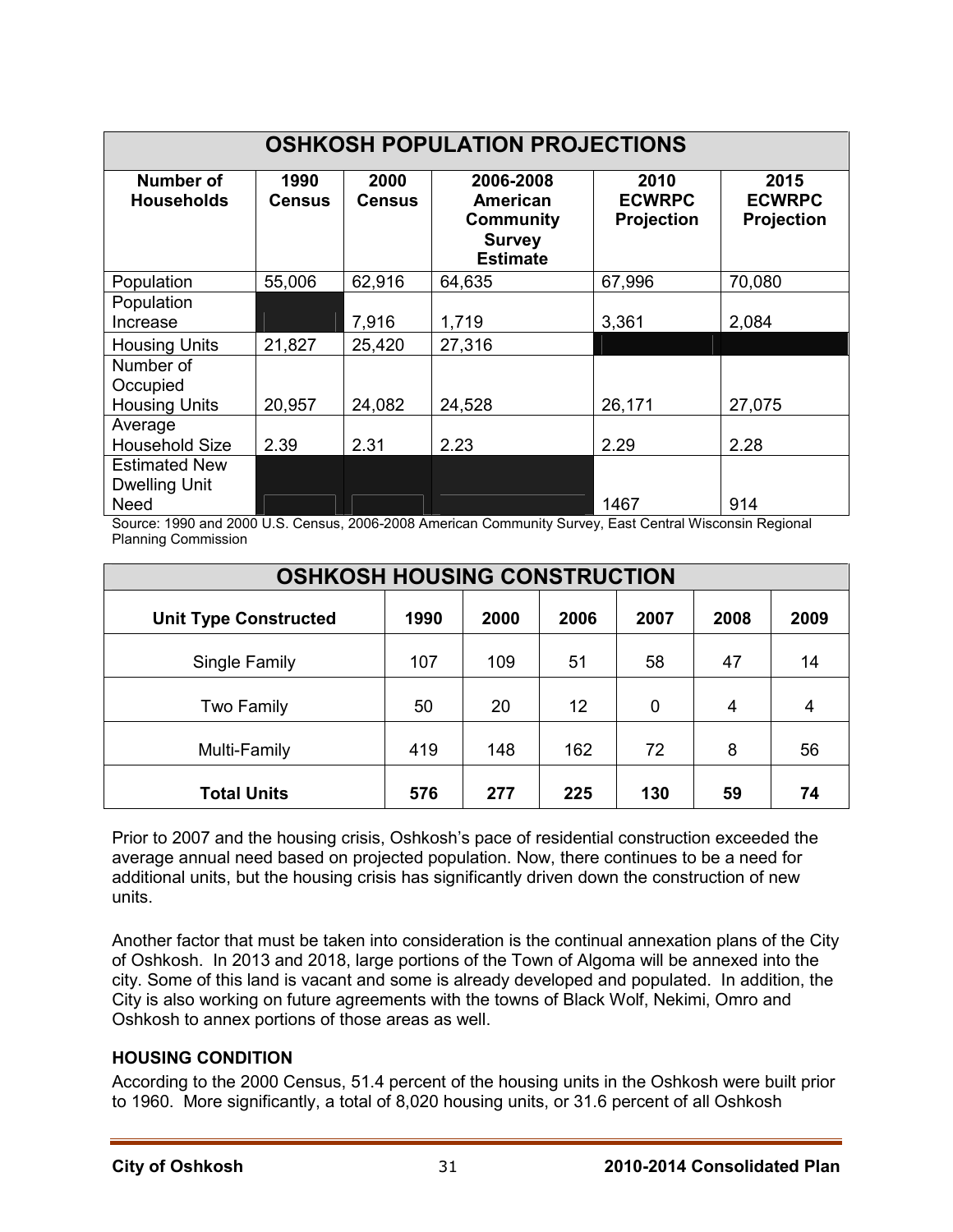| OSHKOSH POPULATION PROJECTIONS | | | | | |
|---|---|---|---|---|---|
| **Number of Households** | **1990 Census** | **2000 Census** | **2006-2008 American Community Survey Estimate** | **2010 ECWRPC Projection** | **2015 ECWRPC Projection** |
| Population | 55,006 | 62,916 | 64,635 | 67,996 | 70,080 |
| Population Increase | | 7,916 | 1,719 | 3,361 | 2,084 |
| Housing Units | 21,827 | 25,420 | 27,316 | | |
| Number of Occupied Housing Units | 20,957 | 24,082 | 24,528 | 26,171 | 27,075 |
| Average Household Size | 2.39 | 2.31 | 2.23 | 2.29 | 2.28 |
| Estimated New Dwelling Unit Need | | | | 1467 | 914 |

Source: 1990 and 2000 U.S. Census, 2006-2008 American Community Survey, East Central Wisconsin Regional Planning Commission

| OSHKOSH HOUSING CONSTRUCTION | | | | | | |
|---|---|---|---|---|---|---|
| **Unit Type Constructed** | **1990** | **2000** | **2006** | **2007** | **2008** | **2009** |
| Single Family | 107 | 109 | 51 | 58 | 47 | 14 |
| Two Family | 50 | 20 | 12 | 0 | 4 | 4 |
| Multi-Family | 419 | 148 | 162 | 72 | 8 | 56 |
| **Total Units** | **576** | **277** | **225** | **130** | **59** | **74** |

Prior to 2007 and the housing crisis, Oshkosh's pace of residential construction exceeded the average annual need based on projected population. Now, there continues to be a need for additional units, but the housing crisis has significantly driven down the construction of new units.

Another factor that must be taken into consideration is the continual annexation plans of the City of Oshkosh. In 2013 and 2018, large portions of the Town of Algoma will be annexed into the city. Some of this land is vacant and some is already developed and populated. In addition, the City is also working on future agreements with the towns of Black Wolf, Nekimi, Omro and Oshkosh to annex portions of those areas as well.

### HOUSING CONDITION

According to the 2000 Census, 51.4 percent of the housing units in the Oshkosh were built prior to 1960. More significantly, a total of 8,020 housing units, or 31.6 percent of all Oshkosh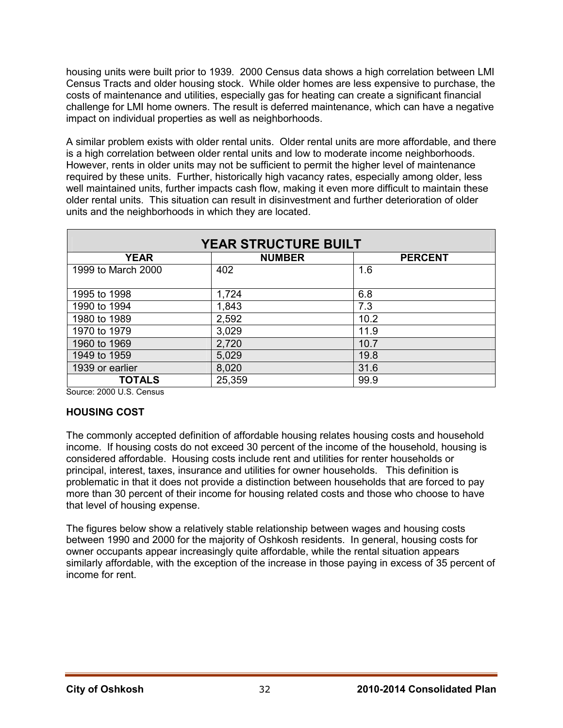housing units were built prior to 1939. 2000 Census data shows a high correlation between LMI Census Tracts and older housing stock. While older homes are less expensive to purchase, the costs of maintenance and utilities, especially gas for heating can create a significant financial challenge for LMI home owners. The result is deferred maintenance, which can have a negative impact on individual properties as well as neighborhoods.

A similar problem exists with older rental units. Older rental units are more affordable, and there is a high correlation between older rental units and low to moderate income neighborhoods. However, rents in older units may not be sufficient to permit the higher level of maintenance required by these units. Further, historically high vacancy rates, especially among older, less well maintained units, further impacts cash flow, making it even more difficult to maintain these older rental units. This situation can result in disinvestment and further deterioration of older units and the neighborhoods in which they are located.

| YEAR STRUCTURE BUILT | | |
|---|---|---|
| **YEAR** | **NUMBER** | **PERCENT** |
| 1999 to March 2000 | 402 | 1.6 |
| 1995 to 1998 | 1,724 | 6.8 |
| 1990 to 1994 | 1,843 | 7.3 |
| 1980 to 1989 | 2,592 | 10.2 |
| 1970 to 1979 | 3,029 | 11.9 |
| 1960 to 1969 | 2,720 | 10.7 |
| 1949 to 1959 | 5,029 | 19.8 |
| 1939 or earlier | 8,020 | 31.6 |
| **TOTALS** | 25,359 | 99.9 |

Source: 2000 U.S. Census

**HOUSING COST**

The commonly accepted definition of affordable housing relates housing costs and household income. If housing costs do not exceed 30 percent of the income of the household, housing is considered affordable. Housing costs include rent and utilities for renter households or principal, interest, taxes, insurance and utilities for owner households. This definition is problematic in that it does not provide a distinction between households that are forced to pay more than 30 percent of their income for housing related costs and those who choose to have that level of housing expense.

The figures below show a relatively stable relationship between wages and housing costs between 1990 and 2000 for the majority of Oshkosh residents. In general, housing costs for owner occupants appear increasingly quite affordable, while the rental situation appears similarly affordable, with the exception of the increase in those paying in excess of 35 percent of income for rent.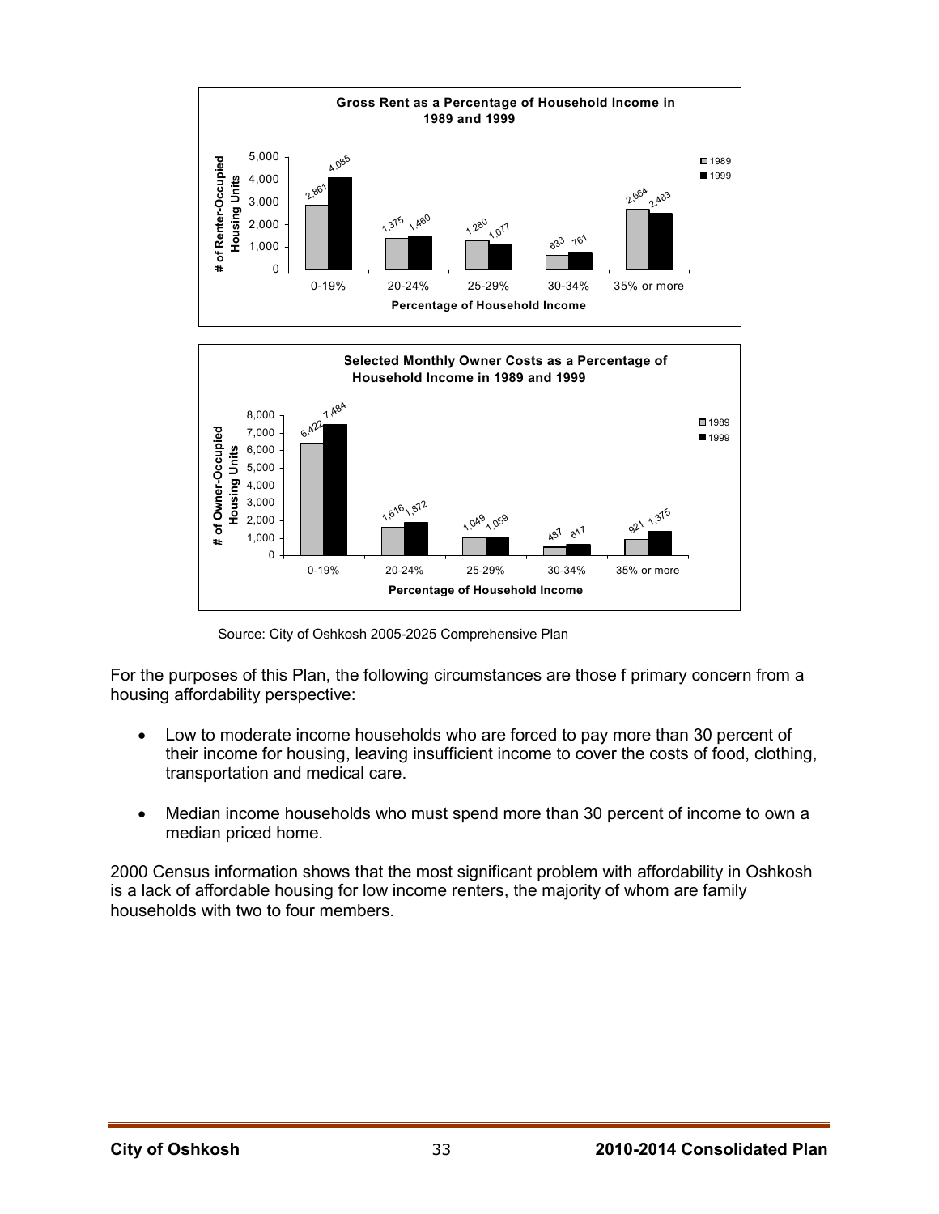**Gross Rent as a Percentage of Household Income in 1989 and 1999**

| Percentage of Household Income | 1989 | 1999 |
|---|---|---|
| 0-19% | 2,861 | 4,085 |
| 20-24% | 1,375 | 1,460 |
| 25-29% | 1,280 | 1,077 |
| 30-34% | 633 | 761 |
| 35% or more | 2,664 | 2,483 |

Y-axis: # of Renter-Occupied Housing Units

**Selected Monthly Owner Costs as a Percentage of Household Income in 1989 and 1999**

| Percentage of Household Income | 1989 | 1999 |
|---|---|---|
| 0-19% | 6,422 | 7,484 |
| 20-24% | 1,616 | 1,872 |
| 25-29% | 1,049 | 1,059 |
| 30-34% | 487 | 617 |
| 35% or more | 921 | 1,375 |

Y-axis: # of Owner-Occupied Housing Units

Source: City of Oshkosh 2005-2025 Comprehensive Plan

For the purposes of this Plan, the following circumstances are those f primary concern from a housing affordability perspective:

- Low to moderate income households who are forced to pay more than 30 percent of their income for housing, leaving insufficient income to cover the costs of food, clothing, transportation and medical care.
- Median income households who must spend more than 30 percent of income to own a median priced home.

2000 Census information shows that the most significant problem with affordability in Oshkosh is a lack of affordable housing for low income renters, the majority of whom are family households with two to four members.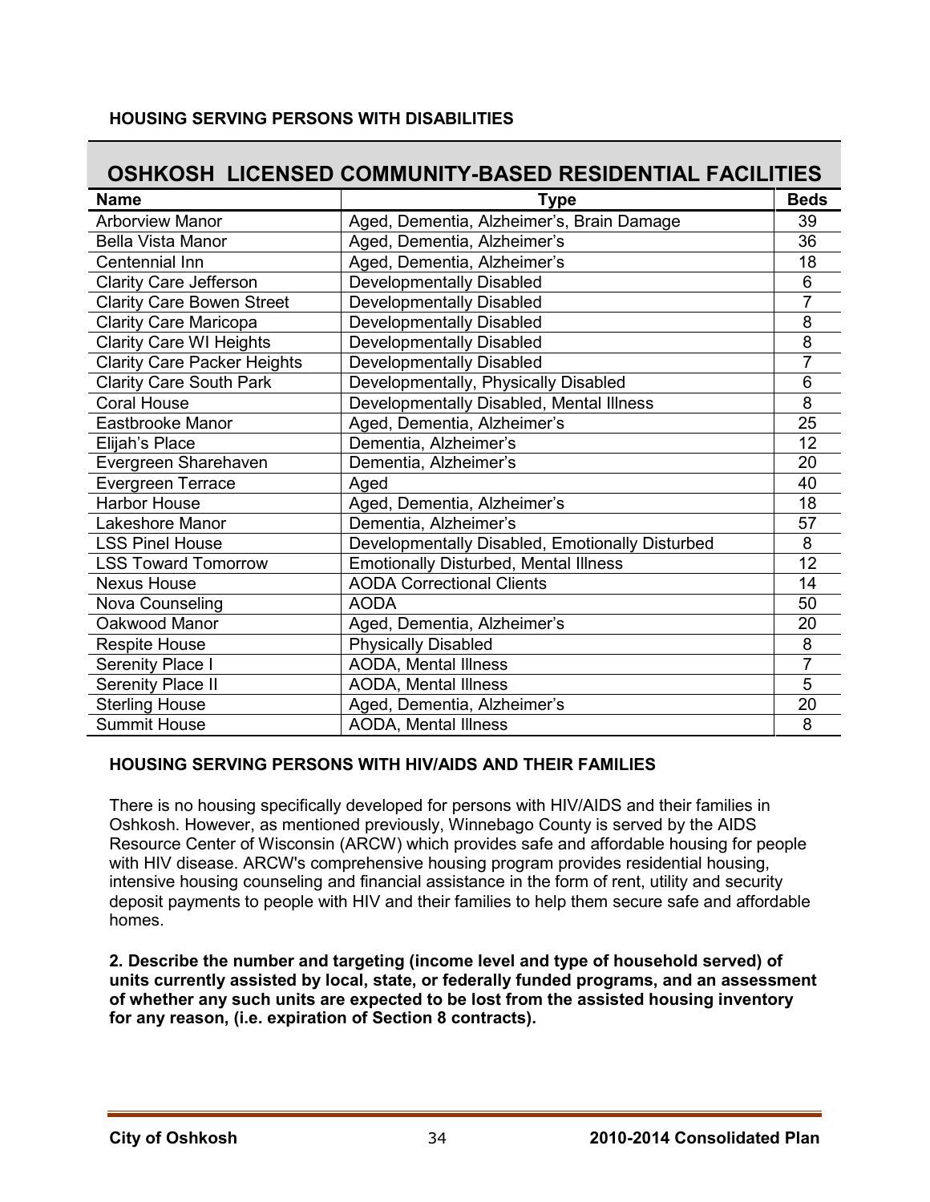**HOUSING SERVING PERSONS WITH DISABILITIES**

## OSHKOSH LICENSED COMMUNITY-BASED RESIDENTIAL FACILITIES

| Name | Type | Beds |
|---|---|---|
| Arborview Manor | Aged, Dementia, Alzheimer's, Brain Damage | 39 |
| Bella Vista Manor | Aged, Dementia, Alzheimer's | 36 |
| Centennial Inn | Aged, Dementia, Alzheimer's | 18 |
| Clarity Care Jefferson | Developmentally Disabled | 6 |
| Clarity Care Bowen Street | Developmentally Disabled | 7 |
| Clarity Care Maricopa | Developmentally Disabled | 8 |
| Clarity Care WI Heights | Developmentally Disabled | 8 |
| Clarity Care Packer Heights | Developmentally Disabled | 7 |
| Clarity Care South Park | Developmentally, Physically Disabled | 6 |
| Coral House | Developmentally Disabled, Mental Illness | 8 |
| Eastbrooke Manor | Aged, Dementia, Alzheimer's | 25 |
| Elijah's Place | Dementia, Alzheimer's | 12 |
| Evergreen Sharehaven | Dementia, Alzheimer's | 20 |
| Evergreen Terrace | Aged | 40 |
| Harbor House | Aged, Dementia, Alzheimer's | 18 |
| Lakeshore Manor | Dementia, Alzheimer's | 57 |
| LSS Pinel House | Developmentally Disabled, Emotionally Disturbed | 8 |
| LSS Toward Tomorrow | Emotionally Disturbed, Mental Illness | 12 |
| Nexus House | AODA Correctional Clients | 14 |
| Nova Counseling | AODA | 50 |
| Oakwood Manor | Aged, Dementia, Alzheimer's | 20 |
| Respite House | Physically Disabled | 8 |
| Serenity Place I | AODA, Mental Illness | 7 |
| Serenity Place II | AODA, Mental Illness | 5 |
| Sterling House | Aged, Dementia, Alzheimer's | 20 |
| Summit House | AODA, Mental Illness | 8 |

**HOUSING SERVING PERSONS WITH HIV/AIDS AND THEIR FAMILIES**

There is no housing specifically developed for persons with HIV/AIDS and their families in Oshkosh. However, as mentioned previously, Winnebago County is served by the AIDS Resource Center of Wisconsin (ARCW) which provides safe and affordable housing for people with HIV disease. ARCW's comprehensive housing program provides residential housing, intensive housing counseling and financial assistance in the form of rent, utility and security deposit payments to people with HIV and their families to help them secure safe and affordable homes.

**2. Describe the number and targeting (income level and type of household served) of units currently assisted by local, state, or federally funded programs, and an assessment of whether any such units are expected to be lost from the assisted housing inventory for any reason, (i.e. expiration of Section 8 contracts).**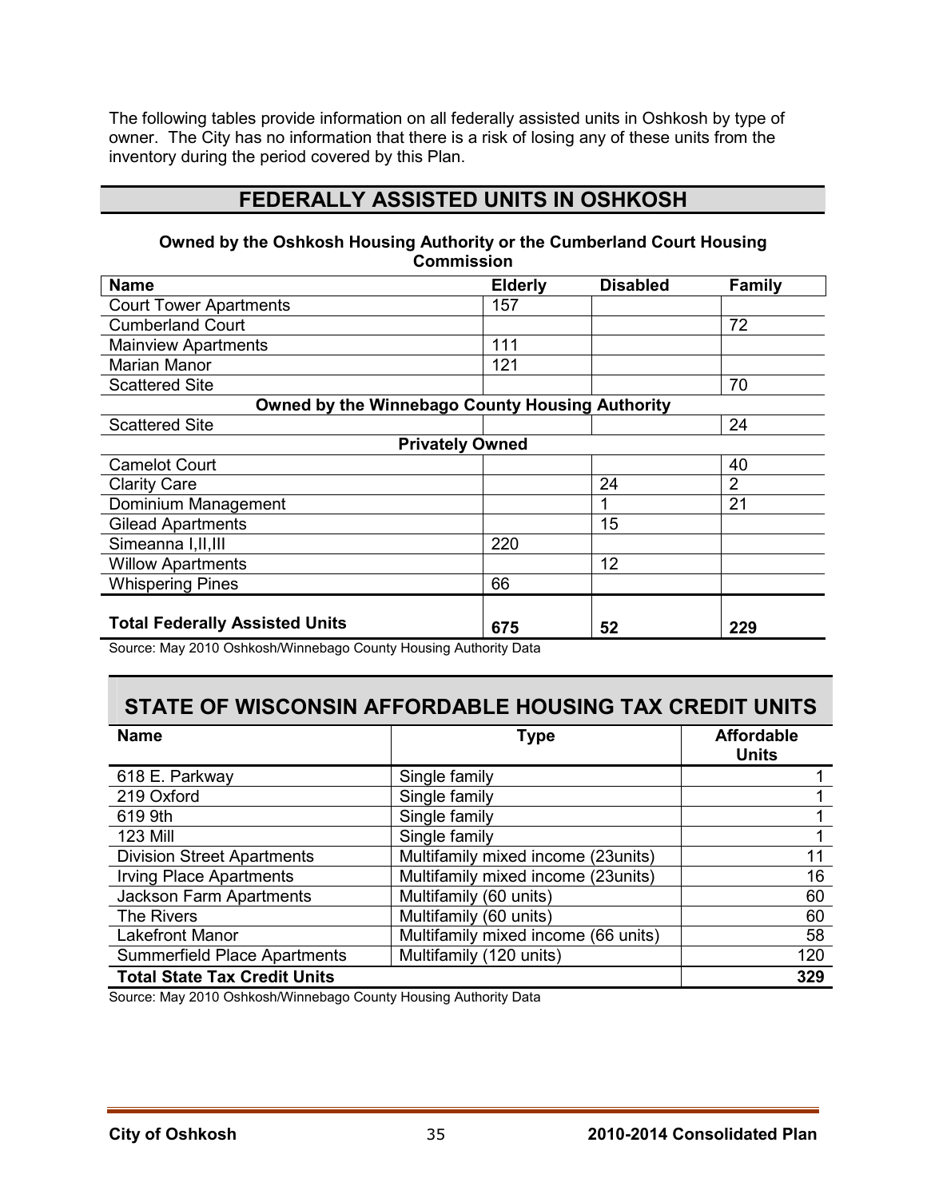The following tables provide information on all federally assisted units in Oshkosh by type of owner. The City has no information that there is a risk of losing any of these units from the inventory during the period covered by this Plan.

## FEDERALLY ASSISTED UNITS IN OSHKOSH

**Owned by the Oshkosh Housing Authority or the Cumberland Court Housing Commission**

| Name | Elderly | Disabled | Family |
|---|---|---|---|
| Court Tower Apartments | 157 | | |
| Cumberland Court | | | 72 |
| Mainview Apartments | 111 | | |
| Marian Manor | 121 | | |
| Scattered Site | | | 70 |
| **Owned by the Winnebago County Housing Authority** | | | |
| Scattered Site | | | 24 |
| **Privately Owned** | | | |
| Camelot Court | | | 40 |
| Clarity Care | | 24 | 2 |
| Dominium Management | | 1 | 21 |
| Gilead Apartments | | 15 | |
| Simeanna I,II,III | 220 | | |
| Willow Apartments | | 12 | |
| Whispering Pines | 66 | | |
| **Total Federally Assisted Units** | **675** | **52** | **229** |

Source: May 2010 Oshkosh/Winnebago County Housing Authority Data

## STATE OF WISCONSIN AFFORDABLE HOUSING TAX CREDIT UNITS

| Name | Type | Affordable Units |
|---|---|---|
| 618 E. Parkway | Single family | 1 |
| 219 Oxford | Single family | 1 |
| 619 9th | Single family | 1 |
| 123 Mill | Single family | 1 |
| Division Street Apartments | Multifamily mixed income (23units) | 11 |
| Irving Place Apartments | Multifamily mixed income (23units) | 16 |
| Jackson Farm Apartments | Multifamily (60 units) | 60 |
| The Rivers | Multifamily (60 units) | 60 |
| Lakefront Manor | Multifamily mixed income (66 units) | 58 |
| Summerfield Place Apartments | Multifamily (120 units) | 120 |
| **Total State Tax Credit Units** | | **329** |

Source: May 2010 Oshkosh/Winnebago County Housing Authority Data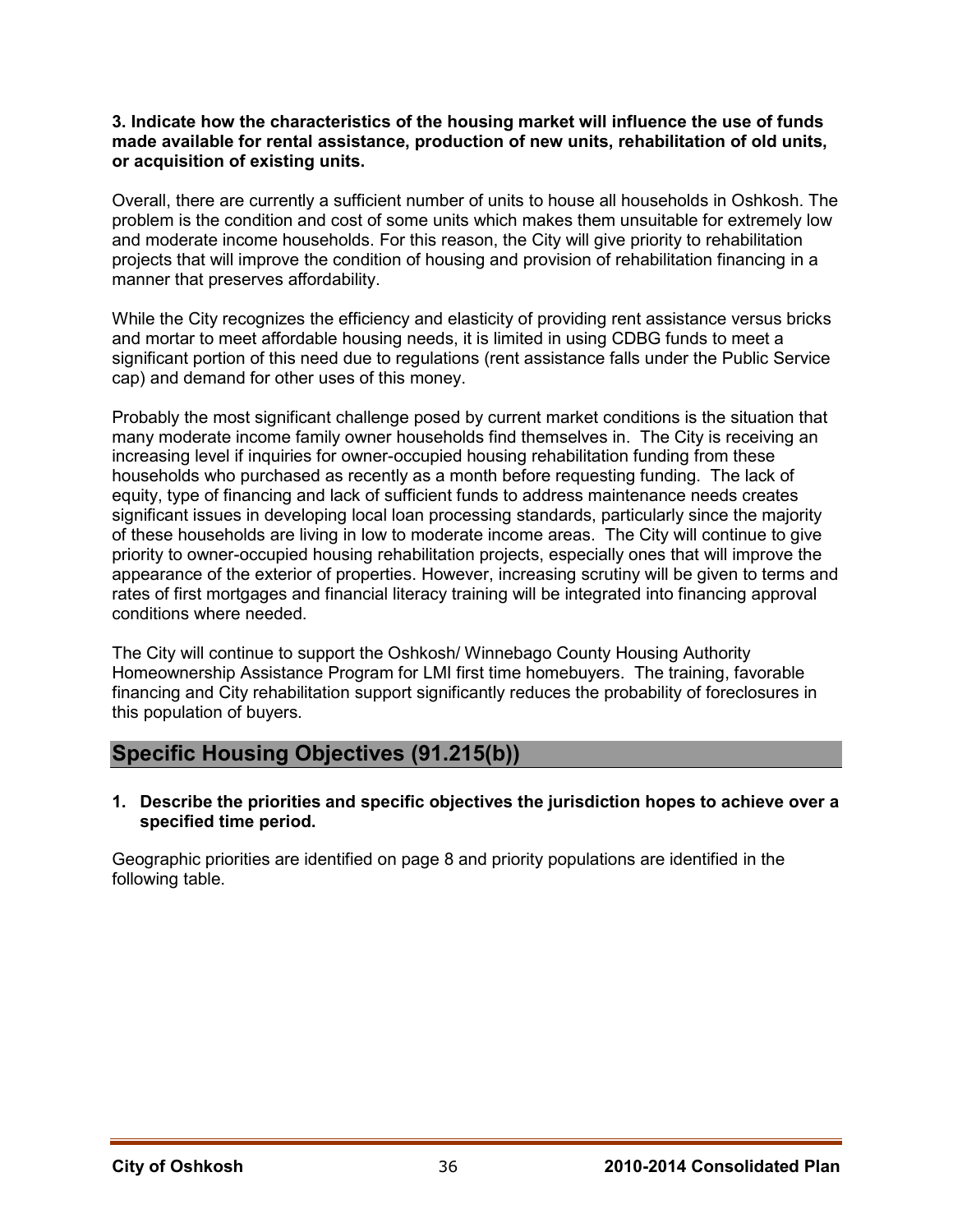**3. Indicate how the characteristics of the housing market will influence the use of funds made available for rental assistance, production of new units, rehabilitation of old units, or acquisition of existing units.**

Overall, there are currently a sufficient number of units to house all households in Oshkosh. The problem is the condition and cost of some units which makes them unsuitable for extremely low and moderate income households. For this reason, the City will give priority to rehabilitation projects that will improve the condition of housing and provision of rehabilitation financing in a manner that preserves affordability.

While the City recognizes the efficiency and elasticity of providing rent assistance versus bricks and mortar to meet affordable housing needs, it is limited in using CDBG funds to meet a significant portion of this need due to regulations (rent assistance falls under the Public Service cap) and demand for other uses of this money.

Probably the most significant challenge posed by current market conditions is the situation that many moderate income family owner households find themselves in. The City is receiving an increasing level if inquiries for owner-occupied housing rehabilitation funding from these households who purchased as recently as a month before requesting funding. The lack of equity, type of financing and lack of sufficient funds to address maintenance needs creates significant issues in developing local loan processing standards, particularly since the majority of these households are living in low to moderate income areas. The City will continue to give priority to owner-occupied housing rehabilitation projects, especially ones that will improve the appearance of the exterior of properties. However, increasing scrutiny will be given to terms and rates of first mortgages and financial literacy training will be integrated into financing approval conditions where needed.

The City will continue to support the Oshkosh/ Winnebago County Housing Authority Homeownership Assistance Program for LMI first time homebuyers. The training, favorable financing and City rehabilitation support significantly reduces the probability of foreclosures in this population of buyers.

## Specific Housing Objectives (91.215(b))

1. **Describe the priorities and specific objectives the jurisdiction hopes to achieve over a specified time period.**

Geographic priorities are identified on page 8 and priority populations are identified in the following table.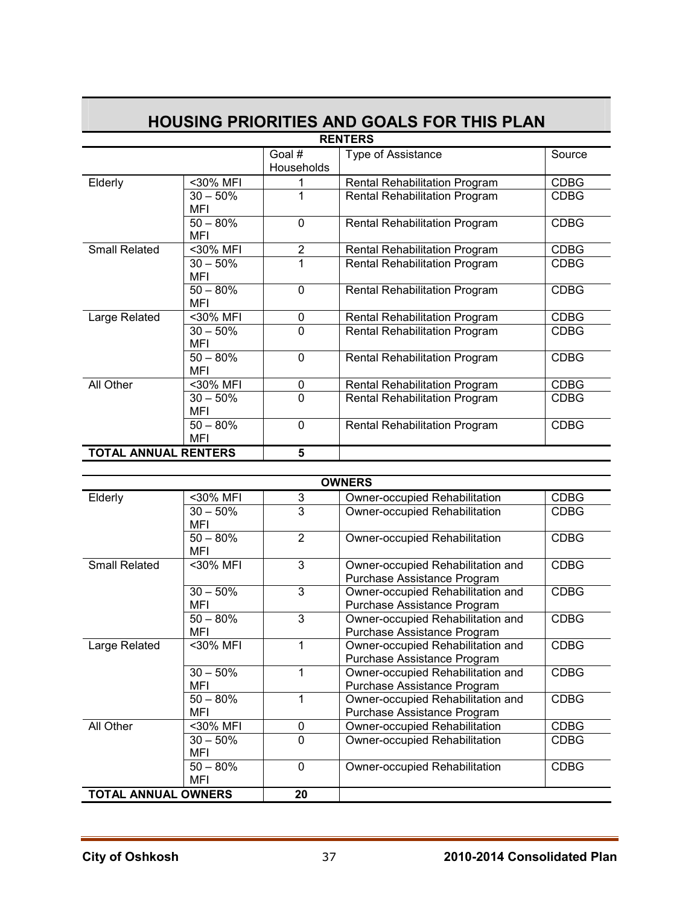# HOUSING PRIORITIES AND GOALS FOR THIS PLAN

**RENTERS**

| | | Goal # Households | Type of Assistance | Source |
|---|---|---|---|---|
| Elderly | <30% MFI | 1 | Rental Rehabilitation Program | CDBG |
| | 30 – 50% MFI | 1 | Rental Rehabilitation Program | CDBG |
| | 50 – 80% MFI | 0 | Rental Rehabilitation Program | CDBG |
| Small Related | <30% MFI | 2 | Rental Rehabilitation Program | CDBG |
| | 30 – 50% MFI | 1 | Rental Rehabilitation Program | CDBG |
| | 50 – 80% MFI | 0 | Rental Rehabilitation Program | CDBG |
| Large Related | <30% MFI | 0 | Rental Rehabilitation Program | CDBG |
| | 30 – 50% MFI | 0 | Rental Rehabilitation Program | CDBG |
| | 50 – 80% MFI | 0 | Rental Rehabilitation Program | CDBG |
| All Other | <30% MFI | 0 | Rental Rehabilitation Program | CDBG |
| | 30 – 50% MFI | 0 | Rental Rehabilitation Program | CDBG |
| | 50 – 80% MFI | 0 | Rental Rehabilitation Program | CDBG |
| **TOTAL ANNUAL RENTERS** | | **5** | | |

**OWNERS**

| | | Goal # Households | Type of Assistance | Source |
|---|---|---|---|---|
| Elderly | <30% MFI | 3 | Owner-occupied Rehabilitation | CDBG |
| | 30 – 50% MFI | 3 | Owner-occupied Rehabilitation | CDBG |
| | 50 – 80% MFI | 2 | Owner-occupied Rehabilitation | CDBG |
| Small Related | <30% MFI | 3 | Owner-occupied Rehabilitation and Purchase Assistance Program | CDBG |
| | 30 – 50% MFI | 3 | Owner-occupied Rehabilitation and Purchase Assistance Program | CDBG |
| | 50 – 80% MFI | 3 | Owner-occupied Rehabilitation and Purchase Assistance Program | CDBG |
| Large Related | <30% MFI | 1 | Owner-occupied Rehabilitation and Purchase Assistance Program | CDBG |
| | 30 – 50% MFI | 1 | Owner-occupied Rehabilitation and Purchase Assistance Program | CDBG |
| | 50 – 80% MFI | 1 | Owner-occupied Rehabilitation and Purchase Assistance Program | CDBG |
| All Other | <30% MFI | 0 | Owner-occupied Rehabilitation | CDBG |
| | 30 – 50% MFI | 0 | Owner-occupied Rehabilitation | CDBG |
| | 50 – 80% MFI | 0 | Owner-occupied Rehabilitation | CDBG |
| **TOTAL ANNUAL OWNERS** | | **20** | | |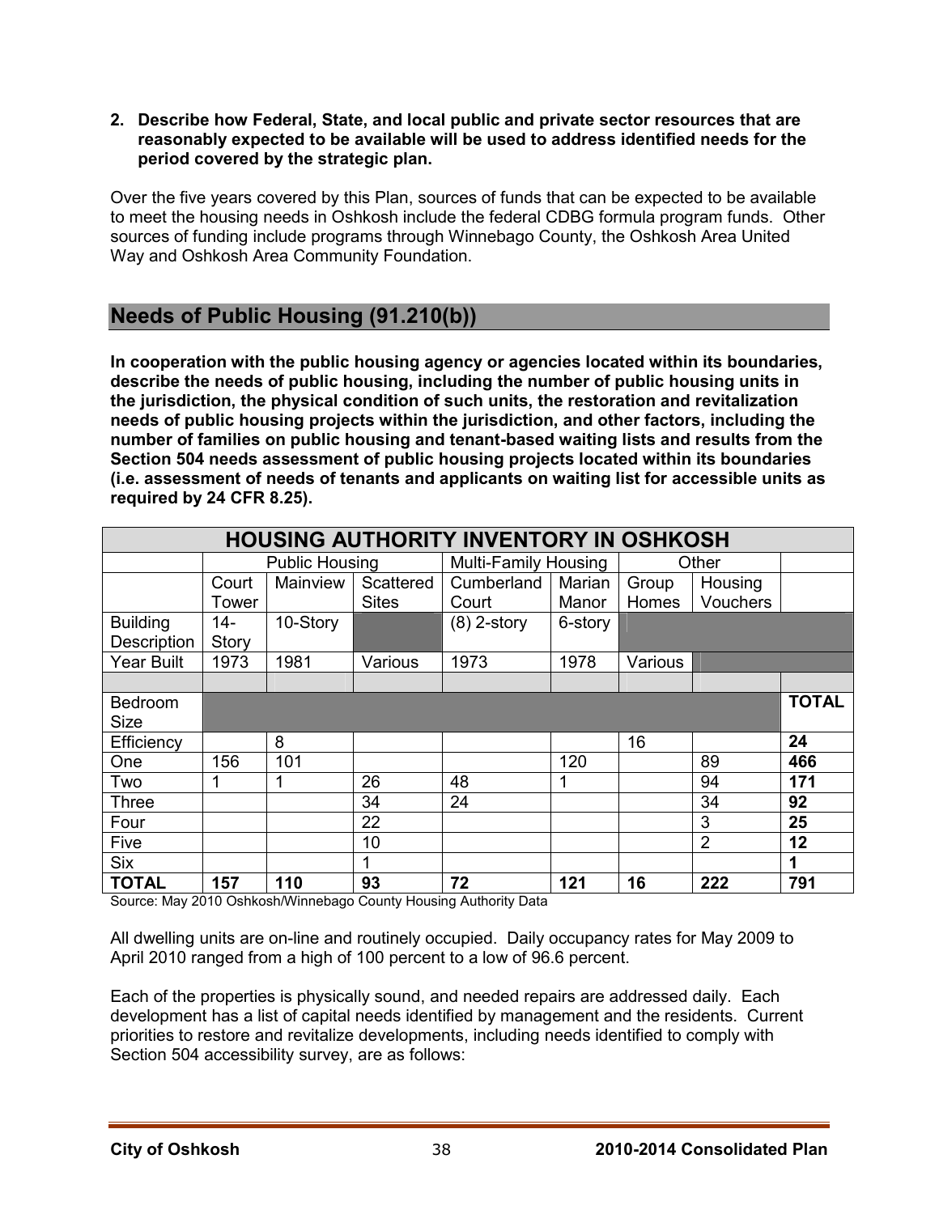**2. Describe how Federal, State, and local public and private sector resources that are reasonably expected to be available will be used to address identified needs for the period covered by the strategic plan.**

Over the five years covered by this Plan, sources of funds that can be expected to be available to meet the housing needs in Oshkosh include the federal CDBG formula program funds. Other sources of funding include programs through Winnebago County, the Oshkosh Area United Way and Oshkosh Area Community Foundation.

## Needs of Public Housing (91.210(b))

**In cooperation with the public housing agency or agencies located within its boundaries, describe the needs of public housing, including the number of public housing units in the jurisdiction, the physical condition of such units, the restoration and revitalization needs of public housing projects within the jurisdiction, and other factors, including the number of families on public housing and tenant-based waiting lists and results from the Section 504 needs assessment of public housing projects located within its boundaries (i.e. assessment of needs of tenants and applicants on waiting list for accessible units as required by 24 CFR 8.25).**

| HOUSING AUTHORITY INVENTORY IN OSHKOSH | | | | | | | | |
|---|---|---|---|---|---|---|---|---|
| | Public Housing | | | Multi-Family Housing | | Other | | |
| | Court Tower | Mainview | Scattered Sites | Cumberland Court | Marian Manor | Group Homes | Housing Vouchers | |
| Building Description | 14-Story | 10-Story | | (8) 2-story | 6-story | | | |
| Year Built | 1973 | 1981 | Various | 1973 | 1978 | Various | | |
| | | | | | | | | |
| Bedroom Size | | | | | | | | **TOTAL** |
| Efficiency | | 8 | | | | 16 | | **24** |
| One | 156 | 101 | | | 120 | | 89 | **466** |
| Two | 1 | 1 | 26 | 48 | 1 | | 94 | **171** |
| Three | | | 34 | 24 | | | 34 | **92** |
| Four | | | 22 | | | | 3 | **25** |
| Five | | | 10 | | | | 2 | **12** |
| Six | | | 1 | | | | | **1** |
| **TOTAL** | **157** | **110** | **93** | **72** | **121** | **16** | **222** | **791** |

Source: May 2010 Oshkosh/Winnebago County Housing Authority Data

All dwelling units are on-line and routinely occupied. Daily occupancy rates for May 2009 to April 2010 ranged from a high of 100 percent to a low of 96.6 percent.

Each of the properties is physically sound, and needed repairs are addressed daily. Each development has a list of capital needs identified by management and the residents. Current priorities to restore and revitalize developments, including needs identified to comply with Section 504 accessibility survey, are as follows: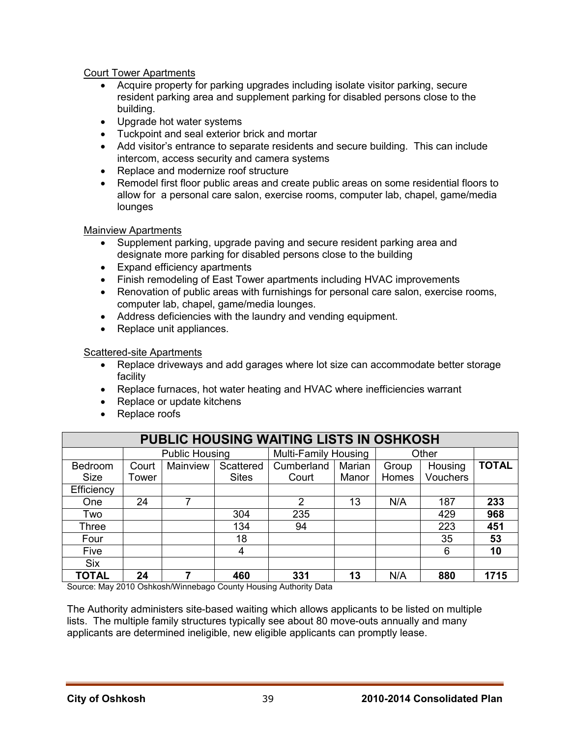Court Tower Apartments

- Acquire property for parking upgrades including isolate visitor parking, secure resident parking area and supplement parking for disabled persons close to the building.
- Upgrade hot water systems
- Tuckpoint and seal exterior brick and mortar
- Add visitor's entrance to separate residents and secure building. This can include intercom, access security and camera systems
- Replace and modernize roof structure
- Remodel first floor public areas and create public areas on some residential floors to allow for a personal care salon, exercise rooms, computer lab, chapel, game/media lounges

Mainview Apartments

- Supplement parking, upgrade paving and secure resident parking area and designate more parking for disabled persons close to the building
- Expand efficiency apartments
- Finish remodeling of East Tower apartments including HVAC improvements
- Renovation of public areas with furnishings for personal care salon, exercise rooms, computer lab, chapel, game/media lounges.
- Address deficiencies with the laundry and vending equipment.
- Replace unit appliances.

Scattered-site Apartments

- Replace driveways and add garages where lot size can accommodate better storage facility
- Replace furnaces, hot water heating and HVAC where inefficiencies warrant
- Replace or update kitchens
- Replace roofs

**PUBLIC HOUSING WAITING LISTS IN OSHKOSH**

| | Public Housing | | | Multi-Family Housing | | Other | | |
|---|---|---|---|---|---|---|---|---|
| Bedroom Size | Court Tower | Mainview | Scattered Sites | Cumberland Court | Marian Manor | Group Homes | Housing Vouchers | **TOTAL** |
| Efficiency | | | | | | | | |
| One | 24 | 7 | | 2 | 13 | N/A | 187 | **233** |
| Two | | | 304 | 235 | | | 429 | **968** |
| Three | | | 134 | 94 | | | 223 | **451** |
| Four | | | 18 | | | | 35 | **53** |
| Five | | | 4 | | | | 6 | **10** |
| Six | | | | | | | | |
| **TOTAL** | **24** | **7** | **460** | **331** | **13** | N/A | **880** | **1715** |

Source: May 2010 Oshkosh/Winnebago County Housing Authority Data

The Authority administers site-based waiting which allows applicants to be listed on multiple lists. The multiple family structures typically see about 80 move-outs annually and many applicants are determined ineligible, new eligible applicants can promptly lease.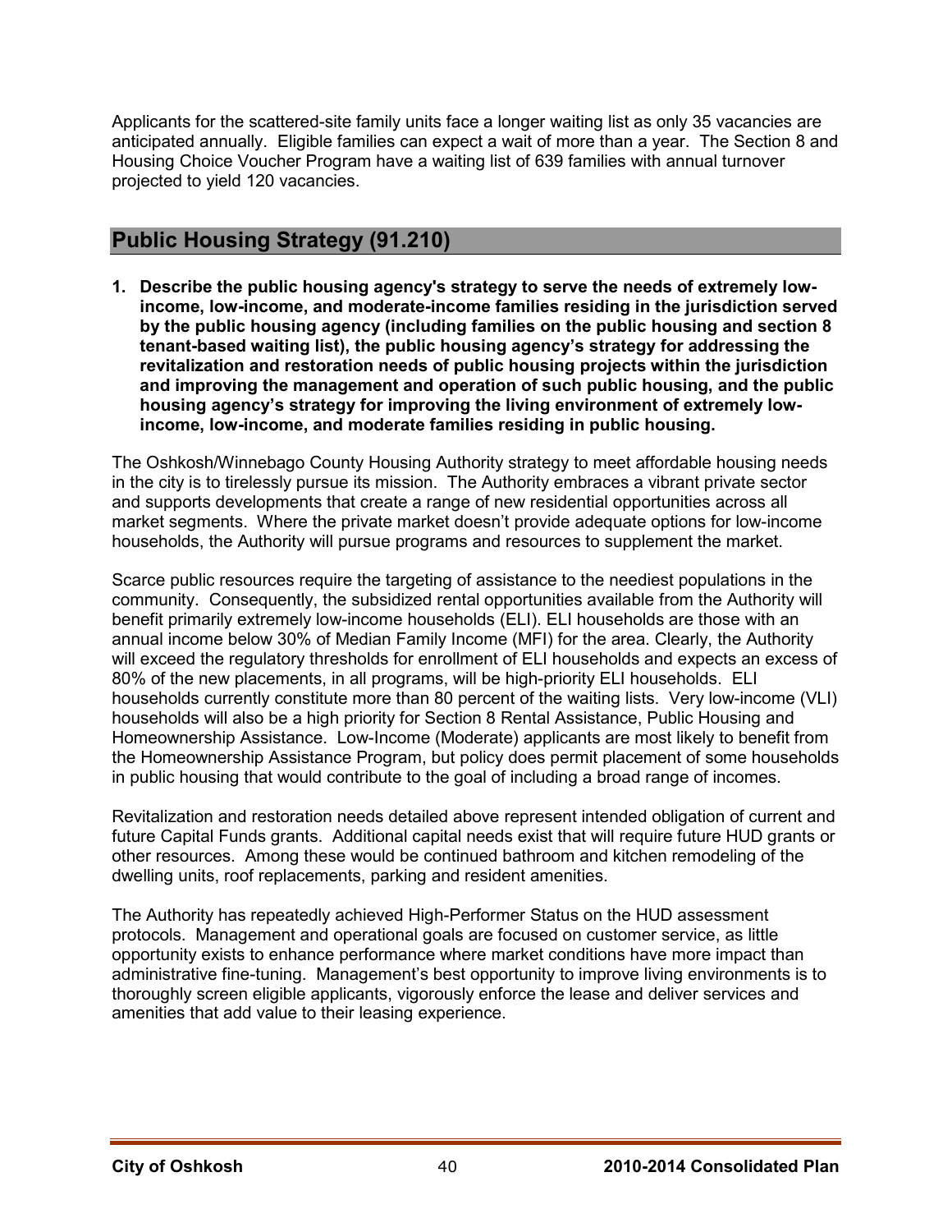Applicants for the scattered-site family units face a longer waiting list as only 35 vacancies are anticipated annually. Eligible families can expect a wait of more than a year. The Section 8 and Housing Choice Voucher Program have a waiting list of 639 families with annual turnover projected to yield 120 vacancies.

## Public Housing Strategy (91.210)

**1. Describe the public housing agency's strategy to serve the needs of extremely low-income, low-income, and moderate-income families residing in the jurisdiction served by the public housing agency (including families on the public housing and section 8 tenant-based waiting list), the public housing agency's strategy for addressing the revitalization and restoration needs of public housing projects within the jurisdiction and improving the management and operation of such public housing, and the public housing agency's strategy for improving the living environment of extremely low-income, low-income, and moderate families residing in public housing.**

The Oshkosh/Winnebago County Housing Authority strategy to meet affordable housing needs in the city is to tirelessly pursue its mission. The Authority embraces a vibrant private sector and supports developments that create a range of new residential opportunities across all market segments. Where the private market doesn't provide adequate options for low-income households, the Authority will pursue programs and resources to supplement the market.

Scarce public resources require the targeting of assistance to the neediest populations in the community. Consequently, the subsidized rental opportunities available from the Authority will benefit primarily extremely low-income households (ELI). ELI households are those with an annual income below 30% of Median Family Income (MFI) for the area. Clearly, the Authority will exceed the regulatory thresholds for enrollment of ELI households and expects an excess of 80% of the new placements, in all programs, will be high-priority ELI households. ELI households currently constitute more than 80 percent of the waiting lists. Very low-income (VLI) households will also be a high priority for Section 8 Rental Assistance, Public Housing and Homeownership Assistance. Low-Income (Moderate) applicants are most likely to benefit from the Homeownership Assistance Program, but policy does permit placement of some households in public housing that would contribute to the goal of including a broad range of incomes.

Revitalization and restoration needs detailed above represent intended obligation of current and future Capital Funds grants. Additional capital needs exist that will require future HUD grants or other resources. Among these would be continued bathroom and kitchen remodeling of the dwelling units, roof replacements, parking and resident amenities.

The Authority has repeatedly achieved High-Performer Status on the HUD assessment protocols. Management and operational goals are focused on customer service, as little opportunity exists to enhance performance where market conditions have more impact than administrative fine-tuning. Management's best opportunity to improve living environments is to thoroughly screen eligible applicants, vigorously enforce the lease and deliver services and amenities that add value to their leasing experience.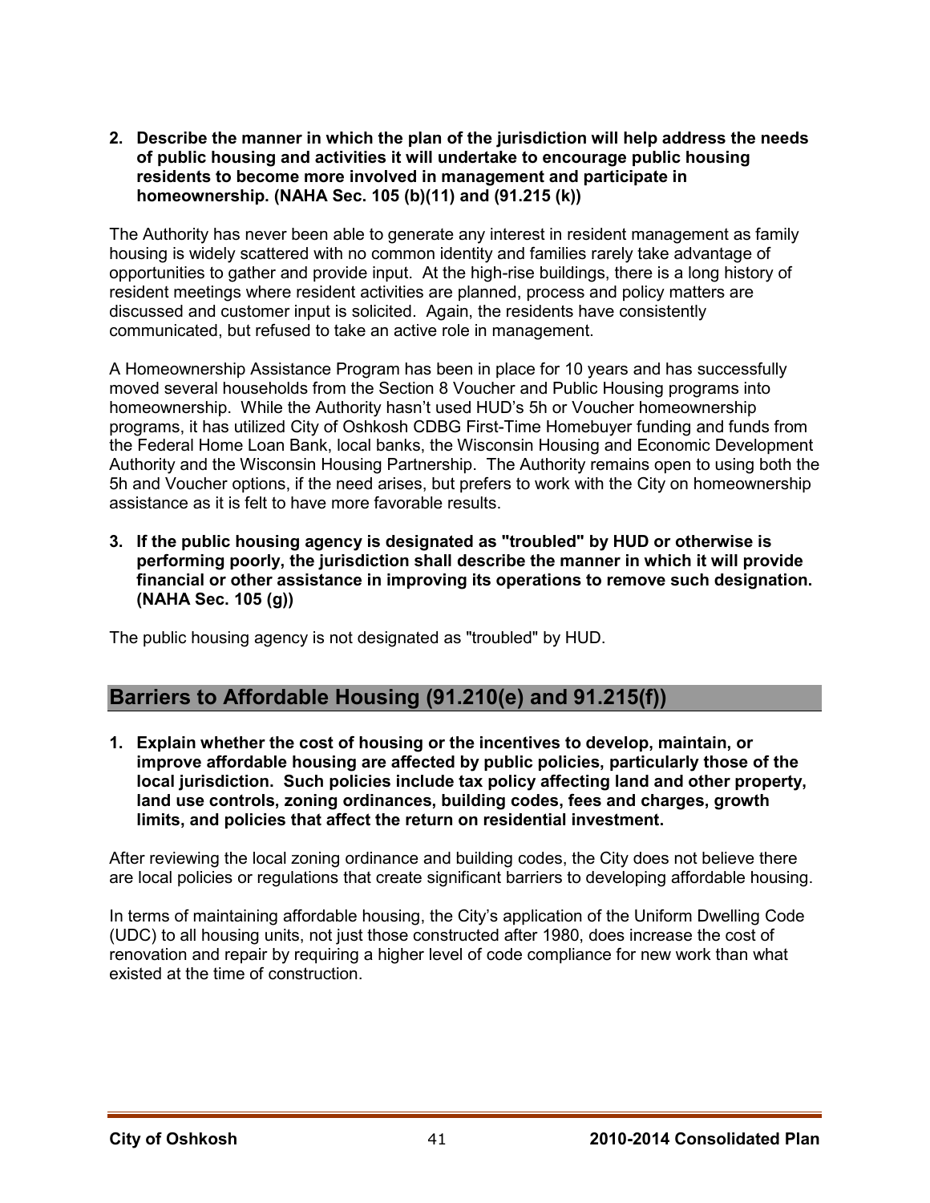**2. Describe the manner in which the plan of the jurisdiction will help address the needs of public housing and activities it will undertake to encourage public housing residents to become more involved in management and participate in homeownership. (NAHA Sec. 105 (b)(11) and (91.215 (k))**

The Authority has never been able to generate any interest in resident management as family housing is widely scattered with no common identity and families rarely take advantage of opportunities to gather and provide input. At the high-rise buildings, there is a long history of resident meetings where resident activities are planned, process and policy matters are discussed and customer input is solicited. Again, the residents have consistently communicated, but refused to take an active role in management.

A Homeownership Assistance Program has been in place for 10 years and has successfully moved several households from the Section 8 Voucher and Public Housing programs into homeownership. While the Authority hasn't used HUD's 5h or Voucher homeownership programs, it has utilized City of Oshkosh CDBG First-Time Homebuyer funding and funds from the Federal Home Loan Bank, local banks, the Wisconsin Housing and Economic Development Authority and the Wisconsin Housing Partnership. The Authority remains open to using both the 5h and Voucher options, if the need arises, but prefers to work with the City on homeownership assistance as it is felt to have more favorable results.

**3. If the public housing agency is designated as "troubled" by HUD or otherwise is performing poorly, the jurisdiction shall describe the manner in which it will provide financial or other assistance in improving its operations to remove such designation. (NAHA Sec. 105 (g))**

The public housing agency is not designated as "troubled" by HUD.

## Barriers to Affordable Housing (91.210(e) and 91.215(f))

**1. Explain whether the cost of housing or the incentives to develop, maintain, or improve affordable housing are affected by public policies, particularly those of the local jurisdiction. Such policies include tax policy affecting land and other property, land use controls, zoning ordinances, building codes, fees and charges, growth limits, and policies that affect the return on residential investment.**

After reviewing the local zoning ordinance and building codes, the City does not believe there are local policies or regulations that create significant barriers to developing affordable housing.

In terms of maintaining affordable housing, the City's application of the Uniform Dwelling Code (UDC) to all housing units, not just those constructed after 1980, does increase the cost of renovation and repair by requiring a higher level of code compliance for new work than what existed at the time of construction.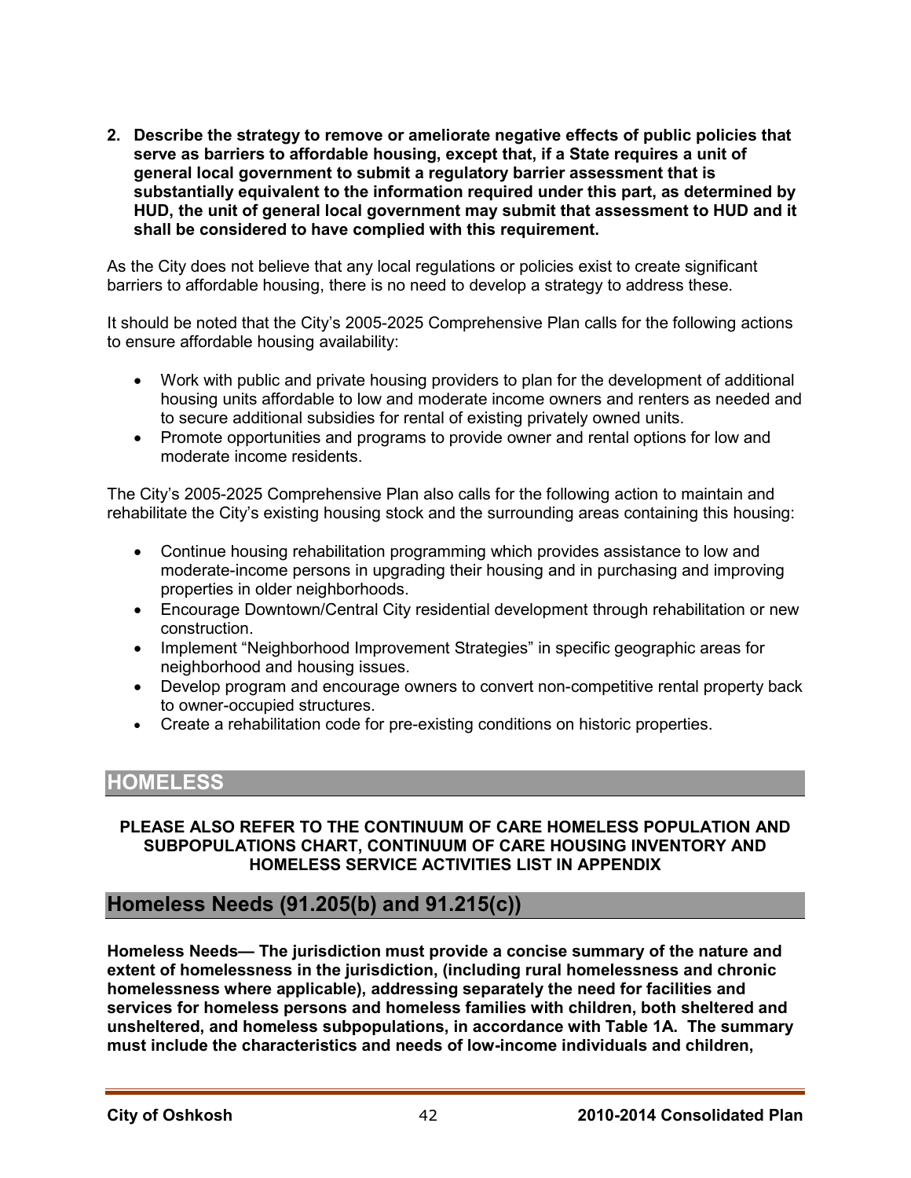**2. Describe the strategy to remove or ameliorate negative effects of public policies that serve as barriers to affordable housing, except that, if a State requires a unit of general local government to submit a regulatory barrier assessment that is substantially equivalent to the information required under this part, as determined by HUD, the unit of general local government may submit that assessment to HUD and it shall be considered to have complied with this requirement.**

As the City does not believe that any local regulations or policies exist to create significant barriers to affordable housing, there is no need to develop a strategy to address these.

It should be noted that the City's 2005-2025 Comprehensive Plan calls for the following actions to ensure affordable housing availability:

- Work with public and private housing providers to plan for the development of additional housing units affordable to low and moderate income owners and renters as needed and to secure additional subsidies for rental of existing privately owned units.
- Promote opportunities and programs to provide owner and rental options for low and moderate income residents.

The City's 2005-2025 Comprehensive Plan also calls for the following action to maintain and rehabilitate the City's existing housing stock and the surrounding areas containing this housing:

- Continue housing rehabilitation programming which provides assistance to low and moderate-income persons in upgrading their housing and in purchasing and improving properties in older neighborhoods.
- Encourage Downtown/Central City residential development through rehabilitation or new construction.
- Implement "Neighborhood Improvement Strategies" in specific geographic areas for neighborhood and housing issues.
- Develop program and encourage owners to convert non-competitive rental property back to owner-occupied structures.
- Create a rehabilitation code for pre-existing conditions on historic properties.

# HOMELESS

**PLEASE ALSO REFER TO THE CONTINUUM OF CARE HOMELESS POPULATION AND SUBPOPULATIONS CHART, CONTINUUM OF CARE HOUSING INVENTORY AND HOMELESS SERVICE ACTIVITIES LIST IN APPENDIX**

## Homeless Needs (91.205(b) and 91.215(c))

**Homeless Needs— The jurisdiction must provide a concise summary of the nature and extent of homelessness in the jurisdiction, (including rural homelessness and chronic homelessness where applicable), addressing separately the need for facilities and services for homeless persons and homeless families with children, both sheltered and unsheltered, and homeless subpopulations, in accordance with Table 1A. The summary must include the characteristics and needs of low-income individuals and children,**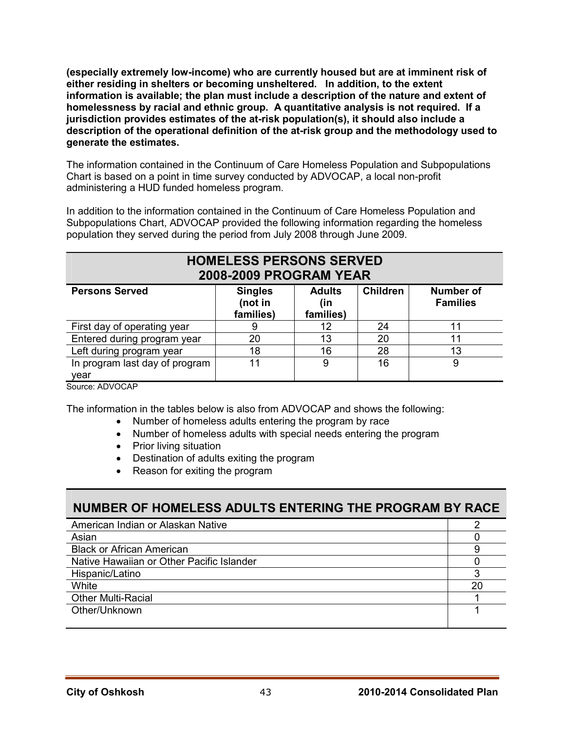**(especially extremely low-income) who are currently housed but are at imminent risk of either residing in shelters or becoming unsheltered. In addition, to the extent information is available; the plan must include a description of the nature and extent of homelessness by racial and ethnic group. A quantitative analysis is not required. If a jurisdiction provides estimates of the at-risk population(s), it should also include a description of the operational definition of the at-risk group and the methodology used to generate the estimates.**

The information contained in the Continuum of Care Homeless Population and Subpopulations Chart is based on a point in time survey conducted by ADVOCAP, a local non-profit administering a HUD funded homeless program.

In addition to the information contained in the Continuum of Care Homeless Population and Subpopulations Chart, ADVOCAP provided the following information regarding the homeless population they served during the period from July 2008 through June 2009.

| HOMELESS PERSONS SERVED 2008-2009 PROGRAM YEAR | | | | |
|---|---|---|---|---|
| **Persons Served** | **Singles (not in families)** | **Adults (in families)** | **Children** | **Number of Families** |
| First day of operating year | 9 | 12 | 24 | 11 |
| Entered during program year | 20 | 13 | 20 | 11 |
| Left during program year | 18 | 16 | 28 | 13 |
| In program last day of program year | 11 | 9 | 16 | 9 |

Source: ADVOCAP

The information in the tables below is also from ADVOCAP and shows the following:

- Number of homeless adults entering the program by race
- Number of homeless adults with special needs entering the program
- Prior living situation
- Destination of adults exiting the program
- Reason for exiting the program

| NUMBER OF HOMELESS ADULTS ENTERING THE PROGRAM BY RACE | |
|---|---|
| American Indian or Alaskan Native | 2 |
| Asian | 0 |
| Black or African American | 9 |
| Native Hawaiian or Other Pacific Islander | 0 |
| Hispanic/Latino | 3 |
| White | 20 |
| Other Multi-Racial | 1 |
| Other/Unknown | 1 |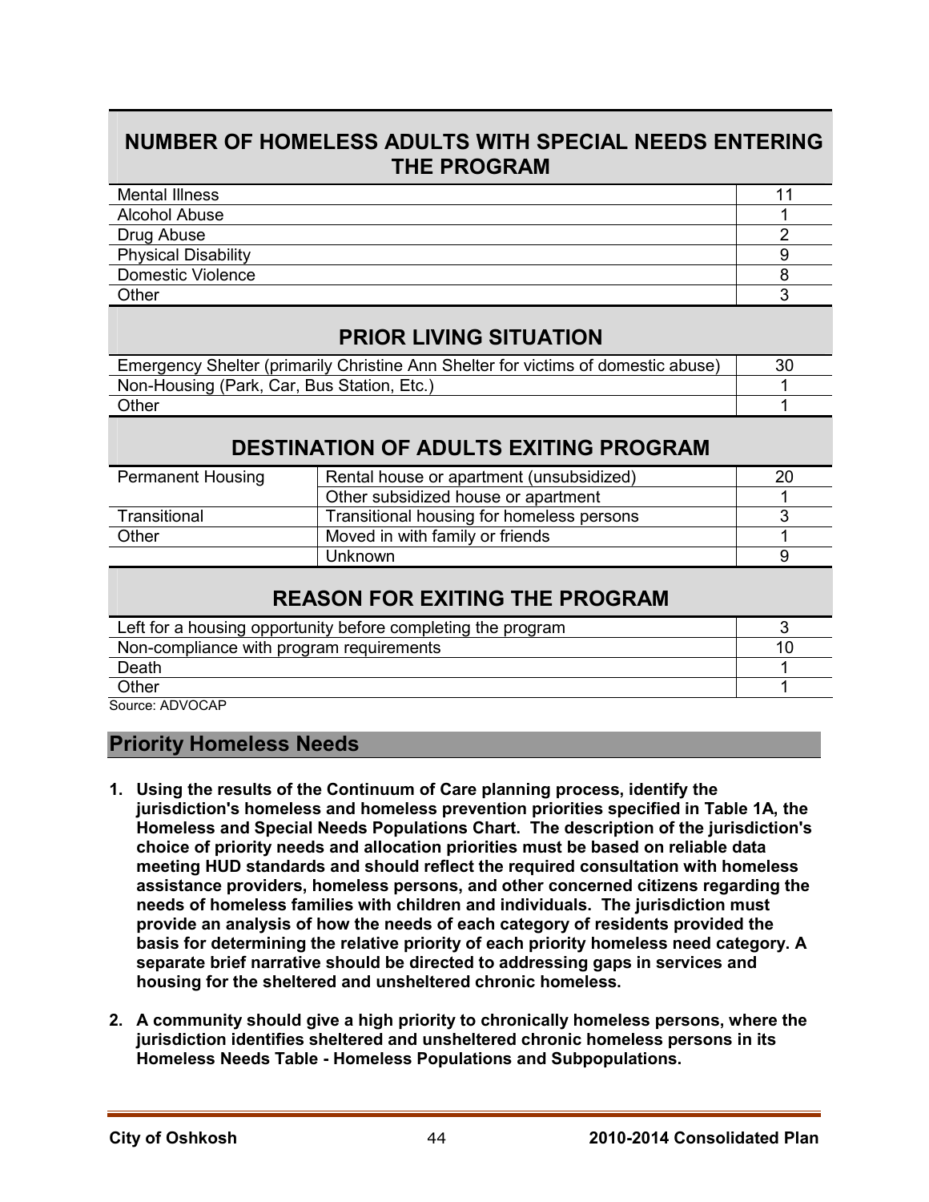| NUMBER OF HOMELESS ADULTS WITH SPECIAL NEEDS ENTERING THE PROGRAM | |
|---|---|
| Mental Illness | 11 |
| Alcohol Abuse | 1 |
| Drug Abuse | 2 |
| Physical Disability | 9 |
| Domestic Violence | 8 |
| Other | 3 |

| PRIOR LIVING SITUATION | |
|---|---|
| Emergency Shelter (primarily Christine Ann Shelter for victims of domestic abuse) | 30 |
| Non-Housing (Park, Car, Bus Station, Etc.) | 1 |
| Other | 1 |

| DESTINATION OF ADULTS EXITING PROGRAM | | |
|---|---|---|
| Permanent Housing | Rental house or apartment (unsubsidized) | 20 |
| | Other subsidized house or apartment | 1 |
| Transitional | Transitional housing for homeless persons | 3 |
| Other | Moved in with family or friends | 1 |
| | Unknown | 9 |

| REASON FOR EXITING THE PROGRAM | |
|---|---|
| Left for a housing opportunity before completing the program | 3 |
| Non-compliance with program requirements | 10 |
| Death | 1 |
| Other | 1 |

Source: ADVOCAP

## Priority Homeless Needs

1. **Using the results of the Continuum of Care planning process, identify the jurisdiction's homeless and homeless prevention priorities specified in Table 1A, the Homeless and Special Needs Populations Chart. The description of the jurisdiction's choice of priority needs and allocation priorities must be based on reliable data meeting HUD standards and should reflect the required consultation with homeless assistance providers, homeless persons, and other concerned citizens regarding the needs of homeless families with children and individuals. The jurisdiction must provide an analysis of how the needs of each category of residents provided the basis for determining the relative priority of each priority homeless need category. A separate brief narrative should be directed to addressing gaps in services and housing for the sheltered and unsheltered chronic homeless.**

2. **A community should give a high priority to chronically homeless persons, where the jurisdiction identifies sheltered and unsheltered chronic homeless persons in its Homeless Needs Table - Homeless Populations and Subpopulations.**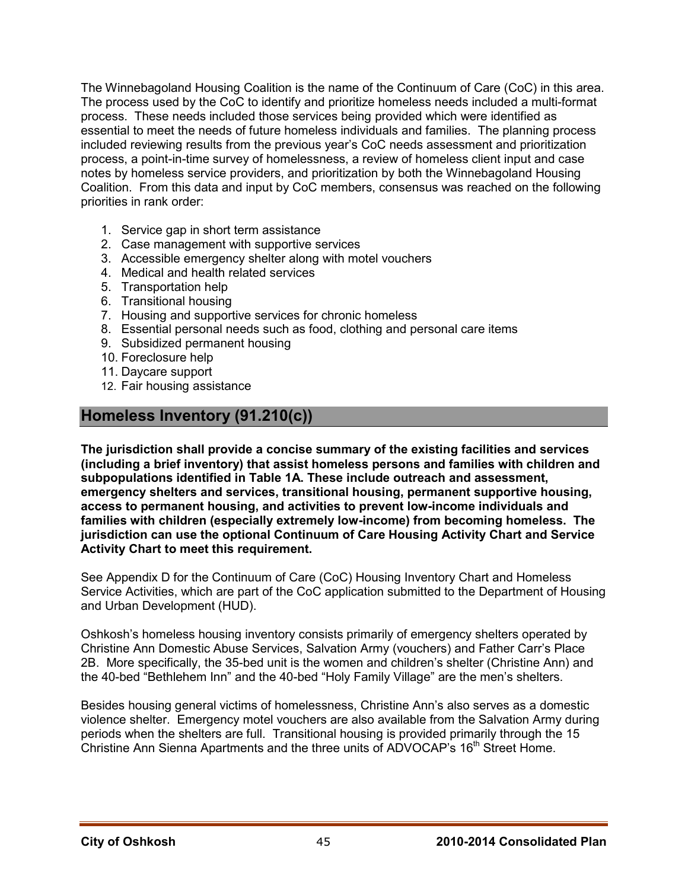The Winnebagoland Housing Coalition is the name of the Continuum of Care (CoC) in this area. The process used by the CoC to identify and prioritize homeless needs included a multi-format process. These needs included those services being provided which were identified as essential to meet the needs of future homeless individuals and families. The planning process included reviewing results from the previous year's CoC needs assessment and prioritization process, a point-in-time survey of homelessness, a review of homeless client input and case notes by homeless service providers, and prioritization by both the Winnebagoland Housing Coalition. From this data and input by CoC members, consensus was reached on the following priorities in rank order:

1. Service gap in short term assistance
2. Case management with supportive services
3. Accessible emergency shelter along with motel vouchers
4. Medical and health related services
5. Transportation help
6. Transitional housing
7. Housing and supportive services for chronic homeless
8. Essential personal needs such as food, clothing and personal care items
9. Subsidized permanent housing
10. Foreclosure help
11. Daycare support
12. Fair housing assistance

## Homeless Inventory (91.210(c))

**The jurisdiction shall provide a concise summary of the existing facilities and services (including a brief inventory) that assist homeless persons and families with children and subpopulations identified in Table 1A. These include outreach and assessment, emergency shelters and services, transitional housing, permanent supportive housing, access to permanent housing, and activities to prevent low-income individuals and families with children (especially extremely low-income) from becoming homeless. The jurisdiction can use the optional Continuum of Care Housing Activity Chart and Service Activity Chart to meet this requirement.**

See Appendix D for the Continuum of Care (CoC) Housing Inventory Chart and Homeless Service Activities, which are part of the CoC application submitted to the Department of Housing and Urban Development (HUD).

Oshkosh's homeless housing inventory consists primarily of emergency shelters operated by Christine Ann Domestic Abuse Services, Salvation Army (vouchers) and Father Carr's Place 2B. More specifically, the 35-bed unit is the women and children's shelter (Christine Ann) and the 40-bed "Bethlehem Inn" and the 40-bed "Holy Family Village" are the men's shelters.

Besides housing general victims of homelessness, Christine Ann's also serves as a domestic violence shelter. Emergency motel vouchers are also available from the Salvation Army during periods when the shelters are full. Transitional housing is provided primarily through the 15 Christine Ann Sienna Apartments and the three units of ADVOCAP's 16th Street Home.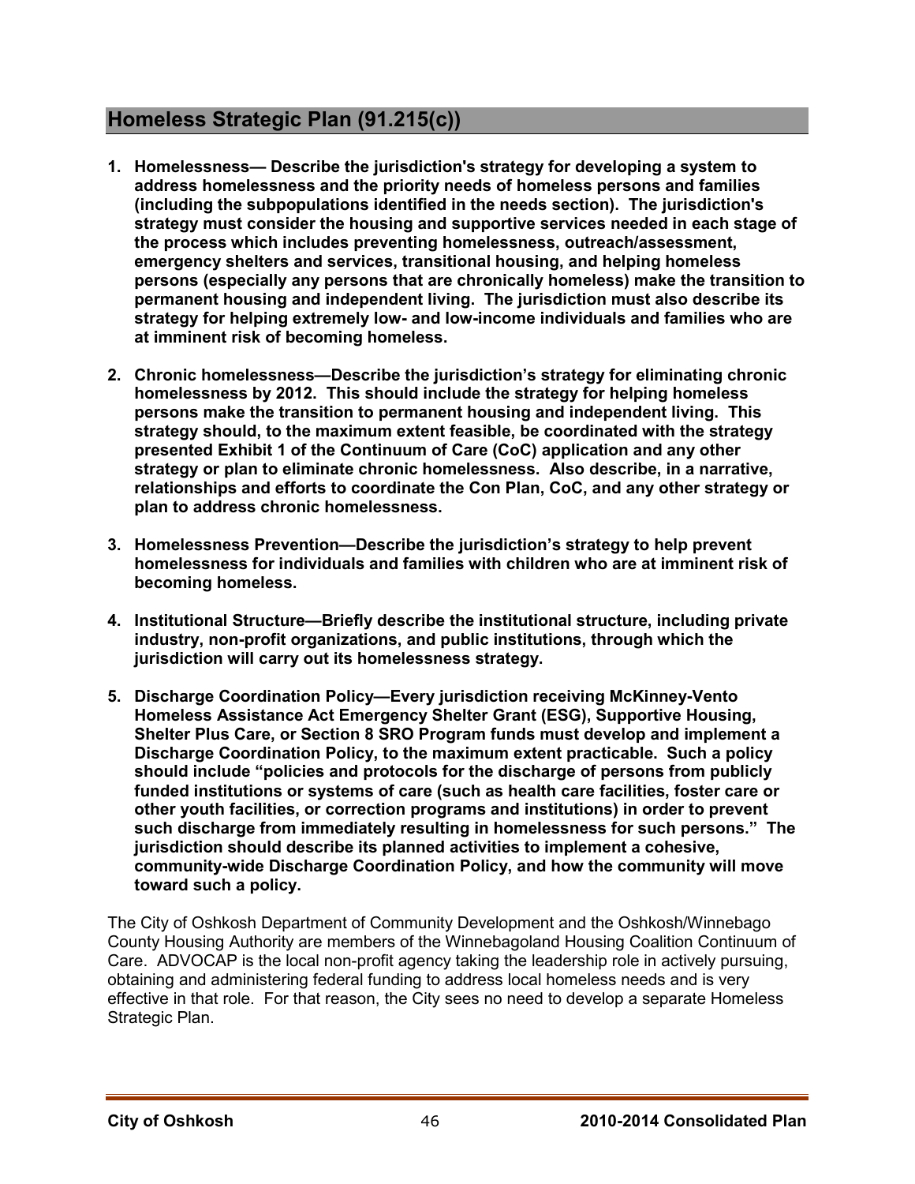## Homeless Strategic Plan (91.215(c))

1. **Homelessness— Describe the jurisdiction's strategy for developing a system to address homelessness and the priority needs of homeless persons and families (including the subpopulations identified in the needs section). The jurisdiction's strategy must consider the housing and supportive services needed in each stage of the process which includes preventing homelessness, outreach/assessment, emergency shelters and services, transitional housing, and helping homeless persons (especially any persons that are chronically homeless) make the transition to permanent housing and independent living. The jurisdiction must also describe its strategy for helping extremely low- and low-income individuals and families who are at imminent risk of becoming homeless.**

2. **Chronic homelessness—Describe the jurisdiction's strategy for eliminating chronic homelessness by 2012. This should include the strategy for helping homeless persons make the transition to permanent housing and independent living. This strategy should, to the maximum extent feasible, be coordinated with the strategy presented Exhibit 1 of the Continuum of Care (CoC) application and any other strategy or plan to eliminate chronic homelessness. Also describe, in a narrative, relationships and efforts to coordinate the Con Plan, CoC, and any other strategy or plan to address chronic homelessness.**

3. **Homelessness Prevention—Describe the jurisdiction's strategy to help prevent homelessness for individuals and families with children who are at imminent risk of becoming homeless.**

4. **Institutional Structure—Briefly describe the institutional structure, including private industry, non-profit organizations, and public institutions, through which the jurisdiction will carry out its homelessness strategy.**

5. **Discharge Coordination Policy—Every jurisdiction receiving McKinney-Vento Homeless Assistance Act Emergency Shelter Grant (ESG), Supportive Housing, Shelter Plus Care, or Section 8 SRO Program funds must develop and implement a Discharge Coordination Policy, to the maximum extent practicable. Such a policy should include "policies and protocols for the discharge of persons from publicly funded institutions or systems of care (such as health care facilities, foster care or other youth facilities, or correction programs and institutions) in order to prevent such discharge from immediately resulting in homelessness for such persons." The jurisdiction should describe its planned activities to implement a cohesive, community-wide Discharge Coordination Policy, and how the community will move toward such a policy.**

The City of Oshkosh Department of Community Development and the Oshkosh/Winnebago County Housing Authority are members of the Winnebagoland Housing Coalition Continuum of Care. ADVOCAP is the local non-profit agency taking the leadership role in actively pursuing, obtaining and administering federal funding to address local homeless needs and is very effective in that role. For that reason, the City sees no need to develop a separate Homeless Strategic Plan.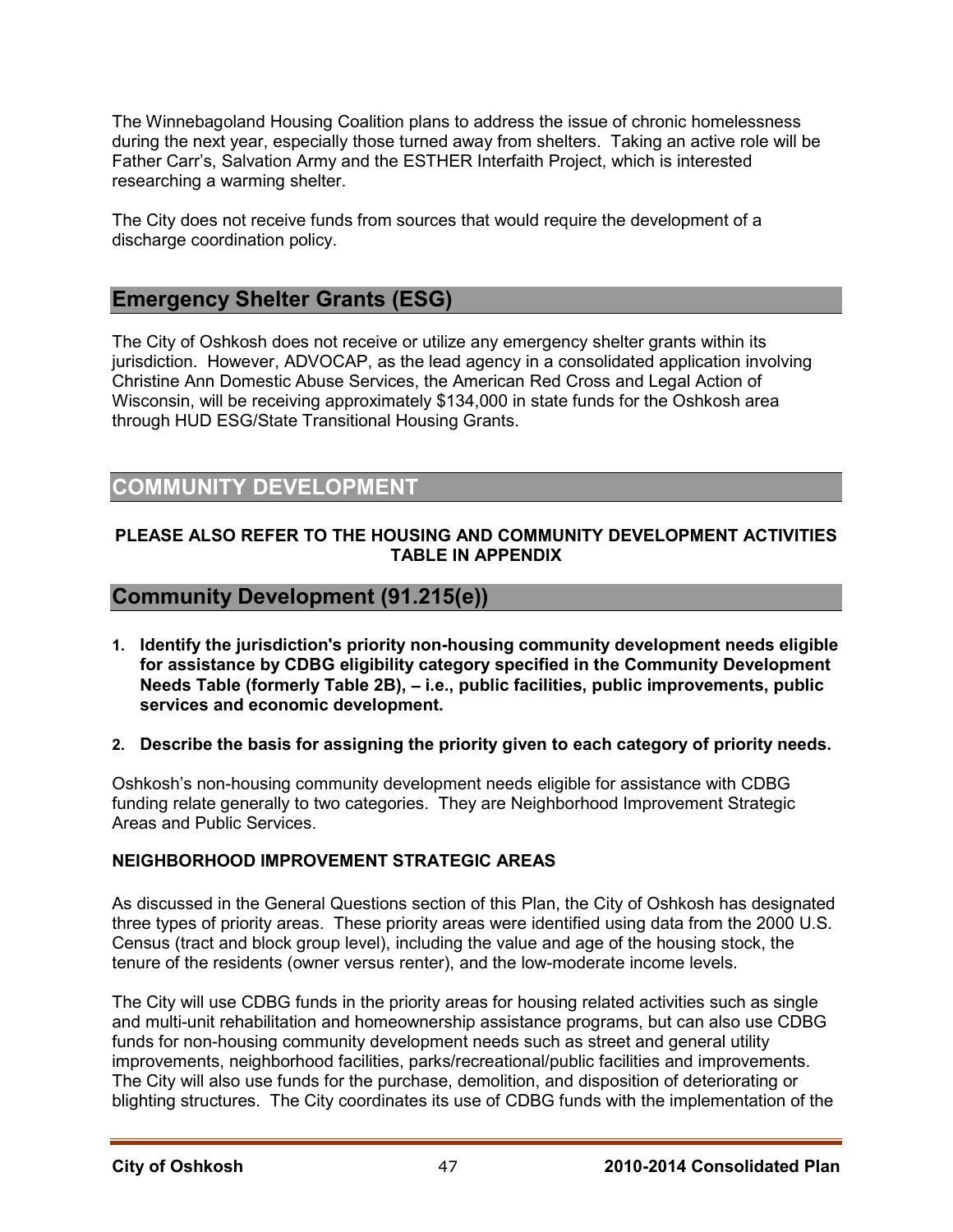The Winnebagoland Housing Coalition plans to address the issue of chronic homelessness during the next year, especially those turned away from shelters. Taking an active role will be Father Carr's, Salvation Army and the ESTHER Interfaith Project, which is interested researching a warming shelter.

The City does not receive funds from sources that would require the development of a discharge coordination policy.

## Emergency Shelter Grants (ESG)

The City of Oshkosh does not receive or utilize any emergency shelter grants within its jurisdiction. However, ADVOCAP, as the lead agency in a consolidated application involving Christine Ann Domestic Abuse Services, the American Red Cross and Legal Action of Wisconsin, will be receiving approximately $134,000 in state funds for the Oshkosh area through HUD ESG/State Transitional Housing Grants.

## COMMUNITY DEVELOPMENT

**PLEASE ALSO REFER TO THE HOUSING AND COMMUNITY DEVELOPMENT ACTIVITIES TABLE IN APPENDIX**

## Community Development (91.215(e))

1. **Identify the jurisdiction's priority non-housing community development needs eligible for assistance by CDBG eligibility category specified in the Community Development Needs Table (formerly Table 2B), – i.e., public facilities, public improvements, public services and economic development.**

2. **Describe the basis for assigning the priority given to each category of priority needs.**

Oshkosh's non-housing community development needs eligible for assistance with CDBG funding relate generally to two categories. They are Neighborhood Improvement Strategic Areas and Public Services.

**NEIGHBORHOOD IMPROVEMENT STRATEGIC AREAS**

As discussed in the General Questions section of this Plan, the City of Oshkosh has designated three types of priority areas. These priority areas were identified using data from the 2000 U.S. Census (tract and block group level), including the value and age of the housing stock, the tenure of the residents (owner versus renter), and the low-moderate income levels.

The City will use CDBG funds in the priority areas for housing related activities such as single and multi-unit rehabilitation and homeownership assistance programs, but can also use CDBG funds for non-housing community development needs such as street and general utility improvements, neighborhood facilities, parks/recreational/public facilities and improvements. The City will also use funds for the purchase, demolition, and disposition of deteriorating or blighting structures. The City coordinates its use of CDBG funds with the implementation of the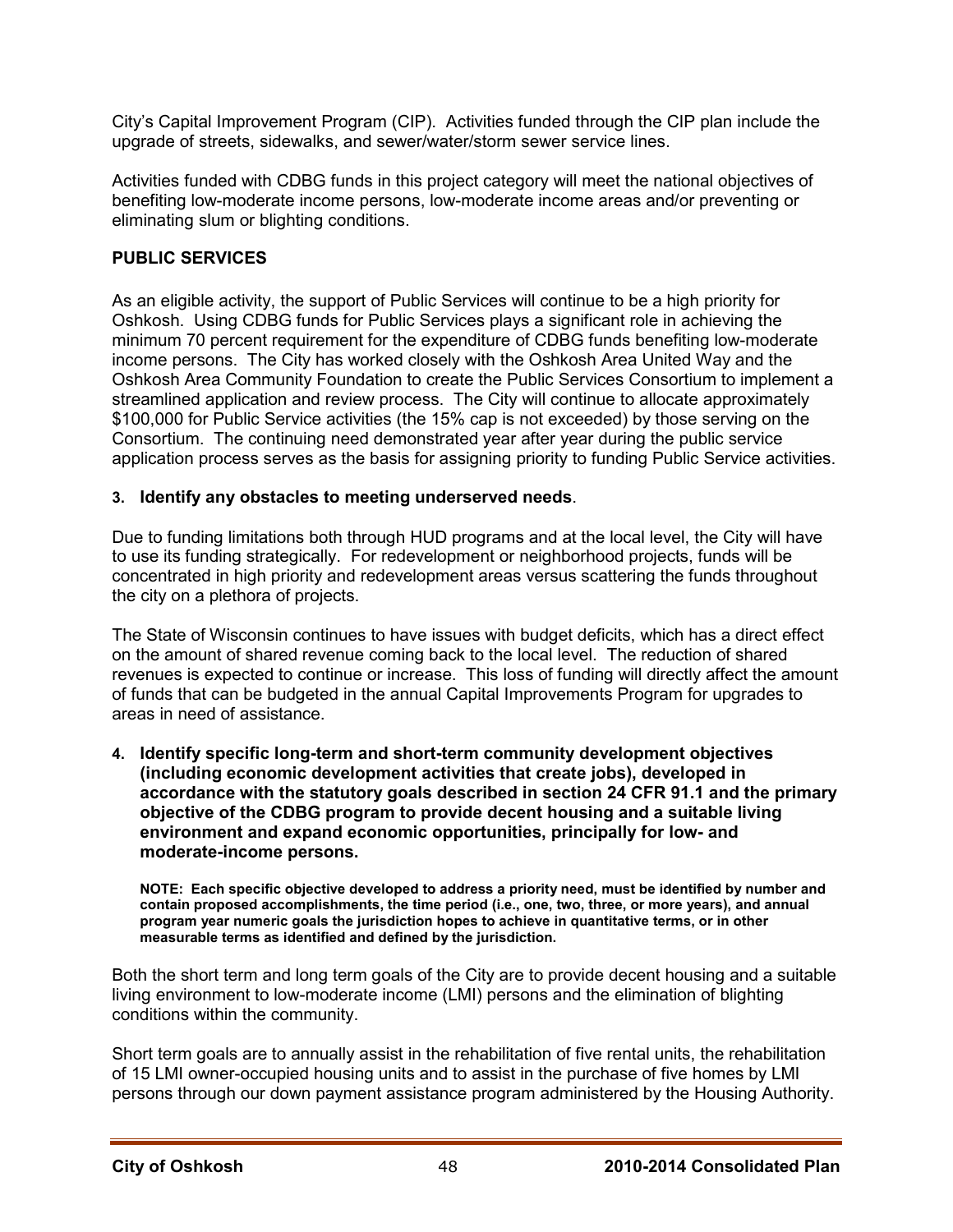City's Capital Improvement Program (CIP). Activities funded through the CIP plan include the upgrade of streets, sidewalks, and sewer/water/storm sewer service lines.

Activities funded with CDBG funds in this project category will meet the national objectives of benefiting low-moderate income persons, low-moderate income areas and/or preventing or eliminating slum or blighting conditions.

**PUBLIC SERVICES**

As an eligible activity, the support of Public Services will continue to be a high priority for Oshkosh. Using CDBG funds for Public Services plays a significant role in achieving the minimum 70 percent requirement for the expenditure of CDBG funds benefiting low-moderate income persons. The City has worked closely with the Oshkosh Area United Way and the Oshkosh Area Community Foundation to create the Public Services Consortium to implement a streamlined application and review process. The City will continue to allocate approximately $100,000 for Public Service activities (the 15% cap is not exceeded) by those serving on the Consortium. The continuing need demonstrated year after year during the public service application process serves as the basis for assigning priority to funding Public Service activities.

**3. Identify any obstacles to meeting underserved needs**.

Due to funding limitations both through HUD programs and at the local level, the City will have to use its funding strategically. For redevelopment or neighborhood projects, funds will be concentrated in high priority and redevelopment areas versus scattering the funds throughout the city on a plethora of projects.

The State of Wisconsin continues to have issues with budget deficits, which has a direct effect on the amount of shared revenue coming back to the local level. The reduction of shared revenues is expected to continue or increase. This loss of funding will directly affect the amount of funds that can be budgeted in the annual Capital Improvements Program for upgrades to areas in need of assistance.

**4. Identify specific long-term and short-term community development objectives (including economic development activities that create jobs), developed in accordance with the statutory goals described in section 24 CFR 91.1 and the primary objective of the CDBG program to provide decent housing and a suitable living environment and expand economic opportunities, principally for low- and moderate-income persons.**

**NOTE: Each specific objective developed to address a priority need, must be identified by number and contain proposed accomplishments, the time period (i.e., one, two, three, or more years), and annual program year numeric goals the jurisdiction hopes to achieve in quantitative terms, or in other measurable terms as identified and defined by the jurisdiction.**

Both the short term and long term goals of the City are to provide decent housing and a suitable living environment to low-moderate income (LMI) persons and the elimination of blighting conditions within the community.

Short term goals are to annually assist in the rehabilitation of five rental units, the rehabilitation of 15 LMI owner-occupied housing units and to assist in the purchase of five homes by LMI persons through our down payment assistance program administered by the Housing Authority.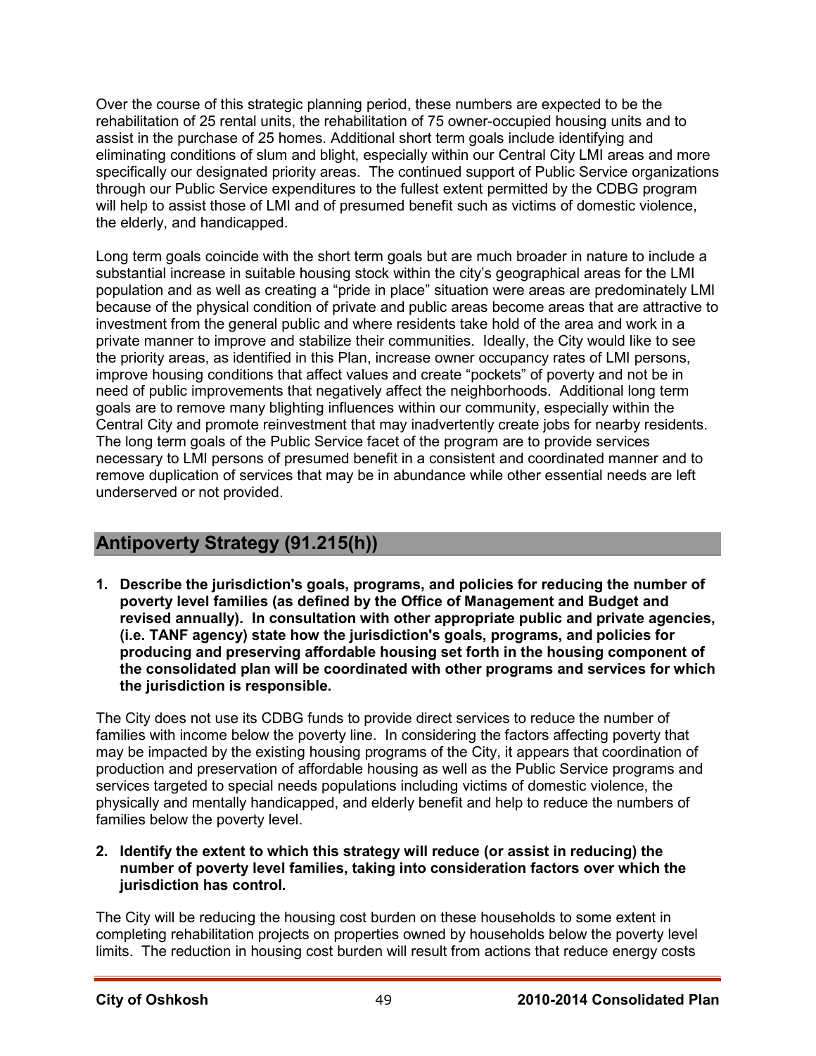Over the course of this strategic planning period, these numbers are expected to be the rehabilitation of 25 rental units, the rehabilitation of 75 owner-occupied housing units and to assist in the purchase of 25 homes. Additional short term goals include identifying and eliminating conditions of slum and blight, especially within our Central City LMI areas and more specifically our designated priority areas. The continued support of Public Service organizations through our Public Service expenditures to the fullest extent permitted by the CDBG program will help to assist those of LMI and of presumed benefit such as victims of domestic violence, the elderly, and handicapped.

Long term goals coincide with the short term goals but are much broader in nature to include a substantial increase in suitable housing stock within the city's geographical areas for the LMI population and as well as creating a "pride in place" situation were areas are predominately LMI because of the physical condition of private and public areas become areas that are attractive to investment from the general public and where residents take hold of the area and work in a private manner to improve and stabilize their communities. Ideally, the City would like to see the priority areas, as identified in this Plan, increase owner occupancy rates of LMI persons, improve housing conditions that affect values and create "pockets" of poverty and not be in need of public improvements that negatively affect the neighborhoods. Additional long term goals are to remove many blighting influences within our community, especially within the Central City and promote reinvestment that may inadvertently create jobs for nearby residents. The long term goals of the Public Service facet of the program are to provide services necessary to LMI persons of presumed benefit in a consistent and coordinated manner and to remove duplication of services that may be in abundance while other essential needs are left underserved or not provided.

## Antipoverty Strategy (91.215(h))

1. **Describe the jurisdiction's goals, programs, and policies for reducing the number of poverty level families (as defined by the Office of Management and Budget and revised annually). In consultation with other appropriate public and private agencies, (i.e. TANF agency) state how the jurisdiction's goals, programs, and policies for producing and preserving affordable housing set forth in the housing component of the consolidated plan will be coordinated with other programs and services for which the jurisdiction is responsible.**

The City does not use its CDBG funds to provide direct services to reduce the number of families with income below the poverty line. In considering the factors affecting poverty that may be impacted by the existing housing programs of the City, it appears that coordination of production and preservation of affordable housing as well as the Public Service programs and services targeted to special needs populations including victims of domestic violence, the physically and mentally handicapped, and elderly benefit and help to reduce the numbers of families below the poverty level.

2. **Identify the extent to which this strategy will reduce (or assist in reducing) the number of poverty level families, taking into consideration factors over which the jurisdiction has control.**

The City will be reducing the housing cost burden on these households to some extent in completing rehabilitation projects on properties owned by households below the poverty level limits. The reduction in housing cost burden will result from actions that reduce energy costs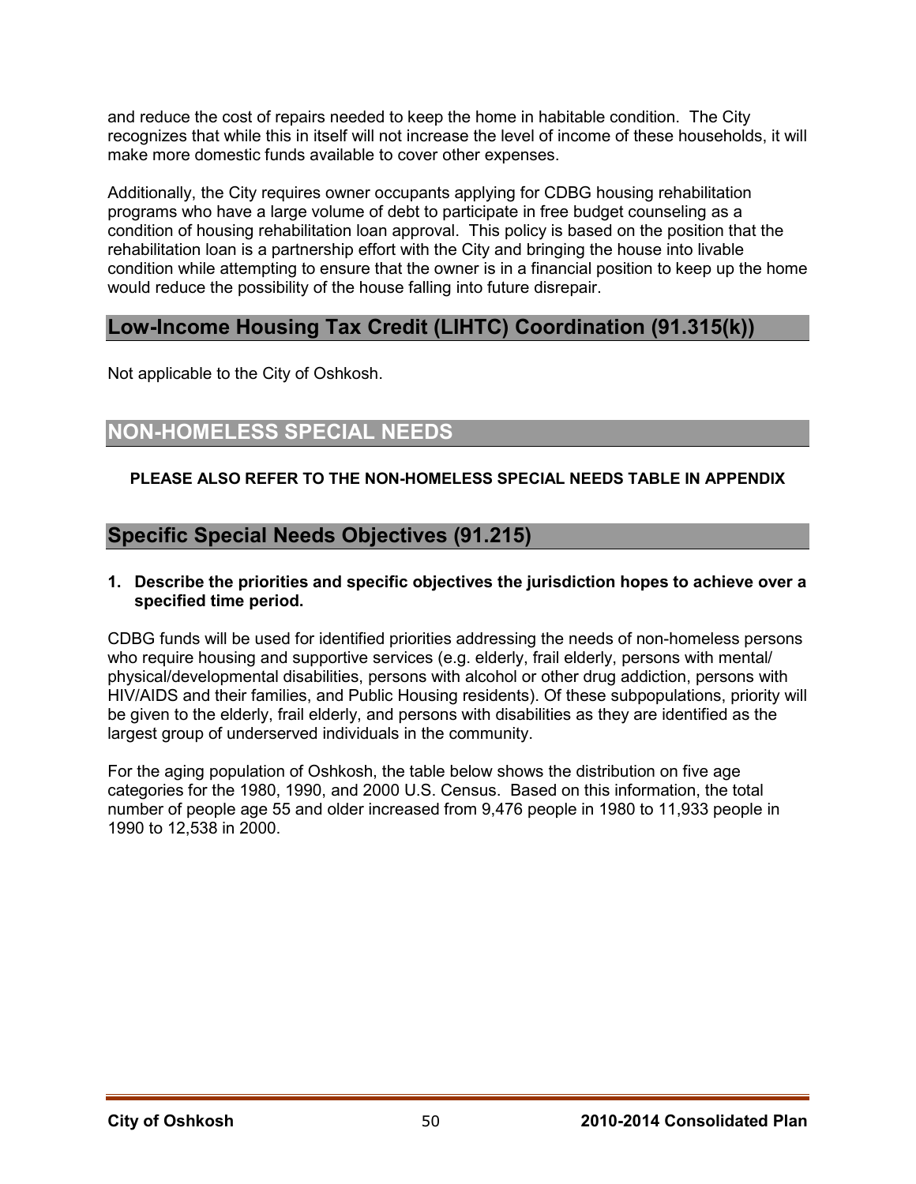and reduce the cost of repairs needed to keep the home in habitable condition. The City recognizes that while this in itself will not increase the level of income of these households, it will make more domestic funds available to cover other expenses.

Additionally, the City requires owner occupants applying for CDBG housing rehabilitation programs who have a large volume of debt to participate in free budget counseling as a condition of housing rehabilitation loan approval. This policy is based on the position that the rehabilitation loan is a partnership effort with the City and bringing the house into livable condition while attempting to ensure that the owner is in a financial position to keep up the home would reduce the possibility of the house falling into future disrepair.

## Low-Income Housing Tax Credit (LIHTC) Coordination (91.315(k))

Not applicable to the City of Oshkosh.

## NON-HOMELESS SPECIAL NEEDS

**PLEASE ALSO REFER TO THE NON-HOMELESS SPECIAL NEEDS TABLE IN APPENDIX**

## Specific Special Needs Objectives (91.215)

**1. Describe the priorities and specific objectives the jurisdiction hopes to achieve over a specified time period.**

CDBG funds will be used for identified priorities addressing the needs of non-homeless persons who require housing and supportive services (e.g. elderly, frail elderly, persons with mental/ physical/developmental disabilities, persons with alcohol or other drug addiction, persons with HIV/AIDS and their families, and Public Housing residents). Of these subpopulations, priority will be given to the elderly, frail elderly, and persons with disabilities as they are identified as the largest group of underserved individuals in the community.

For the aging population of Oshkosh, the table below shows the distribution on five age categories for the 1980, 1990, and 2000 U.S. Census. Based on this information, the total number of people age 55 and older increased from 9,476 people in 1980 to 11,933 people in 1990 to 12,538 in 2000.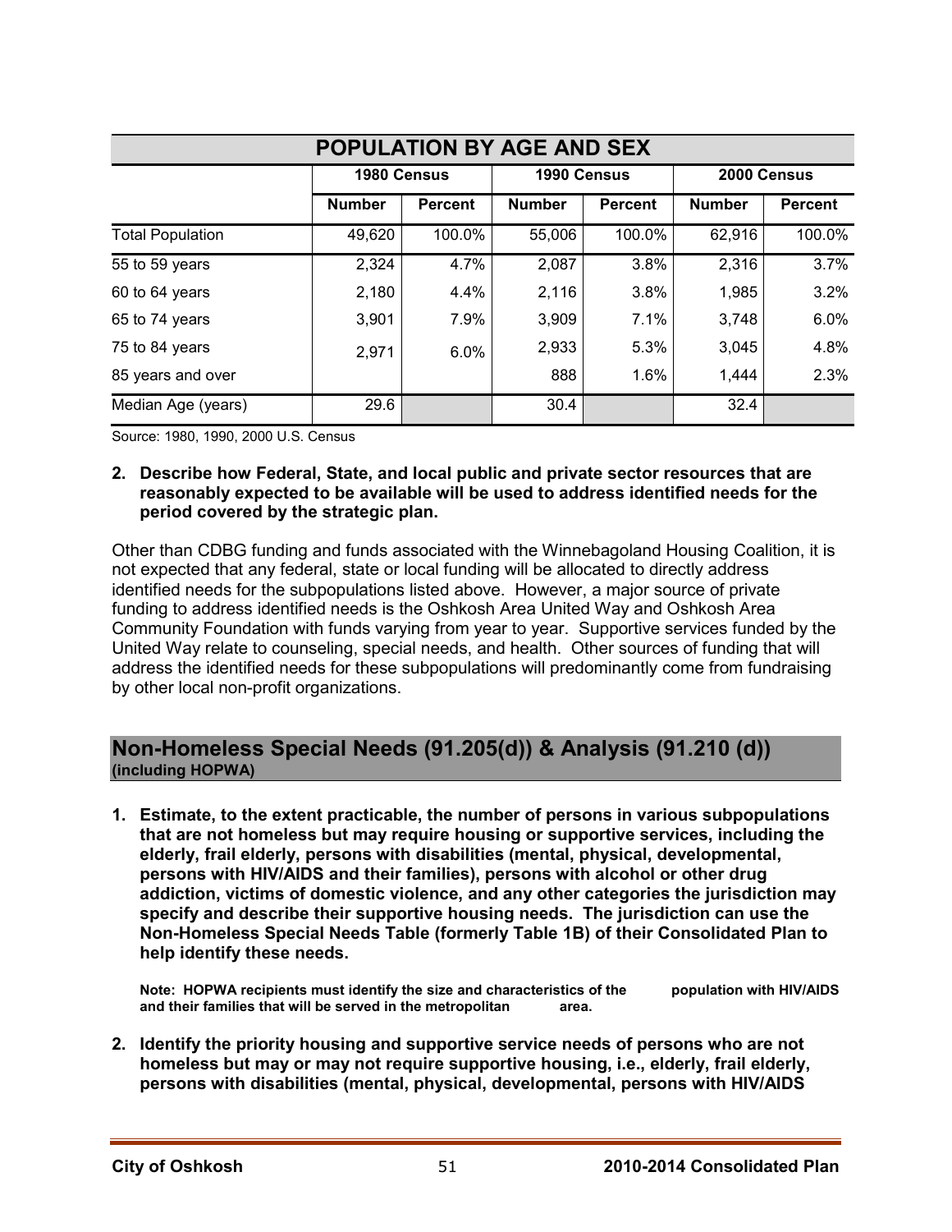| POPULATION BY AGE AND SEX | | | | | | |
|---|---|---|---|---|---|---|
| | 1980 Census | | 1990 Census | | 2000 Census | |
| | Number | Percent | Number | Percent | Number | Percent |
| Total Population | 49,620 | 100.0% | 55,006 | 100.0% | 62,916 | 100.0% |
| 55 to 59 years | 2,324 | 4.7% | 2,087 | 3.8% | 2,316 | 3.7% |
| 60 to 64 years | 2,180 | 4.4% | 2,116 | 3.8% | 1,985 | 3.2% |
| 65 to 74 years | 3,901 | 7.9% | 3,909 | 7.1% | 3,748 | 6.0% |
| 75 to 84 years | 2,971 | 6.0% | 2,933 | 5.3% | 3,045 | 4.8% |
| 85 years and over | | | 888 | 1.6% | 1,444 | 2.3% |
| Median Age (years) | 29.6 | | 30.4 | | 32.4 | |

Source: 1980, 1990, 2000 U.S. Census

**2. Describe how Federal, State, and local public and private sector resources that are reasonably expected to be available will be used to address identified needs for the period covered by the strategic plan.**

Other than CDBG funding and funds associated with the Winnebagoland Housing Coalition, it is not expected that any federal, state or local funding will be allocated to directly address identified needs for the subpopulations listed above. However, a major source of private funding to address identified needs is the Oshkosh Area United Way and Oshkosh Area Community Foundation with funds varying from year to year. Supportive services funded by the United Way relate to counseling, special needs, and health. Other sources of funding that will address the identified needs for these subpopulations will predominantly come from fundraising by other local non-profit organizations.

## Non-Homeless Special Needs (91.205(d)) & Analysis (91.210 (d)) (including HOPWA)

**1. Estimate, to the extent practicable, the number of persons in various subpopulations that are not homeless but may require housing or supportive services, including the elderly, frail elderly, persons with disabilities (mental, physical, developmental, persons with HIV/AIDS and their families), persons with alcohol or other drug addiction, victims of domestic violence, and any other categories the jurisdiction may specify and describe their supportive housing needs. The jurisdiction can use the Non-Homeless Special Needs Table (formerly Table 1B) of their Consolidated Plan to help identify these needs.**

**Note: HOPWA recipients must identify the size and characteristics of the population with HIV/AIDS and their families that will be served in the metropolitan area.**

**2. Identify the priority housing and supportive service needs of persons who are not homeless but may or may not require supportive housing, i.e., elderly, frail elderly, persons with disabilities (mental, physical, developmental, persons with HIV/AIDS**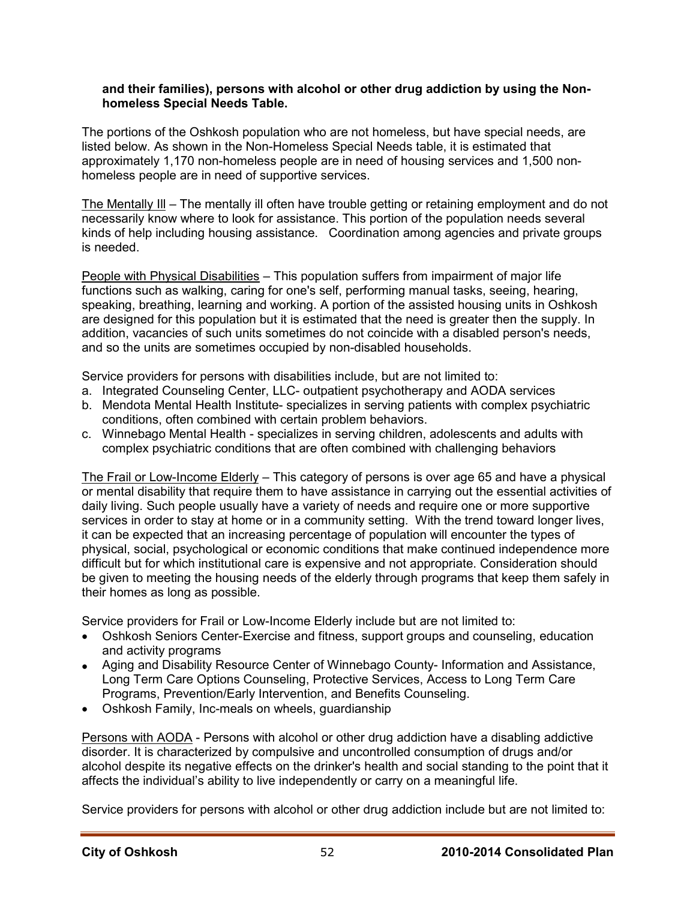**and their families), persons with alcohol or other drug addiction by using the Non-homeless Special Needs Table.**

The portions of the Oshkosh population who are not homeless, but have special needs, are listed below. As shown in the Non-Homeless Special Needs table, it is estimated that approximately 1,170 non-homeless people are in need of housing services and 1,500 non-homeless people are in need of supportive services.

<u>The Mentally Ill</u> – The mentally ill often have trouble getting or retaining employment and do not necessarily know where to look for assistance. This portion of the population needs several kinds of help including housing assistance. Coordination among agencies and private groups is needed.

<u>People with Physical Disabilities</u> – This population suffers from impairment of major life functions such as walking, caring for one's self, performing manual tasks, seeing, hearing, speaking, breathing, learning and working. A portion of the assisted housing units in Oshkosh are designed for this population but it is estimated that the need is greater then the supply. In addition, vacancies of such units sometimes do not coincide with a disabled person's needs, and so the units are sometimes occupied by non-disabled households.

Service providers for persons with disabilities include, but are not limited to:

a. Integrated Counseling Center, LLC- outpatient psychotherapy and AODA services
b. Mendota Mental Health Institute- specializes in serving patients with complex psychiatric conditions, often combined with certain problem behaviors.
c. Winnebago Mental Health - specializes in serving children, adolescents and adults with complex psychiatric conditions that are often combined with challenging behaviors

<u>The Frail or Low-Income Elderly</u> – This category of persons is over age 65 and have a physical or mental disability that require them to have assistance in carrying out the essential activities of daily living. Such people usually have a variety of needs and require one or more supportive services in order to stay at home or in a community setting. With the trend toward longer lives, it can be expected that an increasing percentage of population will encounter the types of physical, social, psychological or economic conditions that make continued independence more difficult but for which institutional care is expensive and not appropriate. Consideration should be given to meeting the housing needs of the elderly through programs that keep them safely in their homes as long as possible.

Service providers for Frail or Low-Income Elderly include but are not limited to:

- Oshkosh Seniors Center-Exercise and fitness, support groups and counseling, education and activity programs
- Aging and Disability Resource Center of Winnebago County- Information and Assistance, Long Term Care Options Counseling, Protective Services, Access to Long Term Care Programs, Prevention/Early Intervention, and Benefits Counseling.
- Oshkosh Family, Inc-meals on wheels, guardianship

<u>Persons with AODA</u> - Persons with alcohol or other drug addiction have a disabling addictive disorder. It is characterized by compulsive and uncontrolled consumption of drugs and/or alcohol despite its negative effects on the drinker's health and social standing to the point that it affects the individual's ability to live independently or carry on a meaningful life.

Service providers for persons with alcohol or other drug addiction include but are not limited to: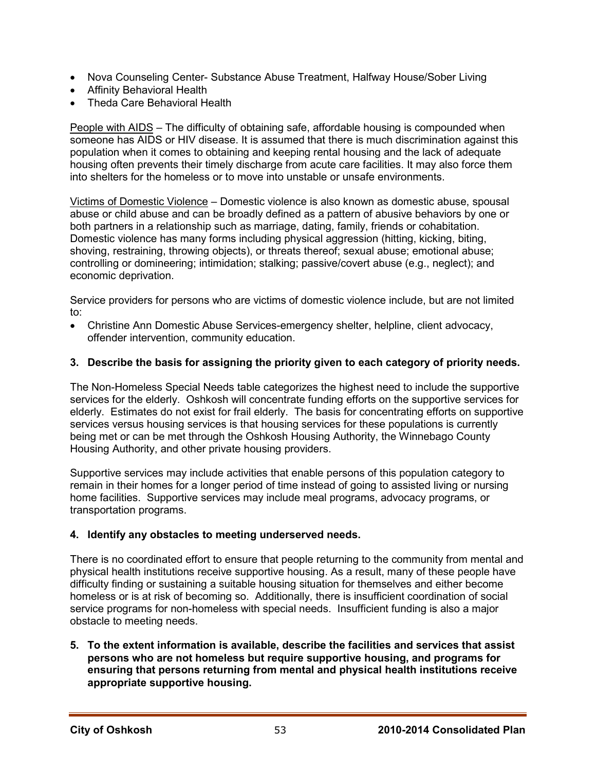- Nova Counseling Center- Substance Abuse Treatment, Halfway House/Sober Living
- Affinity Behavioral Health
- Theda Care Behavioral Health

People with AIDS – The difficulty of obtaining safe, affordable housing is compounded when someone has AIDS or HIV disease. It is assumed that there is much discrimination against this population when it comes to obtaining and keeping rental housing and the lack of adequate housing often prevents their timely discharge from acute care facilities. It may also force them into shelters for the homeless or to move into unstable or unsafe environments.

Victims of Domestic Violence – Domestic violence is also known as domestic abuse, spousal abuse or child abuse and can be broadly defined as a pattern of abusive behaviors by one or both partners in a relationship such as marriage, dating, family, friends or cohabitation. Domestic violence has many forms including physical aggression (hitting, kicking, biting, shoving, restraining, throwing objects), or threats thereof; sexual abuse; emotional abuse; controlling or domineering; intimidation; stalking; passive/covert abuse (e.g., neglect); and economic deprivation.

Service providers for persons who are victims of domestic violence include, but are not limited to:

- Christine Ann Domestic Abuse Services-emergency shelter, helpline, client advocacy, offender intervention, community education.

**3. Describe the basis for assigning the priority given to each category of priority needs.**

The Non-Homeless Special Needs table categorizes the highest need to include the supportive services for the elderly. Oshkosh will concentrate funding efforts on the supportive services for elderly. Estimates do not exist for frail elderly. The basis for concentrating efforts on supportive services versus housing services is that housing services for these populations is currently being met or can be met through the Oshkosh Housing Authority, the Winnebago County Housing Authority, and other private housing providers.

Supportive services may include activities that enable persons of this population category to remain in their homes for a longer period of time instead of going to assisted living or nursing home facilities. Supportive services may include meal programs, advocacy programs, or transportation programs.

**4. Identify any obstacles to meeting underserved needs.**

There is no coordinated effort to ensure that people returning to the community from mental and physical health institutions receive supportive housing. As a result, many of these people have difficulty finding or sustaining a suitable housing situation for themselves and either become homeless or is at risk of becoming so. Additionally, there is insufficient coordination of social service programs for non-homeless with special needs. Insufficient funding is also a major obstacle to meeting needs.

**5. To the extent information is available, describe the facilities and services that assist persons who are not homeless but require supportive housing, and programs for ensuring that persons returning from mental and physical health institutions receive appropriate supportive housing.**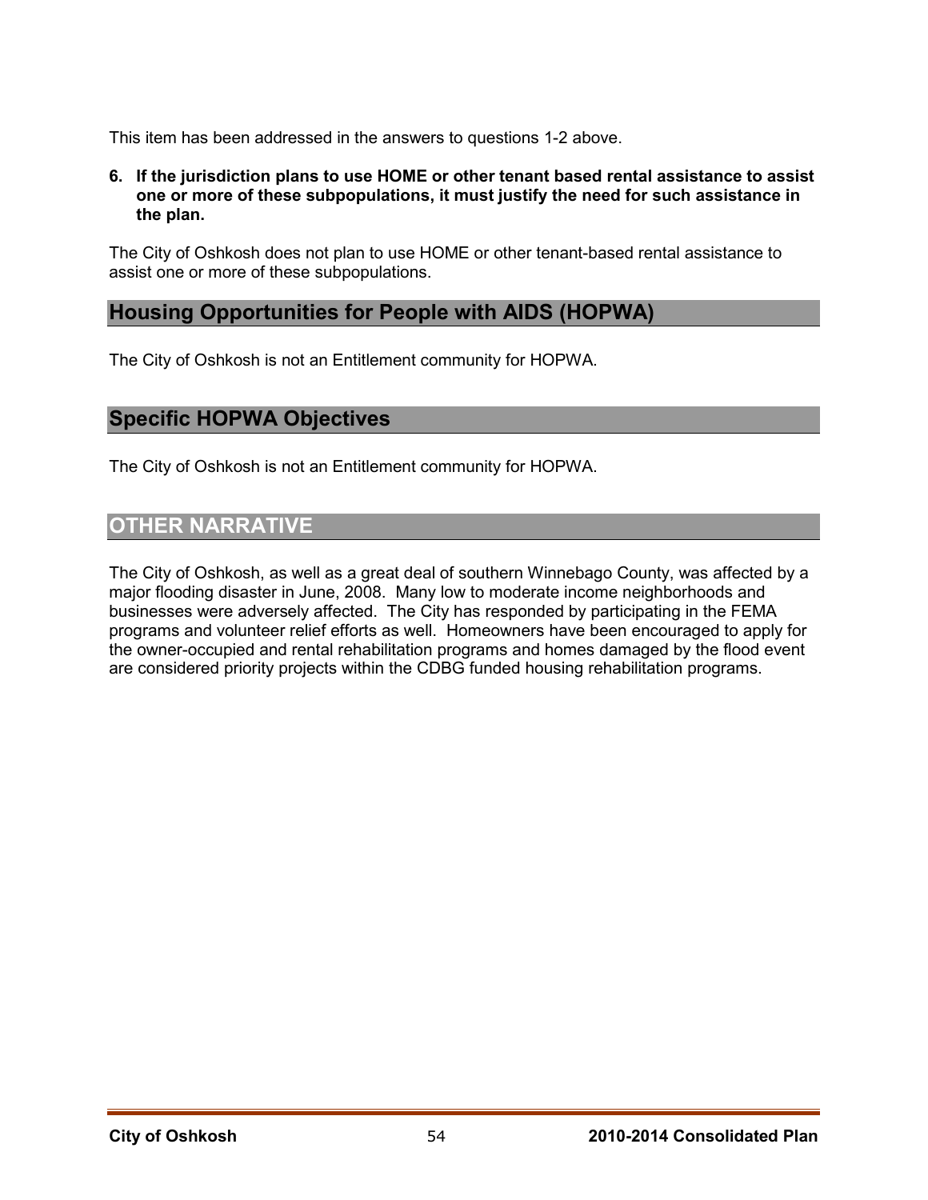This item has been addressed in the answers to questions 1-2 above.

**6. If the jurisdiction plans to use HOME or other tenant based rental assistance to assist one or more of these subpopulations, it must justify the need for such assistance in the plan.**

The City of Oshkosh does not plan to use HOME or other tenant-based rental assistance to assist one or more of these subpopulations.

## Housing Opportunities for People with AIDS (HOPWA)

The City of Oshkosh is not an Entitlement community for HOPWA.

## Specific HOPWA Objectives

The City of Oshkosh is not an Entitlement community for HOPWA.

## OTHER NARRATIVE

The City of Oshkosh, as well as a great deal of southern Winnebago County, was affected by a major flooding disaster in June, 2008. Many low to moderate income neighborhoods and businesses were adversely affected. The City has responded by participating in the FEMA programs and volunteer relief efforts as well. Homeowners have been encouraged to apply for the owner-occupied and rental rehabilitation programs and homes damaged by the flood event are considered priority projects within the CDBG funded housing rehabilitation programs.